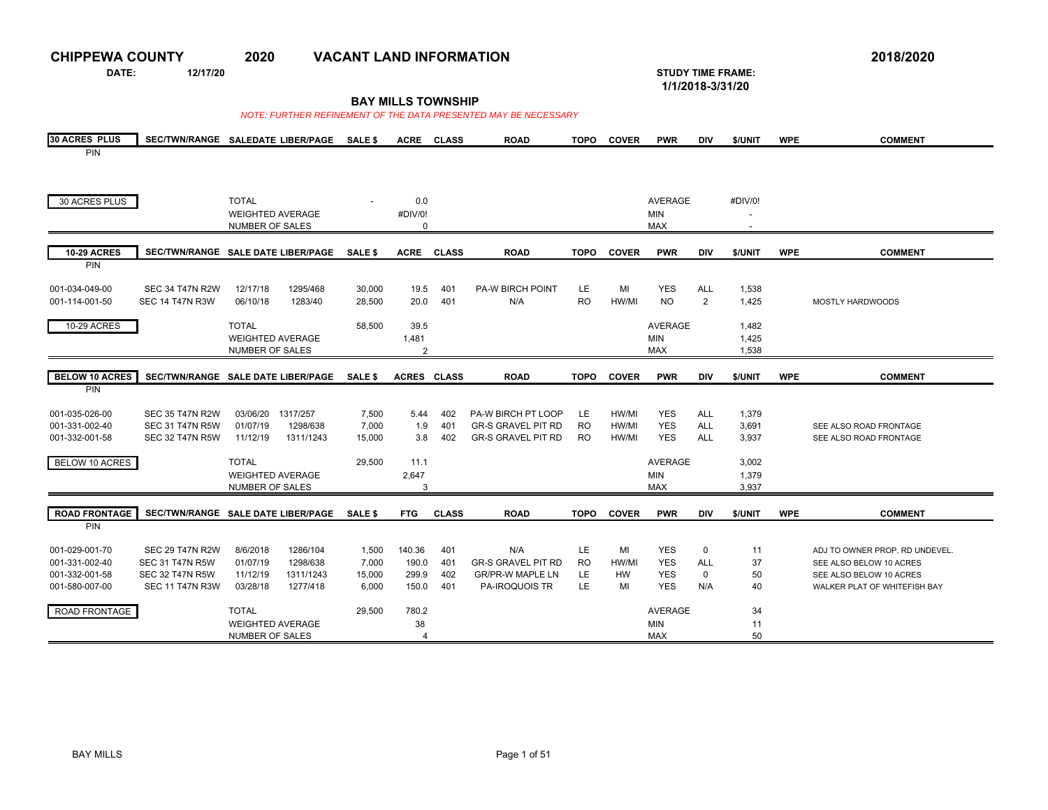# CHIPPEWA COUNTY 2020 VACANT LAND INFORMATION 2018/2020

**DATE:** 12/17/20

**STUDY TIME FRAME:** 1/1/2018-3/31/20

## BAY MILLS TOWNSHIP

*NOTE: FURTHER REFINEMENT OF THE DATA PRESENTED MAY BE NECESSARY*

| 30 ACRES PLUS | SEC/TWN/RANGE | SALEDATE | LIBER/PAGE | SALE $ | ACRE | CLASS | ROAD | TOPO | COVER | PWR | DIV | $/UNIT | WPE | COMMENT |
|---|---|---|---|---|---|---|---|---|---|---|---|---|---|---|
| PIN | | | | | | | | | | | | | | |
| 30 ACRES PLUS | | TOTAL | | - | 0.0 | | | | | AVERAGE | | #DIV/0! | | |
| | | WEIGHTED AVERAGE | | | #DIV/0! | | | | | MIN | | - | | |
| | | NUMBER OF SALES | | | 0 | | | | | MAX | | - | | |

| 10-29 ACRES | SEC/TWN/RANGE | SALE DATE | LIBER/PAGE | SALE $ | ACRE | CLASS | ROAD | TOPO | COVER | PWR | DIV | $/UNIT | WPE | COMMENT |
|---|---|---|---|---|---|---|---|---|---|---|---|---|---|---|
| PIN | | | | | | | | | | | | | | |
| 001-034-049-00 | SEC 34 T47N R2W | 12/17/18 | 1295/468 | 30,000 | 19.5 | 401 | PA-W BIRCH POINT | LE | MI | YES | ALL | 1,538 | | |
| 001-114-001-50 | SEC 14 T47N R3W | 06/10/18 | 1283/40 | 28,500 | 20.0 | 401 | N/A | RO | HW/MI | NO | 2 | 1,425 | | MOSTLY HARDWOODS |
| 10-29 ACRES | | TOTAL | | 58,500 | 39.5 | | | | | AVERAGE | | 1,482 | | |
| | | WEIGHTED AVERAGE | | | 1,481 | | | | | MIN | | 1,425 | | |
| | | NUMBER OF SALES | | | 2 | | | | | MAX | | 1,538 | | |

| BELOW 10 ACRES | SEC/TWN/RANGE | SALE DATE | LIBER/PAGE | SALE $ | ACRES | CLASS | ROAD | TOPO | COVER | PWR | DIV | $/UNIT | WPE | COMMENT |
|---|---|---|---|---|---|---|---|---|---|---|---|---|---|---|
| PIN | | | | | | | | | | | | | | |
| 001-035-026-00 | SEC 35 T47N R2W | 03/06/20 | 1317/257 | 7,500 | 5.44 | 402 | PA-W BIRCH PT LOOP | LE | HW/MI | YES | ALL | 1,379 | | |
| 001-331-002-40 | SEC 31 T47N R5W | 01/07/19 | 1298/638 | 7,000 | 1.9 | 401 | GR-S GRAVEL PIT RD | RO | HW/MI | YES | ALL | 3,691 | | SEE ALSO ROAD FRONTAGE |
| 001-332-001-58 | SEC 32 T47N R5W | 11/12/19 | 1311/1243 | 15,000 | 3.8 | 402 | GR-S GRAVEL PIT RD | RO | HW/MI | YES | ALL | 3,937 | | SEE ALSO ROAD FRONTAGE |
| BELOW 10 ACRES | | TOTAL | | 29,500 | 11.1 | | | | | AVERAGE | | 3,002 | | |
| | | WEIGHTED AVERAGE | | | 2,647 | | | | | MIN | | 1,379 | | |
| | | NUMBER OF SALES | | | 3 | | | | | MAX | | 3,937 | | |

| ROAD FRONTAGE | SEC/TWN/RANGE | SALE DATE | LIBER/PAGE | SALE $ | FTG | CLASS | ROAD | TOPO | COVER | PWR | DIV | $/UNIT | WPE | COMMENT |
|---|---|---|---|---|---|---|---|---|---|---|---|---|---|---|
| PIN | | | | | | | | | | | | | | |
| 001-029-001-70 | SEC 29 T47N R2W | 8/6/2018 | 1286/104 | 1,500 | 140.36 | 401 | N/A | LE | MI | YES | 0 | 11 | | ADJ TO OWNER PROP, RD UNDEVEL. |
| 001-331-002-40 | SEC 31 T47N R5W | 01/07/19 | 1298/638 | 7,000 | 190.0 | 401 | GR-S GRAVEL PIT RD | RO | HW/MI | YES | ALL | 37 | | SEE ALSO BELOW 10 ACRES |
| 001-332-001-58 | SEC 32 T47N R5W | 11/12/19 | 1311/1243 | 15,000 | 299.9 | 402 | GR/PR-W MAPLE LN | LE | HW | YES | 0 | 50 | | SEE ALSO BELOW 10 ACRES |
| 001-580-007-00 | SEC 11 T47N R3W | 03/28/18 | 1277/418 | 6,000 | 150.0 | 401 | PA-IROQUOIS TR | LE | MI | YES | N/A | 40 | | WALKER PLAT OF WHITEFISH BAY |
| ROAD FRONTAGE | | TOTAL | | 29,500 | 780.2 | | | | | AVERAGE | | 34 | | |
| | | WEIGHTED AVERAGE | | | 38 | | | | | MIN | | 11 | | |
| | | NUMBER OF SALES | | | 4 | | | | | MAX | | 50 | | |

BAY MILLS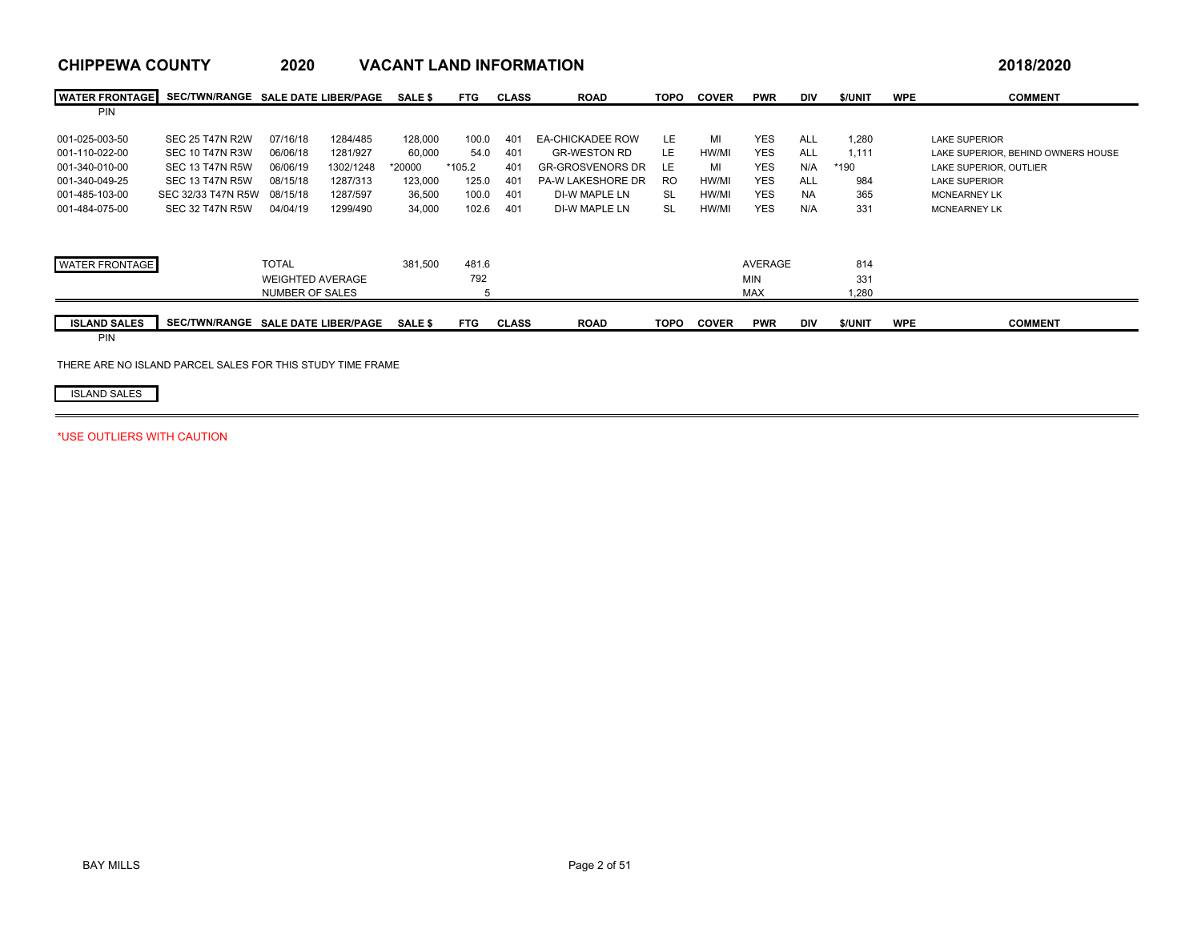**CHIPPEWA COUNTY** **2020** **VACANT LAND INFORMATION** **2018/2020**

| WATER FRONTAGE PIN | SEC/TWN/RANGE | SALE DATE | LIBER/PAGE | SALE $ | FTG | CLASS | ROAD | TOPO | COVER | PWR | DIV | $/UNIT | WPE | COMMENT |
|---|---|---|---|---|---|---|---|---|---|---|---|---|---|---|
| 001-025-003-50 | SEC 25 T47N R2W | 07/16/18 | 1284/485 | 128,000 | 100.0 | 401 | EA-CHICKADEE ROW | LE | MI | YES | ALL | 1,280 | | LAKE SUPERIOR |
| 001-110-022-00 | SEC 10 T47N R3W | 06/06/18 | 1281/927 | 60,000 | 54.0 | 401 | GR-WESTON RD | LE | HW/MI | YES | ALL | 1,111 | | LAKE SUPERIOR, BEHIND OWNERS HOUSE |
| 001-340-010-00 | SEC 13 T47N R5W | 06/06/19 | 1302/1248 | *20000 | *105.2 | 401 | GR-GROSVENORS DR | LE | MI | YES | N/A | *190 | | LAKE SUPERIOR, OUTLIER |
| 001-340-049-25 | SEC 13 T47N R5W | 08/15/18 | 1287/313 | 123,000 | 125.0 | 401 | PA-W LAKESHORE DR | RO | HW/MI | YES | ALL | 984 | | LAKE SUPERIOR |
| 001-485-103-00 | SEC 32/33 T47N R5W | 08/15/18 | 1287/597 | 36,500 | 100.0 | 401 | DI-W MAPLE LN | SL | HW/MI | YES | NA | 365 | | MCNEARNEY LK |
| 001-484-075-00 | SEC 32 T47N R5W | 04/04/19 | 1299/490 | 34,000 | 102.6 | 401 | DI-W MAPLE LN | SL | HW/MI | YES | N/A | 331 | | MCNEARNEY LK |

| WATER FRONTAGE | | | |
|---|---|---|---|
| TOTAL | 381,500 | 481.6 | AVERAGE 814 |
| WEIGHTED AVERAGE | | 792 | MIN 331 |
| NUMBER OF SALES | | 5 | MAX 1,280 |

| ISLAND SALES PIN | SEC/TWN/RANGE | SALE DATE | LIBER/PAGE | SALE $ | FTG | CLASS | ROAD | TOPO | COVER | PWR | DIV | $/UNIT | WPE | COMMENT |
|---|---|---|---|---|---|---|---|---|---|---|---|---|---|---|

THERE ARE NO ISLAND PARCEL SALES FOR THIS STUDY TIME FRAME

ISLAND SALES

*USE OUTLIERS WITH CAUTION

BAY MILLS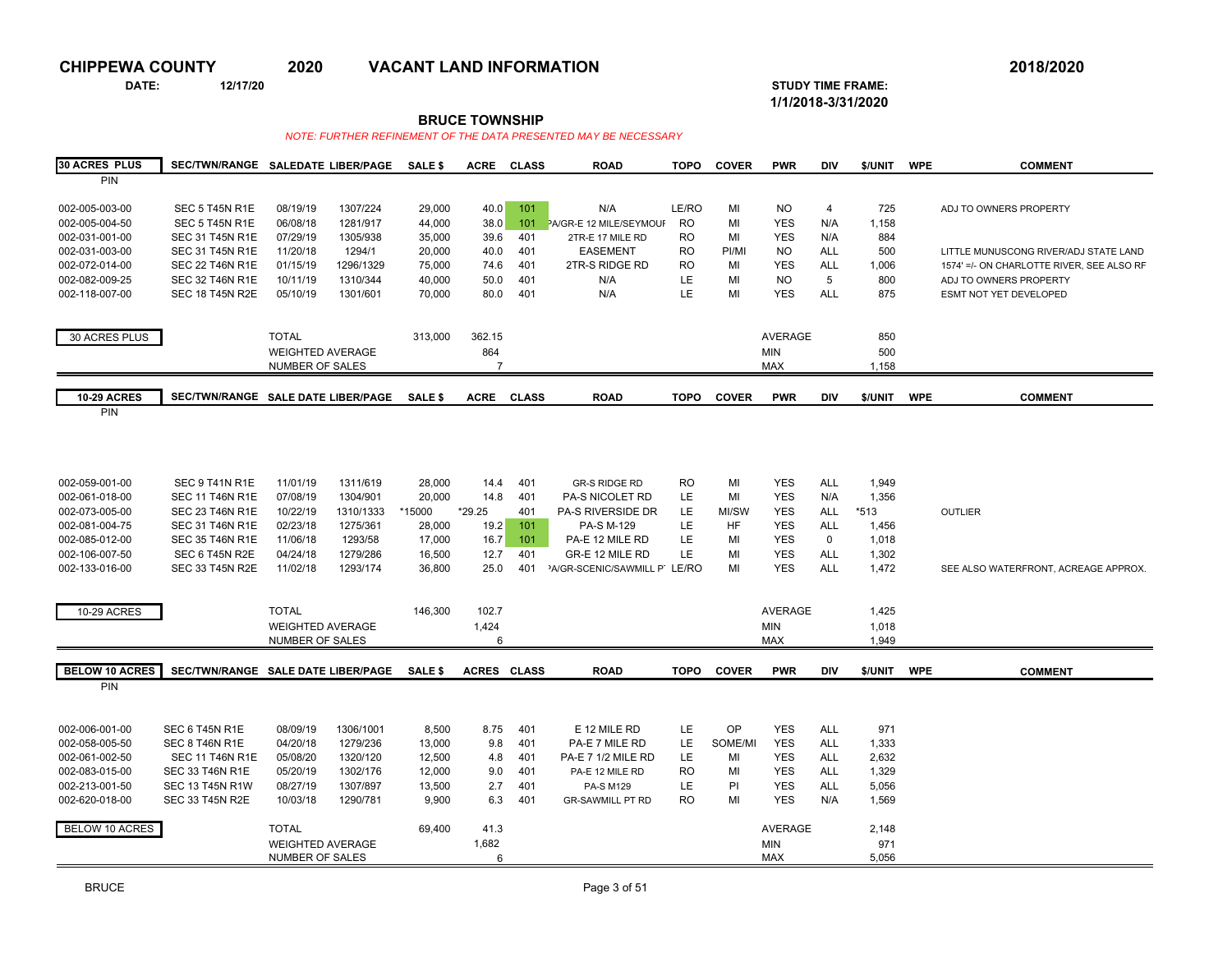# CHIPPEWA COUNTY 2020 VACANT LAND INFORMATION

**2018/2020**

**DATE:** 12/17/20

**STUDY TIME FRAME:** 1/1/2018-3/31/2020

## BRUCE TOWNSHIP

*NOTE: FURTHER REFINEMENT OF THE DATA PRESENTED MAY BE NECESSARY*

### 30 ACRES PLUS

| PIN | SEC/TWN/RANGE | SALEDATE | LIBER/PAGE | SALE $ | ACRE | CLASS | ROAD | TOPO | COVER | PWR | DIV | $/UNIT | WPE | COMMENT |
|---|---|---|---|---|---|---|---|---|---|---|---|---|---|---|
| 002-005-003-00 | SEC 5 T45N R1E | 08/19/19 | 1307/224 | 29,000 | 40.0 | 101 | N/A | LE/RO | MI | NO | 4 | 725 | | ADJ TO OWNERS PROPERTY |
| 002-005-004-50 | SEC 5 T45N R1E | 06/08/18 | 1281/917 | 44,000 | 38.0 | 101 | PA/GR-E 12 MILE/SEYMOUR | RO | MI | YES | N/A | 1,158 | | |
| 002-031-001-00 | SEC 31 T45N R1E | 07/29/19 | 1305/938 | 35,000 | 39.6 | 401 | 2TR-E 17 MILE RD | RO | MI | YES | N/A | 884 | | |
| 002-031-003-00 | SEC 31 T45N R1E | 11/20/18 | 1294/1 | 20,000 | 40.0 | 401 | EASEMENT | RO | PI/MI | NO | ALL | 500 | | LITTLE MUNUSCONG RIVER/ADJ STATE LAND |
| 002-072-014-00 | SEC 22 T46N R1E | 01/15/19 | 1296/1329 | 75,000 | 74.6 | 401 | 2TR-S RIDGE RD | RO | MI | YES | ALL | 1,006 | | 1574' =/- ON CHARLOTTE RIVER, SEE ALSO RF |
| 002-082-009-25 | SEC 32 T46N R1E | 10/11/19 | 1310/344 | 40,000 | 50.0 | 401 | N/A | LE | MI | NO | 5 | 800 | | ADJ TO OWNERS PROPERTY |
| 002-118-007-00 | SEC 18 T45N R2E | 05/10/19 | 1301/601 | 70,000 | 80.0 | 401 | N/A | LE | MI | YES | ALL | 875 | | ESMT NOT YET DEVELOPED |

| 30 ACRES PLUS | | |
|---|---|---|
| TOTAL | 313,000 | 362.15 |
| WEIGHTED AVERAGE | | 864 |
| NUMBER OF SALES | | 7 |
| AVERAGE | | 850 |
| MIN | | 500 |
| MAX | | 1,158 |

### 10-29 ACRES

| PIN | SEC/TWN/RANGE | SALE DATE | LIBER/PAGE | SALE $ | ACRE | CLASS | ROAD | TOPO | COVER | PWR | DIV | $/UNIT | WPE | COMMENT |
|---|---|---|---|---|---|---|---|---|---|---|---|---|---|---|
| 002-059-001-00 | SEC 9 T41N R1E | 11/01/19 | 1311/619 | 28,000 | 14.4 | 401 | GR-S RIDGE RD | RO | MI | YES | ALL | 1,949 | | |
| 002-061-018-00 | SEC 11 T46N R1E | 07/08/19 | 1304/901 | 20,000 | 14.8 | 401 | PA-S NICOLET RD | LE | MI | YES | N/A | 1,356 | | |
| 002-073-005-00 | SEC 23 T46N R1E | 10/22/19 | 1310/1333 | *15000 | *29.25 | 401 | PA-S RIVERSIDE DR | LE | MI/SW | YES | ALL | *513 | | OUTLIER |
| 002-081-004-75 | SEC 31 T46N R1E | 02/23/18 | 1275/361 | 28,000 | 19.2 | 101 | PA-S M-129 | LE | HF | YES | ALL | 1,456 | | |
| 002-085-012-00 | SEC 35 T46N R1E | 11/06/18 | 1293/58 | 17,000 | 16.7 | 101 | PA-E 12 MILE RD | LE | MI | YES | 0 | 1,018 | | |
| 002-106-007-50 | SEC 6 T45N R2E | 04/24/18 | 1279/286 | 16,500 | 12.7 | 401 | GR-E 12 MILE RD | LE | MI | YES | ALL | 1,302 | | |
| 002-133-016-00 | SEC 33 T45N R2E | 11/02/18 | 1293/174 | 36,800 | 25.0 | 401 | PA/GR-SCENIC/SAWMILL PT | LE/RO | MI | YES | ALL | 1,472 | | SEE ALSO WATERFRONT, ACREAGE APPROX. |

| 10-29 ACRES | | |
|---|---|---|
| TOTAL | 146,300 | 102.7 |
| WEIGHTED AVERAGE | | 1,424 |
| NUMBER OF SALES | | 6 |
| AVERAGE | | 1,425 |
| MIN | | 1,018 |
| MAX | | 1,949 |

### BELOW 10 ACRES

| PIN | SEC/TWN/RANGE | SALE DATE | LIBER/PAGE | SALE $ | ACRES | CLASS | ROAD | TOPO | COVER | PWR | DIV | $/UNIT | WPE | COMMENT |
|---|---|---|---|---|---|---|---|---|---|---|---|---|---|---|
| 002-006-001-00 | SEC 6 T45N R1E | 08/09/19 | 1306/1001 | 8,500 | 8.75 | 401 | E 12 MILE RD | LE | OP | YES | ALL | 971 | | |
| 002-058-005-50 | SEC 8 T46N R1E | 04/20/18 | 1279/236 | 13,000 | 9.8 | 401 | PA-E 7 MILE RD | LE | SOME/MI | YES | ALL | 1,333 | | |
| 002-061-002-50 | SEC 11 T46N R1E | 05/08/20 | 1320/120 | 12,500 | 4.8 | 401 | PA-E 7 1/2 MILE RD | LE | MI | YES | ALL | 2,632 | | |
| 002-083-015-00 | SEC 33 T46N R1E | 05/20/19 | 1302/176 | 12,000 | 9.0 | 401 | PA-E 12 MILE RD | RO | MI | YES | ALL | 1,329 | | |
| 002-213-001-50 | SEC 13 T45N R1W | 08/27/19 | 1307/897 | 13,500 | 2.7 | 401 | PA-S M129 | LE | PI | YES | ALL | 5,056 | | |
| 002-620-018-00 | SEC 33 T45N R2E | 10/03/18 | 1290/781 | 9,900 | 6.3 | 401 | GR-SAWMILL PT RD | RO | MI | YES | N/A | 1,569 | | |

| BELOW 10 ACRES | | |
|---|---|---|
| TOTAL | 69,400 | 41.3 |
| WEIGHTED AVERAGE | | 1,682 |
| NUMBER OF SALES | | 6 |
| AVERAGE | | 2,148 |
| MIN | | 971 |
| MAX | | 5,056 |

BRUCE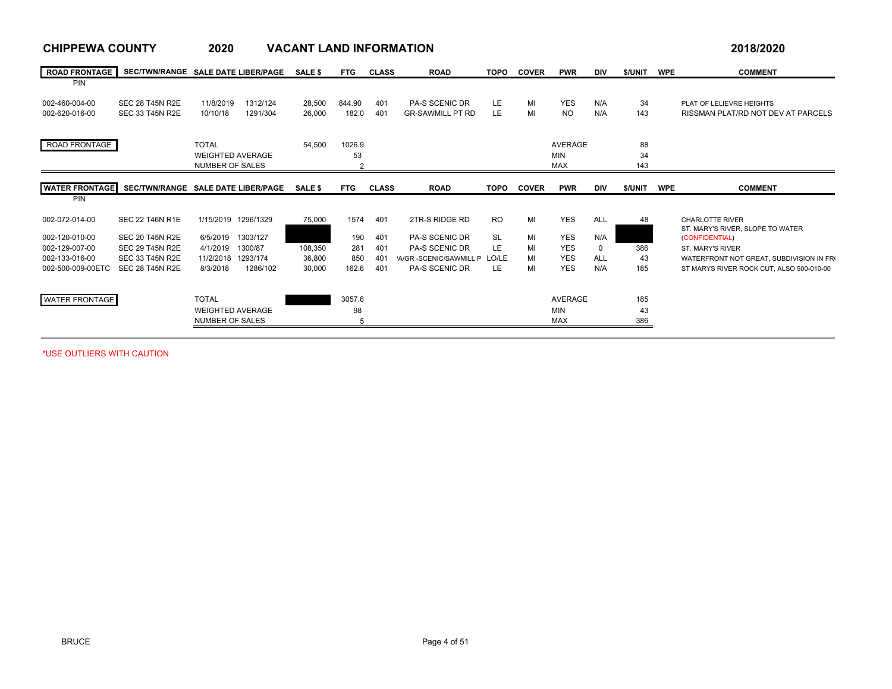# CHIPPEWA COUNTY 2020 VACANT LAND INFORMATION 2018/2020

| ROAD FRONTAGE PIN | SEC/TWN/RANGE | SALE DATE | LIBER/PAGE | SALE $ | FTG | CLASS | ROAD | TOPO | COVER | PWR | DIV | $/UNIT | WPE | COMMENT |
|---|---|---|---|---|---|---|---|---|---|---|---|---|---|---|
| 002-460-004-00 | SEC 28 T45N R2E | 11/8/2019 | 1312/124 | 28,500 | 844.90 | 401 | PA-S SCENIC DR | LE | MI | YES | N/A | 34 | | PLAT OF LELIEVRE HEIGHTS |
| 002-620-016-00 | SEC 33 T45N R2E | 10/10/18 | 1291/304 | 26,000 | 182.0 | 401 | GR-SAWMILL PT RD | LE | MI | NO | N/A | 143 | | RISSMAN PLAT/RD NOT DEV AT PARCELS |
| ROAD FRONTAGE | | TOTAL | | 54,500 | 1026.9 | | | | | AVERAGE | | 88 | | |
| | | WEIGHTED AVERAGE | | | 53 | | | | | MIN | | 34 | | |
| | | NUMBER OF SALES | | | 2 | | | | | MAX | | 143 | | |

| WATER FRONTAGE PIN | SEC/TWN/RANGE | SALE DATE | LIBER/PAGE | SALE $ | FTG | CLASS | ROAD | TOPO | COVER | PWR | DIV | $/UNIT | WPE | COMMENT |
|---|---|---|---|---|---|---|---|---|---|---|---|---|---|---|
| 002-072-014-00 | SEC 22 T46N R1E | 1/15/2019 | 1296/1329 | 75,000 | 1574 | 401 | 2TR-S RIDGE RD | RO | MI | YES | ALL | 48 | | CHARLOTTE RIVER |
| 002-120-010-00 | SEC 20 T45N R2E | 6/5/2019 | 1303/127 | | 190 | 401 | PA-S SCENIC DR | SL | MI | YES | N/A | | | ST. MARY'S RIVER, SLOPE TO WATER (CONFIDENTIAL) |
| 002-129-007-00 | SEC 29 T45N R2E | 4/1/2019 | 1300/87 | 108,350 | 281 | 401 | PA-S SCENIC DR | LE | MI | YES | 0 | 386 | | ST. MARY'S RIVER |
| 002-133-016-00 | SEC 33 T45N R2E | 11/2/2018 | 1293/174 | 36,800 | 850 | 401 | 'A/GR -SCENIC/SAWMILL P | LO/LE | MI | YES | ALL | 43 | | WATERFRONT NOT GREAT, SUBDIVISION IN FR |
| 002-500-009-00ETC | SEC 28 T45N R2E | 8/3/2018 | 1286/102 | 30,000 | 162.6 | 401 | PA-S SCENIC DR | LE | MI | YES | N/A | 185 | | ST MARYS RIVER ROCK CUT, ALSO 500-010-00 |
| WATER FRONTAGE | | TOTAL | | | 3057.6 | | | | | AVERAGE | | 185 | | |
| | | WEIGHTED AVERAGE | | | 98 | | | | | MIN | | 43 | | |
| | | NUMBER OF SALES | | | 5 | | | | | MAX | | 386 | | |

*USE OUTLIERS WITH CAUTION

BRUCE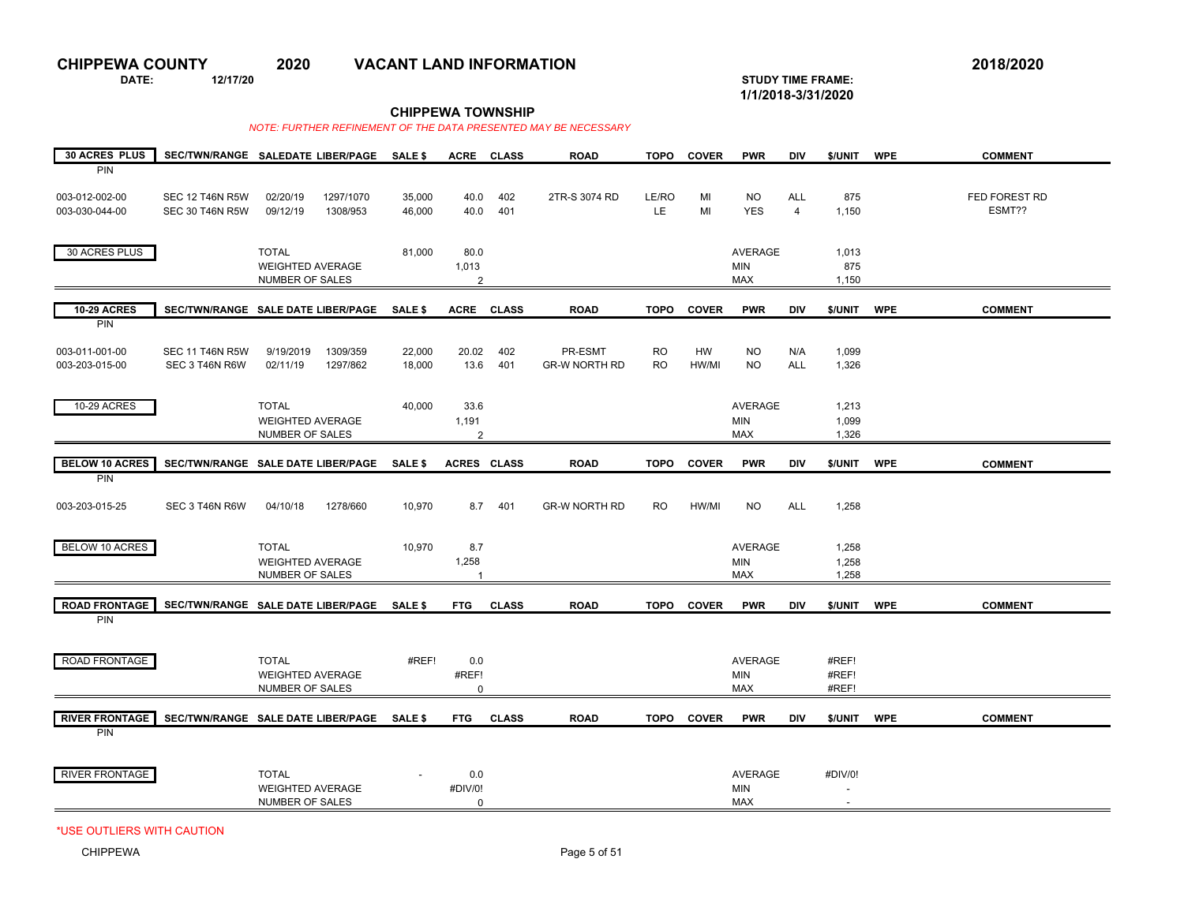# CHIPPEWA COUNTY 2020 VACANT LAND INFORMATION

**2018/2020**

**DATE:** 12/17/20

**STUDY TIME FRAME:** 1/1/2018-3/31/2020

## CHIPPEWA TOWNSHIP

*NOTE: FURTHER REFINEMENT OF THE DATA PRESENTED MAY BE NECESSARY*

| 30 ACRES PLUS PIN | SEC/TWN/RANGE | SALEDATE | LIBER/PAGE | SALE $ | ACRE | CLASS | ROAD | TOPO | COVER | PWR | DIV | $/UNIT | WPE | COMMENT |
|---|---|---|---|---|---|---|---|---|---|---|---|---|---|---|
| 003-012-002-00 | SEC 12 T46N R5W | 02/20/19 | 1297/1070 | 35,000 | 40.0 | 402 | 2TR-S 3074 RD | LE/RO | MI | NO | ALL | 875 | | FED FOREST RD |
| 003-030-044-00 | SEC 30 T46N R5W | 09/12/19 | 1308/953 | 46,000 | 40.0 | 401 | | LE | MI | YES | 4 | 1,150 | | ESMT?? |
| 30 ACRES PLUS | | TOTAL | | 81,000 | 80.0 | | | | | AVERAGE | | 1,013 | | |
| | | WEIGHTED AVERAGE | | | 1,013 | | | | | MIN | | 875 | | |
| | | NUMBER OF SALES | | | 2 | | | | | MAX | | 1,150 | | |

| 10-29 ACRES PIN | SEC/TWN/RANGE | SALE DATE | LIBER/PAGE | SALE $ | ACRE | CLASS | ROAD | TOPO | COVER | PWR | DIV | $/UNIT | WPE | COMMENT |
|---|---|---|---|---|---|---|---|---|---|---|---|---|---|---|
| 003-011-001-00 | SEC 11 T46N R5W | 9/19/2019 | 1309/359 | 22,000 | 20.02 | 402 | PR-ESMT | RO | HW | NO | N/A | 1,099 | | |
| 003-203-015-00 | SEC 3 T46N R6W | 02/11/19 | 1297/862 | 18,000 | 13.6 | 401 | GR-W NORTH RD | RO | HW/MI | NO | ALL | 1,326 | | |
| 10-29 ACRES | | TOTAL | | 40,000 | 33.6 | | | | | AVERAGE | | 1,213 | | |
| | | WEIGHTED AVERAGE | | | 1,191 | | | | | MIN | | 1,099 | | |
| | | NUMBER OF SALES | | | 2 | | | | | MAX | | 1,326 | | |

| BELOW 10 ACRES PIN | SEC/TWN/RANGE | SALE DATE | LIBER/PAGE | SALE $ | ACRES | CLASS | ROAD | TOPO | COVER | PWR | DIV | $/UNIT | WPE | COMMENT |
|---|---|---|---|---|---|---|---|---|---|---|---|---|---|---|
| 003-203-015-25 | SEC 3 T46N R6W | 04/10/18 | 1278/660 | 10,970 | 8.7 | 401 | GR-W NORTH RD | RO | HW/MI | NO | ALL | 1,258 | | |
| BELOW 10 ACRES | | TOTAL | | 10,970 | 8.7 | | | | | AVERAGE | | 1,258 | | |
| | | WEIGHTED AVERAGE | | | 1,258 | | | | | MIN | | 1,258 | | |
| | | NUMBER OF SALES | | | 1 | | | | | MAX | | 1,258 | | |

| ROAD FRONTAGE PIN | SEC/TWN/RANGE | SALE DATE | LIBER/PAGE | SALE $ | FTG | CLASS | ROAD | TOPO | COVER | PWR | DIV | $/UNIT | WPE | COMMENT |
|---|---|---|---|---|---|---|---|---|---|---|---|---|---|---|
| ROAD FRONTAGE | | TOTAL | | #REF! | 0.0 | | | | | AVERAGE | | #REF! | | |
| | | WEIGHTED AVERAGE | | | #REF! | | | | | MIN | | #REF! | | |
| | | NUMBER OF SALES | | | 0 | | | | | MAX | | #REF! | | |

| RIVER FRONTAGE PIN | SEC/TWN/RANGE | SALE DATE | LIBER/PAGE | SALE $ | FTG | CLASS | ROAD | TOPO | COVER | PWR | DIV | $/UNIT | WPE | COMMENT |
|---|---|---|---|---|---|---|---|---|---|---|---|---|---|---|
| RIVER FRONTAGE | | TOTAL | | - | 0.0 | | | | | AVERAGE | | #DIV/0! | | |
| | | WEIGHTED AVERAGE | | | #DIV/0! | | | | | MIN | | - | | |
| | | NUMBER OF SALES | | | 0 | | | | | MAX | | - | | |

*USE OUTLIERS WITH CAUTION

CHIPPEWA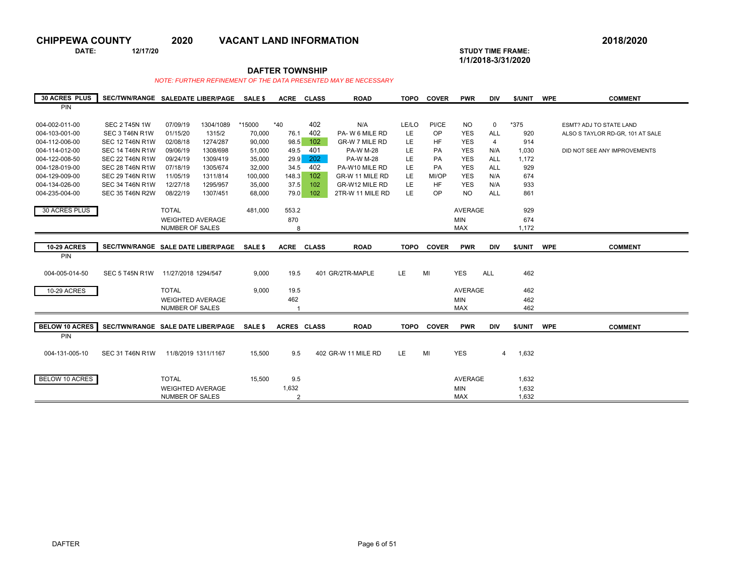# CHIPPEWA COUNTY 2020 VACANT LAND INFORMATION

**2018/2020**

**DATE:** 12/17/20

**STUDY TIME FRAME:** 1/1/2018-3/31/2020

## DAFTER TOWNSHIP

*NOTE: FURTHER REFINEMENT OF THE DATA PRESENTED MAY BE NECESSARY*

| 30 ACRES PLUS PIN | SEC/TWN/RANGE | SALEDATE | LIBER/PAGE | SALE $ | ACRE | CLASS | ROAD | TOPO | COVER | PWR | DIV | $/UNIT | WPE | COMMENT |
|---|---|---|---|---|---|---|---|---|---|---|---|---|---|---|
| 004-002-011-00 | SEC 2 T45N 1W | 07/09/19 | 1304/1089 | *15000 | *40 | 402 | N/A | LE/LO | PI/CE | NO | 0 | *375 | | ESMT? ADJ TO STATE LAND |
| 004-103-001-00 | SEC 3 T46N R1W | 01/15/20 | 1315/2 | 70,000 | 76.1 | 402 | PA- W 6 MILE RD | LE | OP | YES | ALL | 920 | | ALSO S TAYLOR RD-GR, 101 AT SALE |
| 004-112-006-00 | SEC 12 T46N R1W | 02/08/18 | 1274/287 | 90,000 | 98.5 | 102 | GR-W 7 MILE RD | LE | HF | YES | 4 | 914 | | |
| 004-114-012-00 | SEC 14 T46N R1W | 09/06/19 | 1308/698 | 51,000 | 49.5 | 401 | PA-W M-28 | LE | PA | YES | N/A | 1,030 | | DID NOT SEE ANY IMPROVEMENTS |
| 004-122-008-50 | SEC 22 T46N R1W | 09/24/19 | 1309/419 | 35,000 | 29.9 | 202 | PA-W M-28 | LE | PA | YES | ALL | 1,172 | | |
| 004-128-019-00 | SEC 28 T46N R1W | 07/18/19 | 1305/674 | 32,000 | 34.5 | 402 | PA-W10 MILE RD | LE | PA | YES | ALL | 929 | | |
| 004-129-009-00 | SEC 29 T46N R1W | 11/05/19 | 1311/814 | 100,000 | 148.3 | 102 | GR-W 11 MILE RD | LE | MI/OP | YES | N/A | 674 | | |
| 004-134-026-00 | SEC 34 T46N R1W | 12/27/18 | 1295/957 | 35,000 | 37.5 | 102 | GR-W12 MILE RD | LE | HF | YES | N/A | 933 | | |
| 004-235-004-00 | SEC 35 T46N R2W | 08/22/19 | 1307/451 | 68,000 | 79.0 | 102 | 2TR-W 11 MILE RD | LE | OP | NO | ALL | 861 | | |
| 30 ACRES PLUS | | TOTAL | | 481,000 | 553.2 | | | | | AVERAGE | | 929 | | |
| | | WEIGHTED AVERAGE | | | 870 | | | | | MIN | | 674 | | |
| | | NUMBER OF SALES | | | 8 | | | | | MAX | | 1,172 | | |

| 10-29 ACRES PIN | SEC/TWN/RANGE | SALE DATE | LIBER/PAGE | SALE $ | ACRE | CLASS | ROAD | TOPO | COVER | PWR | DIV | $/UNIT | WPE | COMMENT |
|---|---|---|---|---|---|---|---|---|---|---|---|---|---|---|
| 004-005-014-50 | SEC 5 T45N R1W | 11/27/2018 | 1294/547 | 9,000 | 19.5 | 401 | GR/2TR-MAPLE | LE | MI | YES | ALL | 462 | | |
| 10-29 ACRES | | TOTAL | | 9,000 | 19.5 | | | | | AVERAGE | | 462 | | |
| | | WEIGHTED AVERAGE | | | 462 | | | | | MIN | | 462 | | |
| | | NUMBER OF SALES | | | 1 | | | | | MAX | | 462 | | |

| BELOW 10 ACRES PIN | SEC/TWN/RANGE | SALE DATE | LIBER/PAGE | SALE $ | ACRES | CLASS | ROAD | TOPO | COVER | PWR | DIV | $/UNIT | WPE | COMMENT |
|---|---|---|---|---|---|---|---|---|---|---|---|---|---|---|
| 004-131-005-10 | SEC 31 T46N R1W | 11/8/2019 | 1311/1167 | 15,500 | 9.5 | 402 | GR-W 11 MILE RD | LE | MI | YES | 4 | 1,632 | | |
| BELOW 10 ACRES | | TOTAL | | 15,500 | 9.5 | | | | | AVERAGE | | 1,632 | | |
| | | WEIGHTED AVERAGE | | | 1,632 | | | | | MIN | | 1,632 | | |
| | | NUMBER OF SALES | | | 2 | | | | | MAX | | 1,632 | | |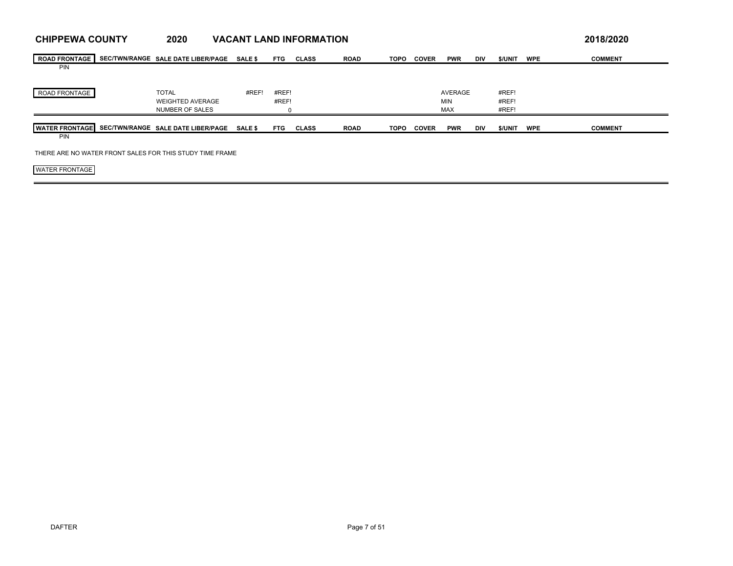# CHIPPEWA COUNTY 2020 VACANT LAND INFORMATION 2018/2020

| ROAD FRONTAGE | SEC/TWN/RANGE | SALE DATE LIBER/PAGE | SALE $ | FTG | CLASS | ROAD | TOPO | COVER | PWR | DIV | $/UNIT | WPE | COMMENT |
|---|---|---|---|---|---|---|---|---|---|---|---|---|---|
| PIN | | | | | | | | | | | | | |
| ROAD FRONTAGE | | TOTAL | #REF! | #REF! | | | | | AVERAGE | | #REF! | | |
| | | WEIGHTED AVERAGE | | #REF! | | | | | MIN | | #REF! | | |
| | | NUMBER OF SALES | | 0 | | | | | MAX | | #REF! | | |

| WATER FRONTAGE | SEC/TWN/RANGE | SALE DATE LIBER/PAGE | SALE $ | FTG | CLASS | ROAD | TOPO | COVER | PWR | DIV | $/UNIT | WPE | COMMENT |
|---|---|---|---|---|---|---|---|---|---|---|---|---|---|
| PIN | | | | | | | | | | | | | |

THERE ARE NO WATER FRONT SALES FOR THIS STUDY TIME FRAME

WATER FRONTAGE

DAFTER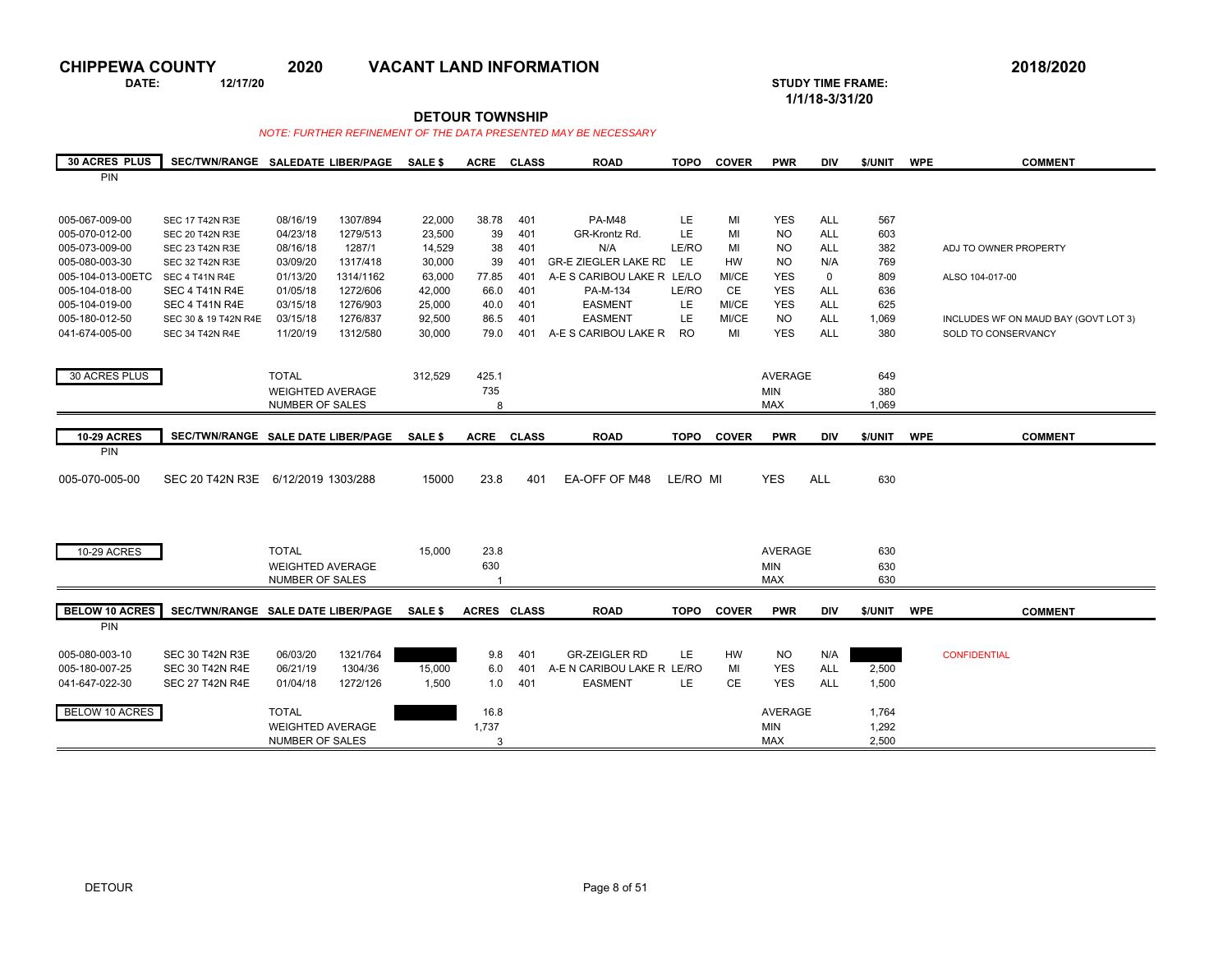# CHIPPEWA COUNTY 2020 VACANT LAND INFORMATION

**2018/2020**

**DATE:** 12/17/20

**STUDY TIME FRAME:** 1/1/18-3/31/20

## DETOUR TOWNSHIP

*NOTE: FURTHER REFINEMENT OF THE DATA PRESENTED MAY BE NECESSARY*

| 30 ACRES PLUS PIN | SEC/TWN/RANGE | SALEDATE | LIBER/PAGE | SALE $ | ACRE | CLASS | ROAD | TOPO | COVER | PWR | DIV | $/UNIT | WPE | COMMENT |
|---|---|---|---|---|---|---|---|---|---|---|---|---|---|---|
| 005-067-009-00 | SEC 17 T42N R3E | 08/16/19 | 1307/894 | 22,000 | 38.78 | 401 | PA-M48 | LE | MI | YES | ALL | 567 | | |
| 005-070-012-00 | SEC 20 T42N R3E | 04/23/18 | 1279/513 | 23,500 | 39 | 401 | GR-Krontz Rd. | LE | MI | NO | ALL | 603 | | |
| 005-073-009-00 | SEC 23 T42N R3E | 08/16/18 | 1287/1 | 14,529 | 38 | 401 | N/A | LE/RO | MI | NO | ALL | 382 | | ADJ TO OWNER PROPERTY |
| 005-080-003-30 | SEC 32 T42N R3E | 03/09/20 | 1317/418 | 30,000 | 39 | 401 | GR-E ZIEGLER LAKE RD | LE | HW | NO | N/A | 769 | | |
| 005-104-013-00ETC | SEC 4 T41N R4E | 01/13/20 | 1314/1162 | 63,000 | 77.85 | 401 | A-E S CARIBOU LAKE R | LE/LO | MI/CE | YES | 0 | 809 | | ALSO 104-017-00 |
| 005-104-018-00 | SEC 4 T41N R4E | 01/05/18 | 1272/606 | 42,000 | 66.0 | 401 | PA-M-134 | LE/RO | CE | YES | ALL | 636 | | |
| 005-104-019-00 | SEC 4 T41N R4E | 03/15/18 | 1276/903 | 25,000 | 40.0 | 401 | EASMENT | LE | MI/CE | YES | ALL | 625 | | |
| 005-180-012-50 | SEC 30 & 19 T42N R4E | 03/15/18 | 1276/837 | 92,500 | 86.5 | 401 | EASMENT | LE | MI/CE | NO | ALL | 1,069 | | INCLUDES WF ON MAUD BAY (GOVT LOT 3) |
| 041-674-005-00 | SEC 34 T42N R4E | 11/20/19 | 1312/580 | 30,000 | 79.0 | 401 | A-E S CARIBOU LAKE R | RO | MI | YES | ALL | 380 | | SOLD TO CONSERVANCY |
| 30 ACRES PLUS | | TOTAL | | 312,529 | 425.1 | | | | | AVERAGE | | 649 | | |
| | | WEIGHTED AVERAGE | | | 735 | | | | | MIN | | 380 | | |
| | | NUMBER OF SALES | | | 8 | | | | | MAX | | 1,069 | | |

| 10-29 ACRES PIN | SEC/TWN/RANGE | SALE DATE | LIBER/PAGE | SALE $ | ACRE | CLASS | ROAD | TOPO | COVER | PWR | DIV | $/UNIT | WPE | COMMENT |
|---|---|---|---|---|---|---|---|---|---|---|---|---|---|---|
| 005-070-005-00 | SEC 20 T42N R3E | 6/12/2019 | 1303/288 | 15000 | 23.8 | 401 | EA-OFF OF M48 | LE/RO | MI | YES | ALL | 630 | | |
| 10-29 ACRES | | TOTAL | | 15,000 | 23.8 | | | | | AVERAGE | | 630 | | |
| | | WEIGHTED AVERAGE | | | 630 | | | | | MIN | | 630 | | |
| | | NUMBER OF SALES | | | 1 | | | | | MAX | | 630 | | |

| BELOW 10 ACRES PIN | SEC/TWN/RANGE | SALE DATE | LIBER/PAGE | SALE $ | ACRES | CLASS | ROAD | TOPO | COVER | PWR | DIV | $/UNIT | WPE | COMMENT |
|---|---|---|---|---|---|---|---|---|---|---|---|---|---|---|
| 005-080-003-10 | SEC 30 T42N R3E | 06/03/20 | 1321/764 | | 9.8 | 401 | GR-ZEIGLER RD | LE | HW | NO | N/A | | | CONFIDENTIAL |
| 005-180-007-25 | SEC 30 T42N R4E | 06/21/19 | 1304/36 | 15,000 | 6.0 | 401 | A-E N CARIBOU LAKE R | LE/RO | MI | YES | ALL | 2,500 | | |
| 041-647-022-30 | SEC 27 T42N R4E | 01/04/18 | 1272/126 | 1,500 | 1.0 | 401 | EASMENT | LE | CE | YES | ALL | 1,500 | | |
| BELOW 10 ACRES | | TOTAL | | | 16.8 | | | | | AVERAGE | | 1,764 | | |
| | | WEIGHTED AVERAGE | | | 1,737 | | | | | MIN | | 1,292 | | |
| | | NUMBER OF SALES | | | 3 | | | | | MAX | | 2,500 | | |

DETOUR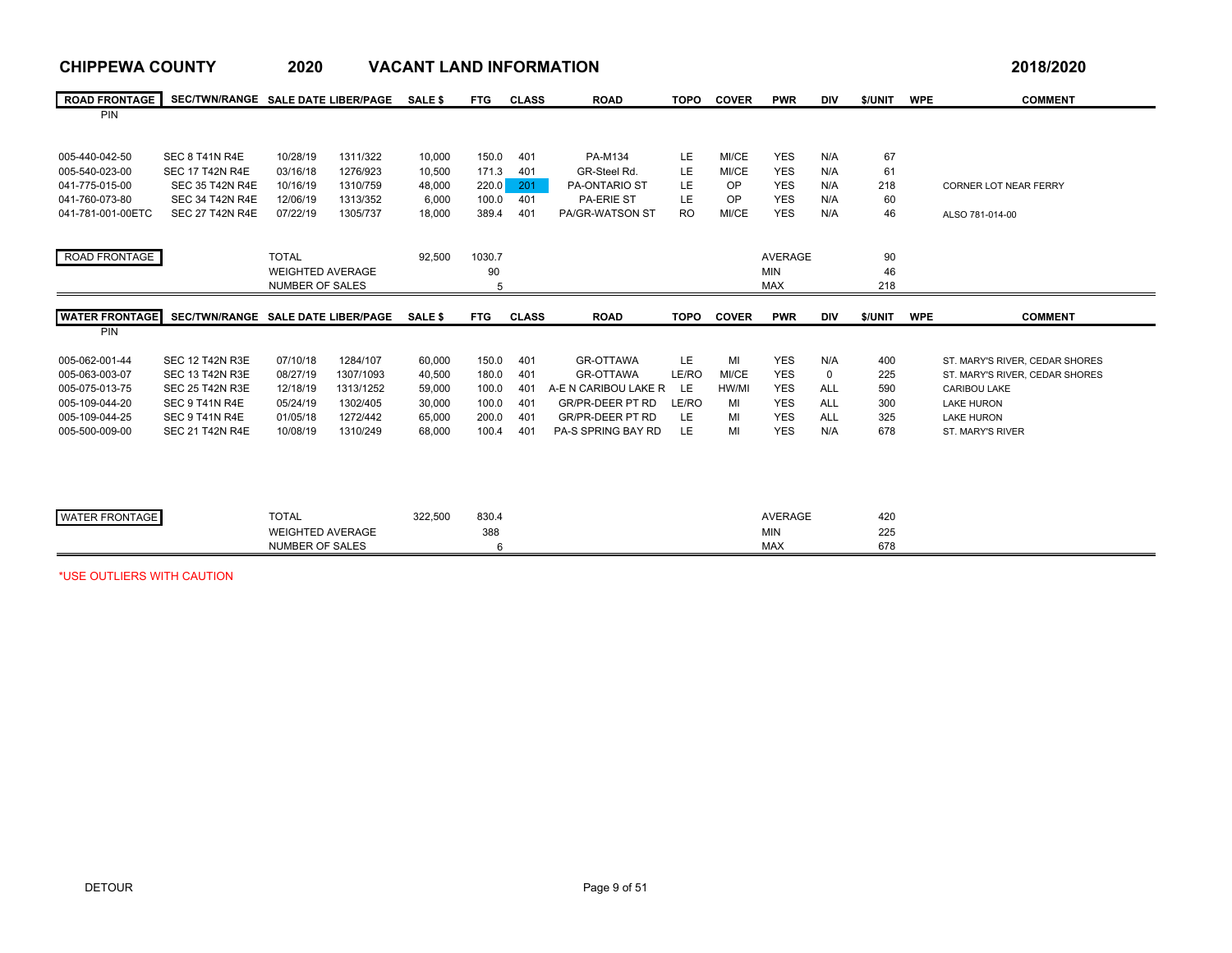# CHIPPEWA COUNTY 2020 VACANT LAND INFORMATION 2018/2020

| ROAD FRONTAGE PIN | SEC/TWN/RANGE | SALE DATE | LIBER/PAGE | SALE $ | FTG | CLASS | ROAD | TOPO | COVER | PWR | DIV | $/UNIT | WPE | COMMENT |
|---|---|---|---|---|---|---|---|---|---|---|---|---|---|---|
| 005-440-042-50 | SEC 8 T41N R4E | 10/28/19 | 1311/322 | 10,000 | 150.0 | 401 | PA-M134 | LE | MI/CE | YES | N/A | 67 | | |
| 005-540-023-00 | SEC 17 T42N R4E | 03/16/18 | 1276/923 | 10,500 | 171.3 | 401 | GR-Steel Rd. | LE | MI/CE | YES | N/A | 61 | | |
| 041-775-015-00 | SEC 35 T42N R4E | 10/16/19 | 1310/759 | 48,000 | 220.0 | 201 | PA-ONTARIO ST | LE | OP | YES | N/A | 218 | | CORNER LOT NEAR FERRY |
| 041-760-073-80 | SEC 34 T42N R4E | 12/06/19 | 1313/352 | 6,000 | 100.0 | 401 | PA-ERIE ST | LE | OP | YES | N/A | 60 | | |
| 041-781-001-00ETC | SEC 27 T42N R4E | 07/22/19 | 1305/737 | 18,000 | 389.4 | 401 | PA/GR-WATSON ST | RO | MI/CE | YES | N/A | 46 | | ALSO 781-014-00 |

| ROAD FRONTAGE | | |
|---|---|---|
| TOTAL | 92,500 | 1030.7 |
| WEIGHTED AVERAGE | | 90 |
| NUMBER OF SALES | | 5 |
| AVERAGE | | 90 |
| MIN | | 46 |
| MAX | | 218 |

| WATER FRONTAGE PIN | SEC/TWN/RANGE | SALE DATE | LIBER/PAGE | SALE $ | FTG | CLASS | ROAD | TOPO | COVER | PWR | DIV | $/UNIT | WPE | COMMENT |
|---|---|---|---|---|---|---|---|---|---|---|---|---|---|---|
| 005-062-001-44 | SEC 12 T42N R3E | 07/10/18 | 1284/107 | 60,000 | 150.0 | 401 | GR-OTTAWA | LE | MI | YES | N/A | 400 | | ST. MARY'S RIVER, CEDAR SHORES |
| 005-063-003-07 | SEC 13 T42N R3E | 08/27/19 | 1307/1093 | 40,500 | 180.0 | 401 | GR-OTTAWA | LE/RO | MI/CE | YES | 0 | 225 | | ST. MARY'S RIVER, CEDAR SHORES |
| 005-075-013-75 | SEC 25 T42N R3E | 12/18/19 | 1313/1252 | 59,000 | 100.0 | 401 | A-E N CARIBOU LAKE R | LE | HW/MI | YES | ALL | 590 | | CARIBOU LAKE |
| 005-109-044-20 | SEC 9 T41N R4E | 05/24/19 | 1302/405 | 30,000 | 100.0 | 401 | GR/PR-DEER PT RD | LE/RO | MI | YES | ALL | 300 | | LAKE HURON |
| 005-109-044-25 | SEC 9 T41N R4E | 01/05/18 | 1272/442 | 65,000 | 200.0 | 401 | GR/PR-DEER PT RD | LE | MI | YES | ALL | 325 | | LAKE HURON |
| 005-500-009-00 | SEC 21 T42N R4E | 10/08/19 | 1310/249 | 68,000 | 100.4 | 401 | PA-S SPRING BAY RD | LE | MI | YES | N/A | 678 | | ST. MARY'S RIVER |

| WATER FRONTAGE | | |
|---|---|---|
| TOTAL | 322,500 | 830.4 |
| WEIGHTED AVERAGE | | 388 |
| NUMBER OF SALES | | 6 |
| AVERAGE | | 420 |
| MIN | | 225 |
| MAX | | 678 |

*USE OUTLIERS WITH CAUTION

DETOUR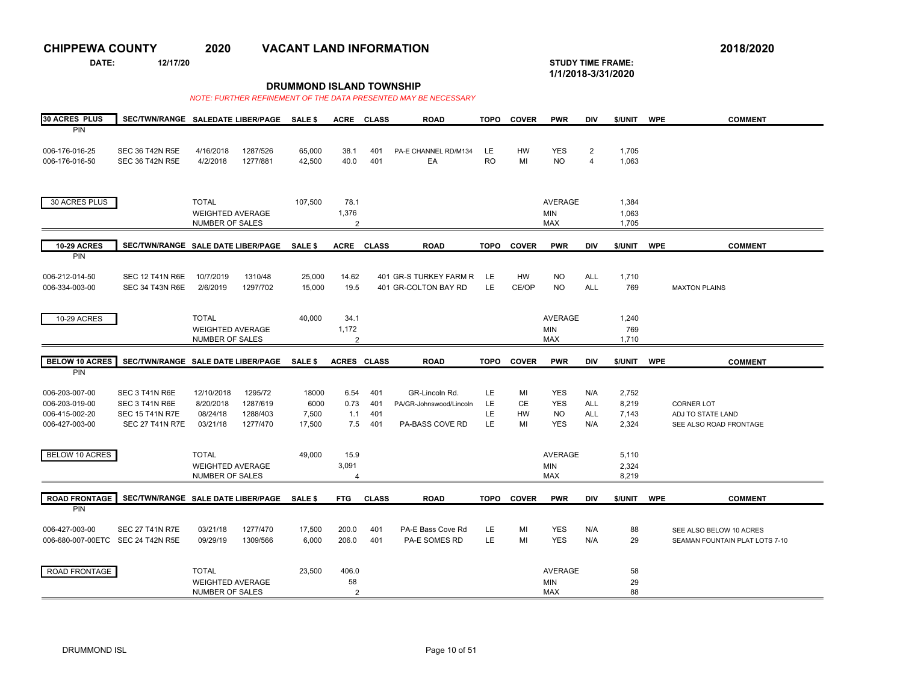# CHIPPEWA COUNTY 2020 VACANT LAND INFORMATION

**2018/2020**

**DATE:** 12/17/20

**STUDY TIME FRAME:** 1/1/2018-3/31/2020

## DRUMMOND ISLAND TOWNSHIP

*NOTE: FURTHER REFINEMENT OF THE DATA PRESENTED MAY BE NECESSARY*

| 30 ACRES PLUS PIN | SEC/TWN/RANGE | SALEDATE | LIBER/PAGE | SALE $ | ACRE | CLASS | ROAD | TOPO | COVER | PWR | DIV | $/UNIT | WPE | COMMENT |
|---|---|---|---|---|---|---|---|---|---|---|---|---|---|---|
| 006-176-016-25 | SEC 36 T42N R5E | 4/16/2018 | 1287/526 | 65,000 | 38.1 | 401 | PA-E CHANNEL RD/M134 | LE | HW | YES | 2 | 1,705 | | |
| 006-176-016-50 | SEC 36 T42N R5E | 4/2/2018 | 1277/881 | 42,500 | 40.0 | 401 | EA | RO | MI | NO | 4 | 1,063 | | |
| 30 ACRES PLUS | | TOTAL | | 107,500 | 78.1 | | | | | AVERAGE | | 1,384 | | |
| | | WEIGHTED AVERAGE | | | 1,376 | | | | | MIN | | 1,063 | | |
| | | NUMBER OF SALES | | | 2 | | | | | MAX | | 1,705 | | |

| 10-29 ACRES PIN | SEC/TWN/RANGE | SALE DATE | LIBER/PAGE | SALE $ | ACRE | CLASS | ROAD | TOPO | COVER | PWR | DIV | $/UNIT | WPE | COMMENT |
|---|---|---|---|---|---|---|---|---|---|---|---|---|---|---|
| 006-212-014-50 | SEC 12 T41N R6E | 10/7/2019 | 1310/48 | 25,000 | 14.62 | 401 | GR-S TURKEY FARM R | LE | HW | NO | ALL | 1,710 | | |
| 006-334-003-00 | SEC 34 T43N R6E | 2/6/2019 | 1297/702 | 15,000 | 19.5 | 401 | GR-COLTON BAY RD | LE | CE/OP | NO | ALL | 769 | | MAXTON PLAINS |
| 10-29 ACRES | | TOTAL | | 40,000 | 34.1 | | | | | AVERAGE | | 1,240 | | |
| | | WEIGHTED AVERAGE | | | 1,172 | | | | | MIN | | 769 | | |
| | | NUMBER OF SALES | | | 2 | | | | | MAX | | 1,710 | | |

| BELOW 10 ACRES PIN | SEC/TWN/RANGE | SALE DATE | LIBER/PAGE | SALE $ | ACRES | CLASS | ROAD | TOPO | COVER | PWR | DIV | $/UNIT | WPE | COMMENT |
|---|---|---|---|---|---|---|---|---|---|---|---|---|---|---|
| 006-203-007-00 | SEC 3 T41N R6E | 12/10/2018 | 1295/72 | 18000 | 6.54 | 401 | GR-Lincoln Rd. | LE | MI | YES | N/A | 2,752 | | |
| 006-203-019-00 | SEC 3 T41N R6E | 8/20/2018 | 1287/619 | 6000 | 0.73 | 401 | PA/GR-Johnswood/Lincoln | LE | CE | YES | ALL | 8,219 | | CORNER LOT |
| 006-415-002-20 | SEC 15 T41N R7E | 08/24/18 | 1288/403 | 7,500 | 1.1 | 401 | | LE | HW | NO | ALL | 7,143 | | ADJ TO STATE LAND |
| 006-427-003-00 | SEC 27 T41N R7E | 03/21/18 | 1277/470 | 17,500 | 7.5 | 401 | PA-BASS COVE RD | LE | MI | YES | N/A | 2,324 | | SEE ALSO ROAD FRONTAGE |
| BELOW 10 ACRES | | TOTAL | | 49,000 | 15.9 | | | | | AVERAGE | | 5,110 | | |
| | | WEIGHTED AVERAGE | | | 3,091 | | | | | MIN | | 2,324 | | |
| | | NUMBER OF SALES | | | 4 | | | | | MAX | | 8,219 | | |

| ROAD FRONTAGE PIN | SEC/TWN/RANGE | SALE DATE | LIBER/PAGE | SALE $ | FTG | CLASS | ROAD | TOPO | COVER | PWR | DIV | $/UNIT | WPE | COMMENT |
|---|---|---|---|---|---|---|---|---|---|---|---|---|---|---|
| 006-427-003-00 | SEC 27 T41N R7E | 03/21/18 | 1277/470 | 17,500 | 200.0 | 401 | PA-E Bass Cove Rd | LE | MI | YES | N/A | 88 | | SEE ALSO BELOW 10 ACRES |
| 006-680-007-00ETC | SEC 24 T42N R5E | 09/29/19 | 1309/566 | 6,000 | 206.0 | 401 | PA-E SOMES RD | LE | MI | YES | N/A | 29 | | SEAMAN FOUNTAIN PLAT LOTS 7-10 |
| ROAD FRONTAGE | | TOTAL | | 23,500 | 406.0 | | | | | AVERAGE | | 58 | | |
| | | WEIGHTED AVERAGE | | | 58 | | | | | MIN | | 29 | | |
| | | NUMBER OF SALES | | | 2 | | | | | MAX | | 88 | | |

DRUMMOND ISL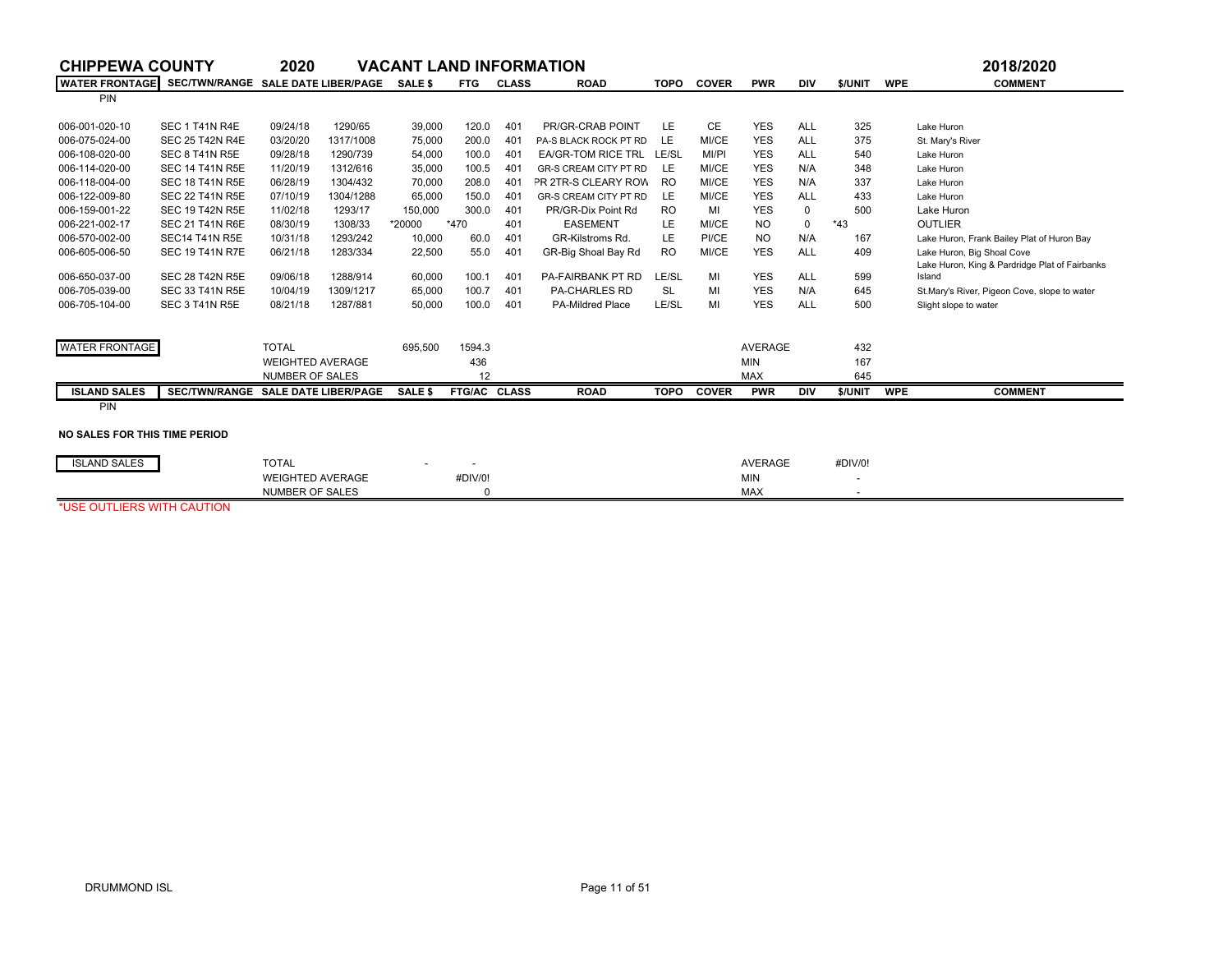# CHIPPEWA COUNTY 2020 VACANT LAND INFORMATION 2018/2020

| WATER FRONTAGE | SEC/TWN/RANGE | SALE DATE | LIBER/PAGE | SALE $ | FTG | CLASS | ROAD | TOPO | COVER | PWR | DIV | $/UNIT | WPE | COMMENT |
|---|---|---|---|---|---|---|---|---|---|---|---|---|---|---|
| PIN | | | | | | | | | | | | | | |
| 006-001-020-10 | SEC 1 T41N R4E | 09/24/18 | 1290/65 | 39,000 | 120.0 | 401 | PR/GR-CRAB POINT | LE | CE | YES | ALL | 325 | | Lake Huron |
| 006-075-024-00 | SEC 25 T42N R4E | 03/20/20 | 1317/1008 | 75,000 | 200.0 | 401 | PA-S BLACK ROCK PT RD | LE | MI/CE | YES | ALL | 375 | | St. Mary's River |
| 006-108-020-00 | SEC 8 T41N R5E | 09/28/18 | 1290/739 | 54,000 | 100.0 | 401 | EA/GR-TOM RICE TRL | LE/SL | MI/PI | YES | ALL | 540 | | Lake Huron |
| 006-114-020-00 | SEC 14 T41N R5E | 11/20/19 | 1312/616 | 35,000 | 100.5 | 401 | GR-S CREAM CITY PT RD | LE | MI/CE | YES | N/A | 348 | | Lake Huron |
| 006-118-004-00 | SEC 18 T41N R5E | 06/28/19 | 1304/432 | 70,000 | 208.0 | 401 | PR 2TR-S CLEARY ROW | RO | MI/CE | YES | N/A | 337 | | Lake Huron |
| 006-122-009-80 | SEC 22 T41N R5E | 07/10/19 | 1304/1288 | 65,000 | 150.0 | 401 | GR-S CREAM CITY PT RD | LE | MI/CE | YES | ALL | 433 | | Lake Huron |
| 006-159-001-22 | SEC 19 T42N R5E | 11/02/18 | 1293/17 | 150,000 | 300.0 | 401 | PR/GR-Dix Point Rd | RO | MI | YES | 0 | 500 | | Lake Huron |
| 006-221-002-17 | SEC 21 T41N R6E | 08/30/19 | 1308/33 | *20000 | *470 | 401 | EASEMENT | LE | MI/CE | NO | 0 | *43 | | OUTLIER |
| 006-570-002-00 | SEC14 T41N R5E | 10/31/18 | 1293/242 | 10,000 | 60.0 | 401 | GR-Kilstroms Rd. | LE | PI/CE | NO | N/A | 167 | | Lake Huron, Frank Bailey Plat of Huron Bay |
| 006-605-006-50 | SEC 19 T41N R7E | 06/21/18 | 1283/334 | 22,500 | 55.0 | 401 | GR-Big Shoal Bay Rd | RO | MI/CE | YES | ALL | 409 | | Lake Huron, Big Shoal Cove |
| 006-650-037-00 | SEC 28 T42N R5E | 09/06/18 | 1288/914 | 60,000 | 100.1 | 401 | PA-FAIRBANK PT RD | LE/SL | MI | YES | ALL | 599 | | Lake Huron, King & Pardridge Plat of Fairbanks Island |
| 006-705-039-00 | SEC 33 T41N R5E | 10/04/19 | 1309/1217 | 65,000 | 100.7 | 401 | PA-CHARLES RD | SL | MI | YES | N/A | 645 | | St.Mary's River, Pigeon Cove, slope to water |
| 006-705-104-00 | SEC 3 T41N R5E | 08/21/18 | 1287/881 | 50,000 | 100.0 | 401 | PA-Mildred Place | LE/SL | MI | YES | ALL | 500 | | Slight slope to water |

| WATER FRONTAGE | | | | | | |
|---|---|---|---|---|---|---|
| TOTAL | 695,500 | 1594.3 | | AVERAGE | 432 | |
| WEIGHTED AVERAGE | | 436 | | MIN | 167 | |
| NUMBER OF SALES | | 12 | | MAX | 645 | |

| ISLAND SALES | SEC/TWN/RANGE | SALE DATE | LIBER/PAGE | SALE $ | FTG/AC | CLASS | ROAD | TOPO | COVER | PWR | DIV | $/UNIT | WPE | COMMENT |
|---|---|---|---|---|---|---|---|---|---|---|---|---|---|---|
| PIN | | | | | | | | | | | | | | |

**NO SALES FOR THIS TIME PERIOD**

| ISLAND SALES | | | | | |
|---|---|---|---|---|---|
| TOTAL | - | - | | AVERAGE | #DIV/0! |
| WEIGHTED AVERAGE | | #DIV/0! | | MIN | - |
| NUMBER OF SALES | | 0 | | MAX | - |

*USE OUTLIERS WITH CAUTION

DRUMMOND ISL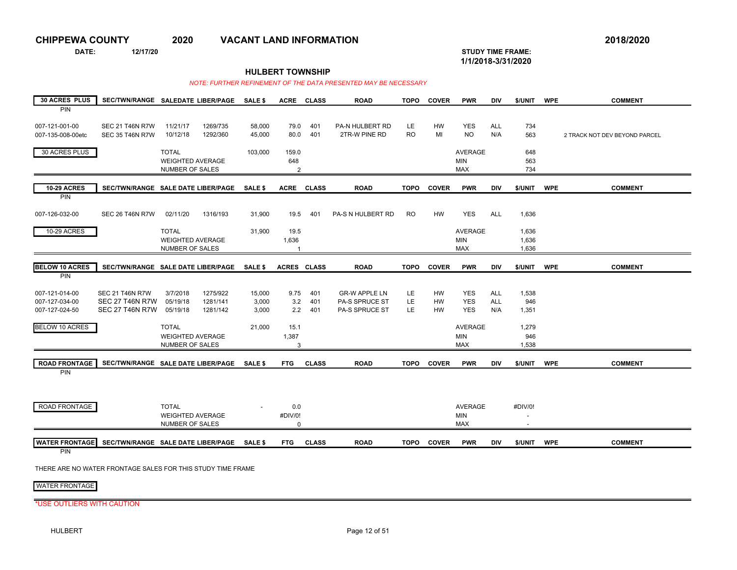# CHIPPEWA COUNTY 2020 VACANT LAND INFORMATION 2018/2020

**DATE:** 12/17/20

**STUDY TIME FRAME:** 1/1/2018-3/31/2020

## HULBERT TOWNSHIP

*NOTE: FURTHER REFINEMENT OF THE DATA PRESENTED MAY BE NECESSARY*

| 30 ACRES PLUS PIN | SEC/TWN/RANGE | SALEDATE | LIBER/PAGE | SALE $ | ACRE | CLASS | ROAD | TOPO | COVER | PWR | DIV | $/UNIT | WPE | COMMENT |
|---|---|---|---|---|---|---|---|---|---|---|---|---|---|---|
| 007-121-001-00 | SEC 21 T46N R7W | 11/21/17 | 1269/735 | 58,000 | 79.0 | 401 | PA-N HULBERT RD | LE | HW | YES | ALL | 734 | | |
| 007-135-008-00etc | SEC 35 T46N R7W | 10/12/18 | 1292/360 | 45,000 | 80.0 | 401 | 2TR-W PINE RD | RO | MI | NO | N/A | 563 | | 2 TRACK NOT DEV BEYOND PARCEL |
| 30 ACRES PLUS | | TOTAL | | 103,000 | 159.0 | | | | | AVERAGE | | 648 | | |
| | | WEIGHTED AVERAGE | | | 648 | | | | | MIN | | 563 | | |
| | | NUMBER OF SALES | | | 2 | | | | | MAX | | 734 | | |

| 10-29 ACRES PIN | SEC/TWN/RANGE | SALE DATE | LIBER/PAGE | SALE $ | ACRE | CLASS | ROAD | TOPO | COVER | PWR | DIV | $/UNIT | WPE | COMMENT |
|---|---|---|---|---|---|---|---|---|---|---|---|---|---|---|
| 007-126-032-00 | SEC 26 T46N R7W | 02/11/20 | 1316/193 | 31,900 | 19.5 | 401 | PA-S N HULBERT RD | RO | HW | YES | ALL | 1,636 | | |
| 10-29 ACRES | | TOTAL | | 31,900 | 19.5 | | | | | AVERAGE | | 1,636 | | |
| | | WEIGHTED AVERAGE | | | 1,636 | | | | | MIN | | 1,636 | | |
| | | NUMBER OF SALES | | | 1 | | | | | MAX | | 1,636 | | |

| BELOW 10 ACRES PIN | SEC/TWN/RANGE | SALE DATE | LIBER/PAGE | SALE $ | ACRES | CLASS | ROAD | TOPO | COVER | PWR | DIV | $/UNIT | WPE | COMMENT |
|---|---|---|---|---|---|---|---|---|---|---|---|---|---|---|
| 007-121-014-00 | SEC 21 T46N R7W | 3/7/2018 | 1275/922 | 15,000 | 9.75 | 401 | GR-W APPLE LN | LE | HW | YES | ALL | 1,538 | | |
| 007-127-034-00 | SEC 27 T46N R7W | 05/19/18 | 1281/141 | 3,000 | 3.2 | 401 | PA-S SPRUCE ST | LE | HW | YES | ALL | 946 | | |
| 007-127-024-50 | SEC 27 T46N R7W | 05/19/18 | 1281/142 | 3,000 | 2.2 | 401 | PA-S SPRUCE ST | LE | HW | YES | N/A | 1,351 | | |
| BELOW 10 ACRES | | TOTAL | | 21,000 | 15.1 | | | | | AVERAGE | | 1,279 | | |
| | | WEIGHTED AVERAGE | | | 1,387 | | | | | MIN | | 946 | | |
| | | NUMBER OF SALES | | | 3 | | | | | MAX | | 1,538 | | |

| ROAD FRONTAGE PIN | SEC/TWN/RANGE | SALE DATE | LIBER/PAGE | SALE $ | FTG | CLASS | ROAD | TOPO | COVER | PWR | DIV | $/UNIT | WPE | COMMENT |
|---|---|---|---|---|---|---|---|---|---|---|---|---|---|---|
| ROAD FRONTAGE | | TOTAL | | - | 0.0 | | | | | AVERAGE | | #DIV/0! | | |
| | | WEIGHTED AVERAGE | | | #DIV/0! | | | | | MIN | | - | | |
| | | NUMBER OF SALES | | | 0 | | | | | MAX | | - | | |

| WATER FRONTAGE PIN | SEC/TWN/RANGE | SALE DATE | LIBER/PAGE | SALE $ | FTG | CLASS | ROAD | TOPO | COVER | PWR | DIV | $/UNIT | WPE | COMMENT |
|---|---|---|---|---|---|---|---|---|---|---|---|---|---|---|

THERE ARE NO WATER FRONTAGE SALES FOR THIS STUDY TIME FRAME

WATER FRONTAGE

*USE OUTLIERS WITH CAUTION

HULBERT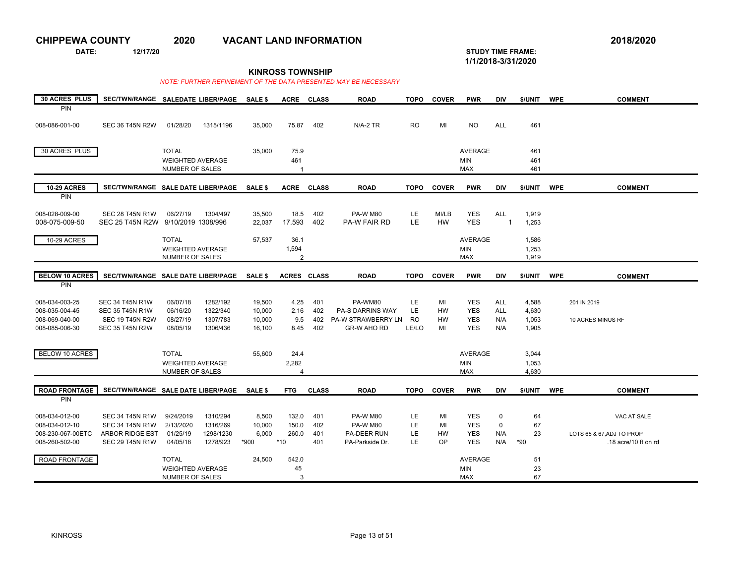# CHIPPEWA COUNTY 2020 VACANT LAND INFORMATION

**2018/2020**

**DATE:** 12/17/20

**STUDY TIME FRAME:** 1/1/2018-3/31/2020

## KINROSS TOWNSHIP

*NOTE: FURTHER REFINEMENT OF THE DATA PRESENTED MAY BE NECESSARY*

| 30 ACRES PLUS PIN | SEC/TWN/RANGE | SALEDATE | LIBER/PAGE | SALE $ | ACRE | CLASS | ROAD | TOPO | COVER | PWR | DIV | $/UNIT | WPE | COMMENT |
|---|---|---|---|---|---|---|---|---|---|---|---|---|---|---|
| 008-086-001-00 | SEC 36 T45N R2W | 01/28/20 | 1315/1196 | 35,000 | 75.87 | 402 | N/A-2 TR | RO | MI | NO | ALL | 461 | | |
| 30 ACRES PLUS | | TOTAL | | 35,000 | 75.9 | | | | | AVERAGE | | 461 | | |
| | | WEIGHTED AVERAGE | | | 461 | | | | | MIN | | 461 | | |
| | | NUMBER OF SALES | | | 1 | | | | | MAX | | 461 | | |

| 10-29 ACRES PIN | SEC/TWN/RANGE | SALE DATE | LIBER/PAGE | SALE $ | ACRE | CLASS | ROAD | TOPO | COVER | PWR | DIV | $/UNIT | WPE | COMMENT |
|---|---|---|---|---|---|---|---|---|---|---|---|---|---|---|
| 008-028-009-00 | SEC 28 T45N R1W | 06/27/19 | 1304/497 | 35,500 | 18.5 | 402 | PA-W M80 | LE | MI/LB | YES | ALL | 1,919 | | |
| 008-075-009-50 | SEC 25 T45N R2W | 9/10/2019 | 1308/996 | 22,037 | 17.593 | 402 | PA-W FAIR RD | LE | HW | YES | 1 | 1,253 | | |
| 10-29 ACRES | | TOTAL | | 57,537 | 36.1 | | | | | AVERAGE | | 1,586 | | |
| | | WEIGHTED AVERAGE | | | 1,594 | | | | | MIN | | 1,253 | | |
| | | NUMBER OF SALES | | | 2 | | | | | MAX | | 1,919 | | |

| BELOW 10 ACRES PIN | SEC/TWN/RANGE | SALE DATE | LIBER/PAGE | SALE $ | ACRES | CLASS | ROAD | TOPO | COVER | PWR | DIV | $/UNIT | WPE | COMMENT |
|---|---|---|---|---|---|---|---|---|---|---|---|---|---|---|
| 008-034-003-25 | SEC 34 T45N R1W | 06/07/18 | 1282/192 | 19,500 | 4.25 | 401 | PA-WM80 | LE | MI | YES | ALL | 4,588 | | 201 IN 2019 |
| 008-035-004-45 | SEC 35 T45N R1W | 06/16/20 | 1322/340 | 10,000 | 2.16 | 402 | PA-S DARRINS WAY | LE | HW | YES | ALL | 4,630 | | |
| 008-069-040-00 | SEC 19 T45N R2W | 08/27/19 | 1307/783 | 10,000 | 9.5 | 402 | PA-W STRAWBERRY LN | RO | HW | YES | N/A | 1,053 | | 10 ACRES MINUS RF |
| 008-085-006-30 | SEC 35 T45N R2W | 08/05/19 | 1306/436 | 16,100 | 8.45 | 402 | GR-W AHO RD | LE/LO | MI | YES | N/A | 1,905 | | |
| BELOW 10 ACRES | | TOTAL | | 55,600 | 24.4 | | | | | AVERAGE | | 3,044 | | |
| | | WEIGHTED AVERAGE | | | 2,282 | | | | | MIN | | 1,053 | | |
| | | NUMBER OF SALES | | | 4 | | | | | MAX | | 4,630 | | |

| ROAD FRONTAGE PIN | SEC/TWN/RANGE | SALE DATE | LIBER/PAGE | SALE $ | FTG | CLASS | ROAD | TOPO | COVER | PWR | DIV | $/UNIT | WPE | COMMENT |
|---|---|---|---|---|---|---|---|---|---|---|---|---|---|---|
| 008-034-012-00 | SEC 34 T45N R1W | 9/24/2019 | 1310/294 | 8,500 | 132.0 | 401 | PA-W M80 | LE | MI | YES | 0 | 64 | | VAC AT SALE |
| 008-034-012-10 | SEC 34 T45N R1W | 2/13/2020 | 1316/269 | 10,000 | 150.0 | 402 | PA-W M80 | LE | MI | YES | 0 | 67 | | |
| 008-230-067-00ETC | ARBOR RIDGE EST | 01/25/19 | 1298/1230 | 6,000 | 260.0 | 401 | PA-DEER RUN | LE | HW | YES | N/A | 23 | | LOTS 65 & 67,ADJ TO PROP |
| 008-260-502-00 | SEC 29 T45N R1W | 04/05/18 | 1278/923 | *900 | *10 | 401 | PA-Parkside Dr. | LE | OP | YES | N/A | *90 | | .18 acre/10 ft on rd |
| ROAD FRONTAGE | | TOTAL | | 24,500 | 542.0 | | | | | AVERAGE | | 51 | | |
| | | WEIGHTED AVERAGE | | | 45 | | | | | MIN | | 23 | | |
| | | NUMBER OF SALES | | | 3 | | | | | MAX | | 67 | | |

KINROSS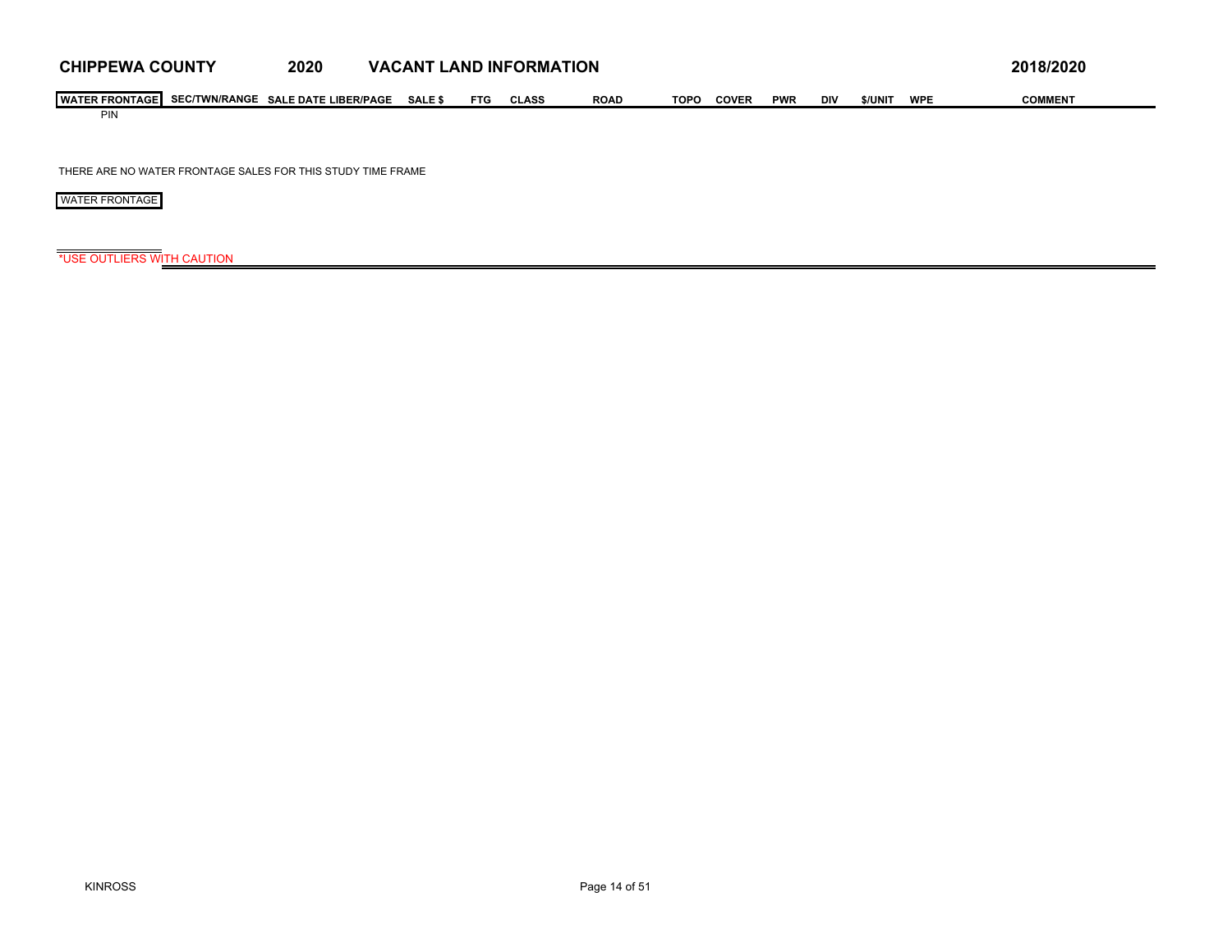**CHIPPEWA COUNTY** **2020** **VACANT LAND INFORMATION** **2018/2020**

| WATER FRONTAGE PIN | SEC/TWN/RANGE | SALE DATE | LIBER/PAGE | SALE $ | FTG | CLASS | ROAD | TOPO | COVER | PWR | DIV | $/UNIT | WPE | COMMENT |
|---|---|---|---|---|---|---|---|---|---|---|---|---|---|---|

THERE ARE NO WATER FRONTAGE SALES FOR THIS STUDY TIME FRAME

WATER FRONTAGE

*USE OUTLIERS WITH CAUTION

KINROSS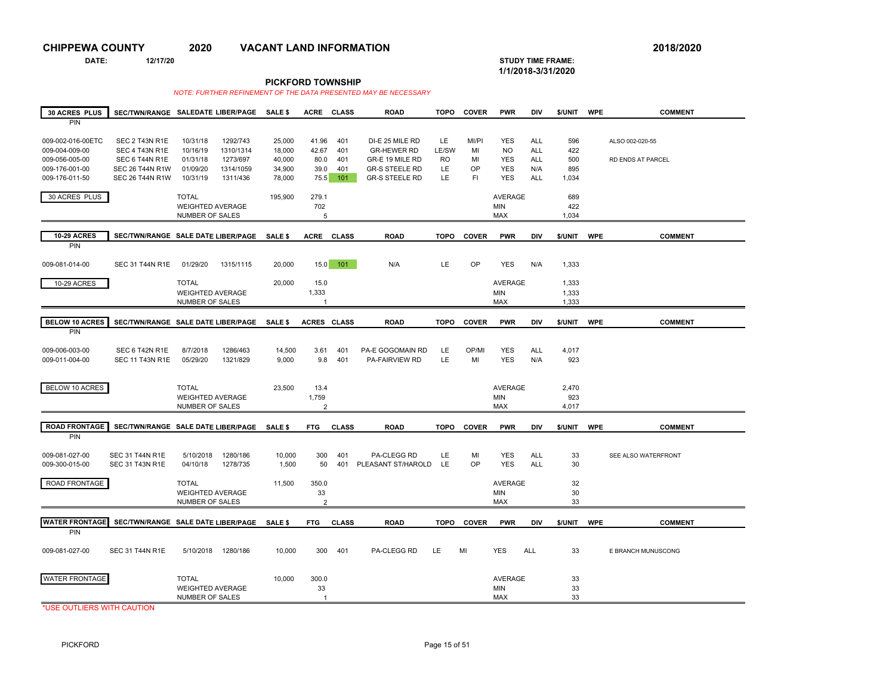# CHIPPEWA COUNTY 2020 VACANT LAND INFORMATION 2018/2020

**DATE:** 12/17/20

**STUDY TIME FRAME:** 1/1/2018-3/31/2020

## PICKFORD TOWNSHIP

*NOTE: FURTHER REFINEMENT OF THE DATA PRESENTED MAY BE NECESSARY*

| 30 ACRES PLUS PIN | SEC/TWN/RANGE | SALEDATE | LIBER/PAGE | SALE $ | ACRE | CLASS | ROAD | TOPO | COVER | PWR | DIV | $/UNIT | WPE | COMMENT |
|---|---|---|---|---|---|---|---|---|---|---|---|---|---|---|
| 009-002-016-00ETC | SEC 2 T43N R1E | 10/31/18 | 1292/743 | 25,000 | 41.96 | 401 | DI-E 25 MILE RD | LE | MI/PI | YES | ALL | 596 | | ALSO 002-020-55 |
| 009-004-009-00 | SEC 4 T43N R1E | 10/16/19 | 1310/1314 | 18,000 | 42.67 | 401 | GR-HEWER RD | LE/SW | MI | NO | ALL | 422 | | |
| 009-056-005-00 | SEC 6 T44N R1E | 01/31/18 | 1273/697 | 40,000 | 80.0 | 401 | GR-E 19 MILE RD | RO | MI | YES | ALL | 500 | | RD ENDS AT PARCEL |
| 009-176-001-00 | SEC 26 T44N R1W | 01/09/20 | 1314/1059 | 34,900 | 39.0 | 401 | GR-S STEELE RD | LE | OP | YES | N/A | 895 | | |
| 009-176-011-50 | SEC 26 T44N R1W | 10/31/19 | 1311/436 | 78,000 | 75.5 | 101 | GR-S STEELE RD | LE | FI | YES | ALL | 1,034 | | |
| 30 ACRES PLUS | | TOTAL | | 195,900 | 279.1 | | | | | AVERAGE | | 689 | | |
| | | WEIGHTED AVERAGE | | | 702 | | | | | MIN | | 422 | | |
| | | NUMBER OF SALES | | | 5 | | | | | MAX | | 1,034 | | |

| 10-29 ACRES PIN | SEC/TWN/RANGE | SALE DATE | LIBER/PAGE | SALE $ | ACRE | CLASS | ROAD | TOPO | COVER | PWR | DIV | $/UNIT | WPE | COMMENT |
|---|---|---|---|---|---|---|---|---|---|---|---|---|---|---|
| 009-081-014-00 | SEC 31 T44N R1E | 01/29/20 | 1315/1115 | 20,000 | 15.0 | 101 | N/A | LE | OP | YES | N/A | 1,333 | | |
| 10-29 ACRES | | TOTAL | | 20,000 | 15.0 | | | | | AVERAGE | | 1,333 | | |
| | | WEIGHTED AVERAGE | | | 1,333 | | | | | MIN | | 1,333 | | |
| | | NUMBER OF SALES | | | 1 | | | | | MAX | | 1,333 | | |

| BELOW 10 ACRES PIN | SEC/TWN/RANGE | SALE DATE | LIBER/PAGE | SALE $ | ACRES | CLASS | ROAD | TOPO | COVER | PWR | DIV | $/UNIT | WPE | COMMENT |
|---|---|---|---|---|---|---|---|---|---|---|---|---|---|---|
| 009-006-003-00 | SEC 6 T42N R1E | 8/7/2018 | 1286/463 | 14,500 | 3.61 | 401 | PA-E GOGOMAIN RD | LE | OP/MI | YES | ALL | 4,017 | | |
| 009-011-004-00 | SEC 11 T43N R1E | 05/29/20 | 1321/829 | 9,000 | 9.8 | 401 | PA-FAIRVIEW RD | LE | MI | YES | N/A | 923 | | |
| BELOW 10 ACRES | | TOTAL | | 23,500 | 13.4 | | | | | AVERAGE | | 2,470 | | |
| | | WEIGHTED AVERAGE | | | 1,759 | | | | | MIN | | 923 | | |
| | | NUMBER OF SALES | | | 2 | | | | | MAX | | 4,017 | | |

| ROAD FRONTAGE PIN | SEC/TWN/RANGE | SALE DATE | LIBER/PAGE | SALE $ | FTG | CLASS | ROAD | TOPO | COVER | PWR | DIV | $/UNIT | WPE | COMMENT |
|---|---|---|---|---|---|---|---|---|---|---|---|---|---|---|
| 009-081-027-00 | SEC 31 T44N R1E | 5/10/2018 | 1280/186 | 10,000 | 300 | 401 | PA-CLEGG RD | LE | MI | YES | ALL | 33 | | SEE ALSO WATERFRONT |
| 009-300-015-00 | SEC 31 T43N R1E | 04/10/18 | 1278/735 | 1,500 | 50 | 401 | PLEASANT ST/HAROLD | LE | OP | YES | ALL | 30 | | |
| ROAD FRONTAGE | | TOTAL | | 11,500 | 350.0 | | | | | AVERAGE | | 32 | | |
| | | WEIGHTED AVERAGE | | | 33 | | | | | MIN | | 30 | | |
| | | NUMBER OF SALES | | | 2 | | | | | MAX | | 33 | | |

| WATER FRONTAGE PIN | SEC/TWN/RANGE | SALE DATE | LIBER/PAGE | SALE $ | FTG | CLASS | ROAD | TOPO | COVER | PWR | DIV | $/UNIT | WPE | COMMENT |
|---|---|---|---|---|---|---|---|---|---|---|---|---|---|---|
| 009-081-027-00 | SEC 31 T44N R1E | 5/10/2018 | 1280/186 | 10,000 | 300 | 401 | PA-CLEGG RD | LE | MI | YES | ALL | 33 | | E BRANCH MUNUSCONG |
| WATER FRONTAGE | | TOTAL | | 10,000 | 300.0 | | | | | AVERAGE | | 33 | | |
| | | WEIGHTED AVERAGE | | | 33 | | | | | MIN | | 33 | | |
| | | NUMBER OF SALES | | | 1 | | | | | MAX | | 33 | | |

*USE OUTLIERS WITH CAUTION

PICKFORD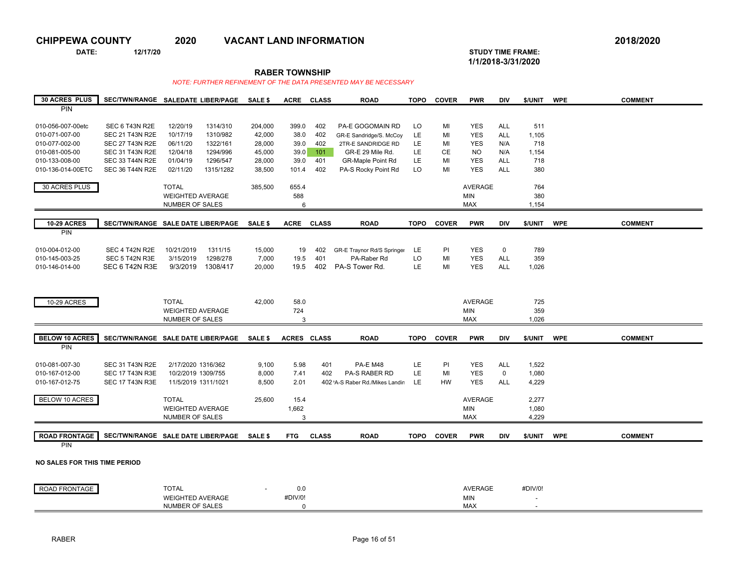# CHIPPEWA COUNTY 2020 VACANT LAND INFORMATION

**2018/2020**

**DATE:** 12/17/20

**STUDY TIME FRAME:** 1/1/2018-3/31/2020

## RABER TOWNSHIP

*NOTE: FURTHER REFINEMENT OF THE DATA PRESENTED MAY BE NECESSARY*

| 30 ACRES PLUS PIN | SEC/TWN/RANGE | SALEDATE | LIBER/PAGE | SALE $ | ACRE | CLASS | ROAD | TOPO | COVER | PWR | DIV | $/UNIT | WPE | COMMENT |
|---|---|---|---|---|---|---|---|---|---|---|---|---|---|---|
| 010-056-007-00etc | SEC 6 T43N R2E | 12/20/19 | 1314/310 | 204,000 | 399.0 | 402 | PA-E GOGOMAIN RD | LO | MI | YES | ALL | 511 | | |
| 010-071-007-00 | SEC 21 T43N R2E | 10/17/19 | 1310/982 | 42,000 | 38.0 | 402 | GR-E Sandridge/S. McCoy | LE | MI | YES | ALL | 1,105 | | |
| 010-077-002-00 | SEC 27 T43N R2E | 06/11/20 | 1322/161 | 28,000 | 39.0 | 402 | 2TR-E SANDRIDGE RD | LE | MI | YES | N/A | 718 | | |
| 010-081-005-00 | SEC 31 T43N R2E | 12/04/18 | 1294/996 | 45,000 | 39.0 | 101 | GR-E 29 Mile Rd. | LE | CE | NO | N/A | 1,154 | | |
| 010-133-008-00 | SEC 33 T44N R2E | 01/04/19 | 1296/547 | 28,000 | 39.0 | 401 | GR-Maple Point Rd | LE | MI | YES | ALL | 718 | | |
| 010-136-014-00ETC | SEC 36 T44N R2E | 02/11/20 | 1315/1282 | 38,500 | 101.4 | 402 | PA-S Rocky Point Rd | LO | MI | YES | ALL | 380 | | |
| 30 ACRES PLUS | | TOTAL | | 385,500 | 655.4 | | | | | AVERAGE | | 764 | | |
| | | WEIGHTED AVERAGE | | | 588 | | | | | MIN | | 380 | | |
| | | NUMBER OF SALES | | | 6 | | | | | MAX | | 1,154 | | |

| 10-29 ACRES PIN | SEC/TWN/RANGE | SALE DATE | LIBER/PAGE | SALE $ | ACRE | CLASS | ROAD | TOPO | COVER | PWR | DIV | $/UNIT | WPE | COMMENT |
|---|---|---|---|---|---|---|---|---|---|---|---|---|---|---|
| 010-004-012-00 | SEC 4 T42N R2E | 10/21/2019 | 1311/15 | 15,000 | 19 | 402 | GR-E Traynor Rd/S Springer | LE | PI | YES | 0 | 789 | | |
| 010-145-003-25 | SEC 5 T42N R3E | 3/15/2019 | 1298/278 | 7,000 | 19.5 | 401 | PA-Raber Rd | LO | MI | YES | ALL | 359 | | |
| 010-146-014-00 | SEC 6 T42N R3E | 9/3/2019 | 1308/417 | 20,000 | 19.5 | 402 | PA-S Tower Rd. | LE | MI | YES | ALL | 1,026 | | |
| 10-29 ACRES | | TOTAL | | 42,000 | 58.0 | | | | | AVERAGE | | 725 | | |
| | | WEIGHTED AVERAGE | | | 724 | | | | | MIN | | 359 | | |
| | | NUMBER OF SALES | | | 3 | | | | | MAX | | 1,026 | | |

| BELOW 10 ACRES PIN | SEC/TWN/RANGE | SALE DATE | LIBER/PAGE | SALE $ | ACRES | CLASS | ROAD | TOPO | COVER | PWR | DIV | $/UNIT | WPE | COMMENT |
|---|---|---|---|---|---|---|---|---|---|---|---|---|---|---|
| 010-081-007-30 | SEC 31 T43N R2E | 2/17/2020 | 1316/362 | 9,100 | 5.98 | 401 | PA-E M48 | LE | PI | YES | ALL | 1,522 | | |
| 010-167-012-00 | SEC 17 T43N R3E | 10/2/2019 | 1309/755 | 8,000 | 7.41 | 402 | PA-S RABER RD | LE | MI | YES | 0 | 1,080 | | |
| 010-167-012-75 | SEC 17 T43N R3E | 11/5/2019 | 1311/1021 | 8,500 | 2.01 | 402 | 'A-S Raber Rd./Mikes Landin | LE | HW | YES | ALL | 4,229 | | |
| BELOW 10 ACRES | | TOTAL | | 25,600 | 15.4 | | | | | AVERAGE | | 2,277 | | |
| | | WEIGHTED AVERAGE | | | 1,662 | | | | | MIN | | 1,080 | | |
| | | NUMBER OF SALES | | | 3 | | | | | MAX | | 4,229 | | |

| ROAD FRONTAGE PIN | SEC/TWN/RANGE | SALE DATE | LIBER/PAGE | SALE $ | FTG | CLASS | ROAD | TOPO | COVER | PWR | DIV | $/UNIT | WPE | COMMENT |
|---|---|---|---|---|---|---|---|---|---|---|---|---|---|---|
| **NO SALES FOR THIS TIME PERIOD** | | | | | | | | | | | | | | |
| ROAD FRONTAGE | | TOTAL | | - | 0.0 | | | | | AVERAGE | | #DIV/0! | | |
| | | WEIGHTED AVERAGE | | | #DIV/0! | | | | | MIN | | - | | |
| | | NUMBER OF SALES | | | 0 | | | | | MAX | | - | | |

RABER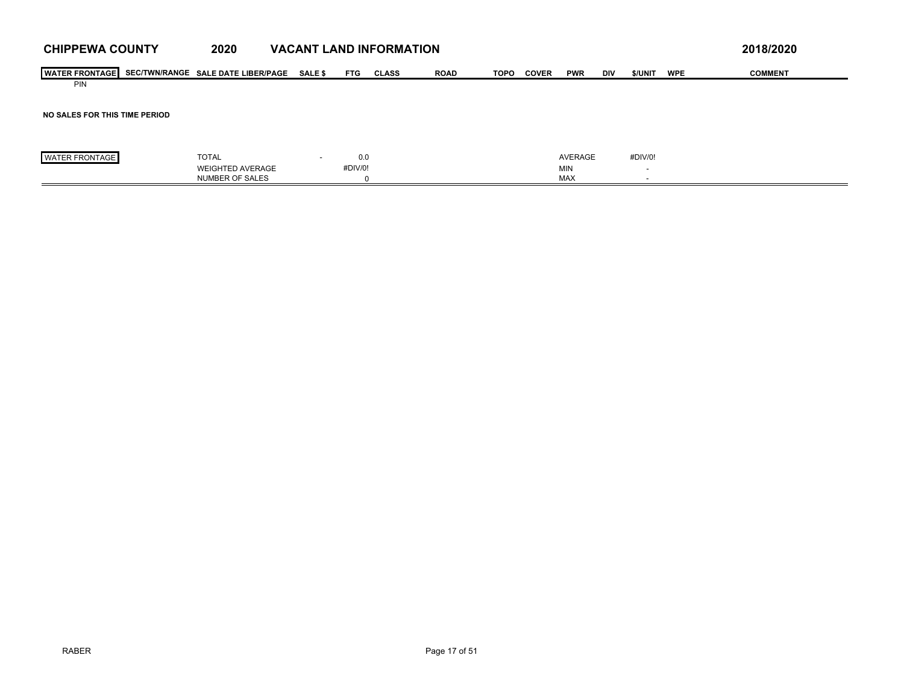# CHIPPEWA COUNTY 2020 VACANT LAND INFORMATION

**2018/2020**

| WATER FRONTAGE | SEC/TWN/RANGE | SALE DATE LIBER/PAGE | SALE $ | FTG | CLASS | ROAD | TOPO | COVER | PWR | DIV | $/UNIT | WPE | COMMENT |
|---|---|---|---|---|---|---|---|---|---|---|---|---|---|
| PIN | | | | | | | | | | | | | |

**NO SALES FOR THIS TIME PERIOD**

| WATER FRONTAGE | | | | | | |
|---|---|---|---|---|---|---|
| | TOTAL | - | 0.0 | AVERAGE | #DIV/0! | |
| | WEIGHTED AVERAGE | | #DIV/0! | MIN | - | |
| | NUMBER OF SALES | | 0 | MAX | - | |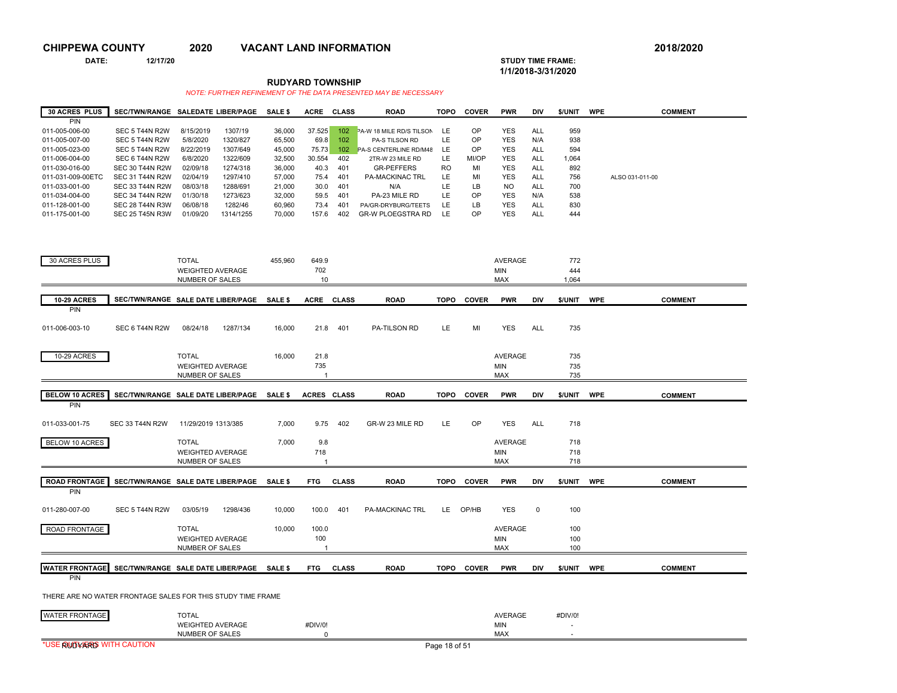# CHIPPEWA COUNTY 2020 VACANT LAND INFORMATION

**2018/2020**

**DATE:** 12/17/20

**STUDY TIME FRAME: 1/1/2018-3/31/2020**

## RUDYARD TOWNSHIP

*NOTE: FURTHER REFINEMENT OF THE DATA PRESENTED MAY BE NECESSARY*

| 30 ACRES PLUS PIN | SEC/TWN/RANGE | SALEDATE | LIBER/PAGE | SALE $ | ACRE | CLASS | ROAD | TOPO | COVER | PWR | DIV | $/UNIT | WPE | COMMENT |
|---|---|---|---|---|---|---|---|---|---|---|---|---|---|---|
| 011-005-006-00 | SEC 5 T44N R2W | 8/15/2019 | 1307/19 | 36,000 | 37.525 | 102 | PA-W 18 MILE RD/S TILSON | LE | OP | YES | ALL | 959 | | |
| 011-005-007-00 | SEC 5 T44N R2W | 5/8/2020 | 1320/827 | 65,500 | 69.8 | 102 | PA-S TILSON RD | LE | OP | YES | N/A | 938 | | |
| 011-005-023-00 | SEC 5 T44N R2W | 8/22/2019 | 1307/649 | 45,000 | 75.73 | 102 | PA-S CENTERLINE RD/M48 | LE | OP | YES | ALL | 594 | | |
| 011-006-004-00 | SEC 6 T44N R2W | 6/8/2020 | 1322/609 | 32,500 | 30.554 | 402 | 2TR-W 23 MILE RD | LE | MI/OP | YES | ALL | 1,064 | | |
| 011-030-016-00 | SEC 30 T44N R2W | 02/09/18 | 1274/318 | 36,000 | 40.3 | 401 | GR-PEFFERS | RO | MI | YES | ALL | 892 | | |
| 011-031-009-00ETC | SEC 31 T44N R2W | 02/04/19 | 1297/410 | 57,000 | 75.4 | 401 | PA-MACKINAC TRL | LE | MI | YES | ALL | 756 | | ALSO 031-011-00 |
| 011-033-001-00 | SEC 33 T44N R2W | 08/03/18 | 1288/691 | 21,000 | 30.0 | 401 | N/A | LE | LB | NO | ALL | 700 | | |
| 011-034-004-00 | SEC 34 T44N R2W | 01/30/18 | 1273/623 | 32,000 | 59.5 | 401 | PA-23 MILE RD | LE | OP | YES | N/A | 538 | | |
| 011-128-001-00 | SEC 28 T44N R3W | 06/08/18 | 1282/46 | 60,960 | 73.4 | 401 | PA/GR-DRYBURG/TEETS | LE | LB | YES | ALL | 830 | | |
| 011-175-001-00 | SEC 25 T45N R3W | 01/09/20 | 1314/1255 | 70,000 | 157.6 | 402 | GR-W PLOEGSTRA RD | LE | OP | YES | ALL | 444 | | |

| 30 ACRES PLUS | | | |
|---|---|---|---|
| TOTAL | 455,960 | 649.9 | AVERAGE 772 |
| WEIGHTED AVERAGE | | 702 | MIN 444 |
| NUMBER OF SALES | | 10 | MAX 1,064 |

| 10-29 ACRES PIN | SEC/TWN/RANGE | SALE DATE | LIBER/PAGE | SALE $ | ACRE | CLASS | ROAD | TOPO | COVER | PWR | DIV | $/UNIT | WPE | COMMENT |
|---|---|---|---|---|---|---|---|---|---|---|---|---|---|---|
| 011-006-003-10 | SEC 6 T44N R2W | 08/24/18 | 1287/134 | 16,000 | 21.8 | 401 | PA-TILSON RD | LE | MI | YES | ALL | 735 | | |

| 10-29 ACRES | | | |
|---|---|---|---|
| TOTAL | 16,000 | 21.8 | AVERAGE 735 |
| WEIGHTED AVERAGE | | 735 | MIN 735 |
| NUMBER OF SALES | | 1 | MAX 735 |

| BELOW 10 ACRES PIN | SEC/TWN/RANGE | SALE DATE | LIBER/PAGE | SALE $ | ACRES | CLASS | ROAD | TOPO | COVER | PWR | DIV | $/UNIT | WPE | COMMENT |
|---|---|---|---|---|---|---|---|---|---|---|---|---|---|---|
| 011-033-001-75 | SEC 33 T44N R2W | 11/29/2019 | 1313/385 | 7,000 | 9.75 | 402 | GR-W 23 MILE RD | LE | OP | YES | ALL | 718 | | |

| BELOW 10 ACRES | | | |
|---|---|---|---|
| TOTAL | 7,000 | 9.8 | AVERAGE 718 |
| WEIGHTED AVERAGE | | 718 | MIN 718 |
| NUMBER OF SALES | | 1 | MAX 718 |

| ROAD FRONTAGE PIN | SEC/TWN/RANGE | SALE DATE | LIBER/PAGE | SALE $ | FTG | CLASS | ROAD | TOPO | COVER | PWR | DIV | $/UNIT | WPE | COMMENT |
|---|---|---|---|---|---|---|---|---|---|---|---|---|---|---|
| 011-280-007-00 | SEC 5 T44N R2W | 03/05/19 | 1298/436 | 10,000 | 100.0 | 401 | PA-MACKINAC TRL | LE | OP/HB | YES | 0 | 100 | | |

| ROAD FRONTAGE | | | |
|---|---|---|---|
| TOTAL | 10,000 | 100.0 | AVERAGE 100 |
| WEIGHTED AVERAGE | | 100 | MIN 100 |
| NUMBER OF SALES | | 1 | MAX 100 |

| WATER FRONTAGE PIN | SEC/TWN/RANGE | SALE DATE | LIBER/PAGE | SALE $ | FTG | CLASS | ROAD | TOPO | COVER | PWR | DIV | $/UNIT | WPE | COMMENT |
|---|---|---|---|---|---|---|---|---|---|---|---|---|---|---|

THERE ARE NO WATER FRONTAGE SALES FOR THIS STUDY TIME FRAME

| WATER FRONTAGE | | | |
|---|---|---|---|
| TOTAL | | | AVERAGE #DIV/0! |
| WEIGHTED AVERAGE | | #DIV/0! | MIN - |
| NUMBER OF SALES | | 0 | MAX - |

*USE OUTLIERS WITH CAUTION

RUDYARD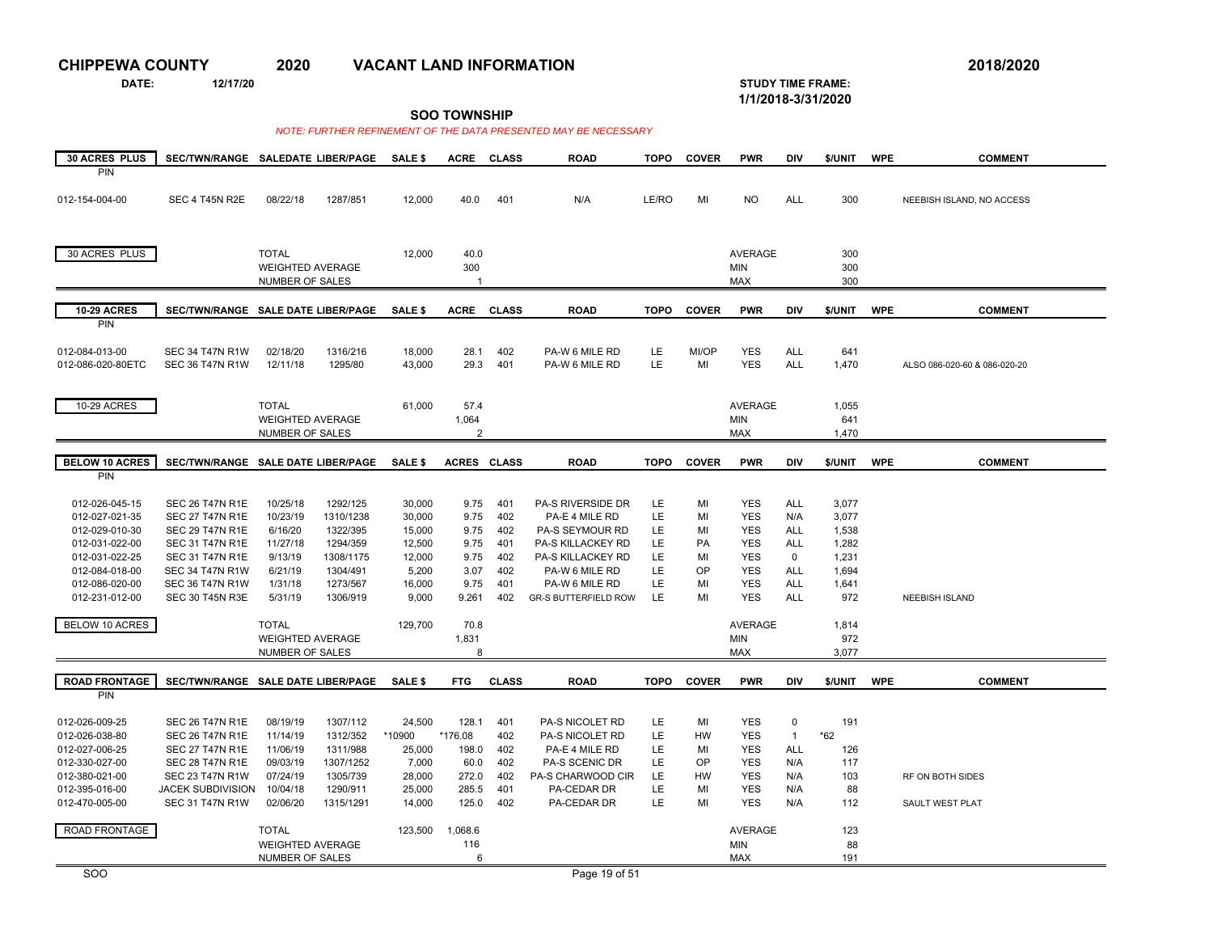# CHIPPEWA COUNTY 2020 VACANT LAND INFORMATION 2018/2020

**DATE:** 12/17/20

**STUDY TIME FRAME:** 1/1/2018-3/31/2020

## SOO TOWNSHIP

*NOTE: FURTHER REFINEMENT OF THE DATA PRESENTED MAY BE NECESSARY*

| 30 ACRES PLUS PIN | SEC/TWN/RANGE | SALEDATE | LIBER/PAGE | SALE $ | ACRE | CLASS | ROAD | TOPO | COVER | PWR | DIV | $/UNIT | WPE | COMMENT |
|---|---|---|---|---|---|---|---|---|---|---|---|---|---|---|
| 012-154-004-00 | SEC 4 T45N R2E | 08/22/18 | 1287/851 | 12,000 | 40.0 | 401 | N/A | LE/RO | MI | NO | ALL | 300 | | NEEBISH ISLAND, NO ACCESS |
| 30 ACRES PLUS | | TOTAL | | 12,000 | 40.0 | | | | | AVERAGE | | 300 | | |
| | | WEIGHTED AVERAGE | | | 300 | | | | | MIN | | 300 | | |
| | | NUMBER OF SALES | | | 1 | | | | | MAX | | 300 | | |

| 10-29 ACRES PIN | SEC/TWN/RANGE | SALE DATE | LIBER/PAGE | SALE $ | ACRE | CLASS | ROAD | TOPO | COVER | PWR | DIV | $/UNIT | WPE | COMMENT |
|---|---|---|---|---|---|---|---|---|---|---|---|---|---|---|
| 012-084-013-00 | SEC 34 T47N R1W | 02/18/20 | 1316/216 | 18,000 | 28.1 | 402 | PA-W 6 MILE RD | LE | MI/OP | YES | ALL | 641 | | |
| 012-086-020-80ETC | SEC 36 T47N R1W | 12/11/18 | 1295/80 | 43,000 | 29.3 | 401 | PA-W 6 MILE RD | LE | MI | YES | ALL | 1,470 | | ALSO 086-020-60 & 086-020-20 |
| 10-29 ACRES | | TOTAL | | 61,000 | 57.4 | | | | | AVERAGE | | 1,055 | | |
| | | WEIGHTED AVERAGE | | | 1,064 | | | | | MIN | | 641 | | |
| | | NUMBER OF SALES | | | 2 | | | | | MAX | | 1,470 | | |

| BELOW 10 ACRES PIN | SEC/TWN/RANGE | SALE DATE | LIBER/PAGE | SALE $ | ACRES | CLASS | ROAD | TOPO | COVER | PWR | DIV | $/UNIT | WPE | COMMENT |
|---|---|---|---|---|---|---|---|---|---|---|---|---|---|---|
| 012-026-045-15 | SEC 26 T47N R1E | 10/25/18 | 1292/125 | 30,000 | 9.75 | 401 | PA-S RIVERSIDE DR | LE | MI | YES | ALL | 3,077 | | |
| 012-027-021-35 | SEC 27 T47N R1E | 10/23/19 | 1310/1238 | 30,000 | 9.75 | 402 | PA-E 4 MILE RD | LE | MI | YES | N/A | 3,077 | | |
| 012-029-010-30 | SEC 29 T47N R1E | 6/16/20 | 1322/395 | 15,000 | 9.75 | 402 | PA-S SEYMOUR RD | LE | MI | YES | ALL | 1,538 | | |
| 012-031-022-00 | SEC 31 T47N R1E | 11/27/18 | 1294/359 | 12,500 | 9.75 | 401 | PA-S KILLACKEY RD | LE | PA | YES | ALL | 1,282 | | |
| 012-031-022-25 | SEC 31 T47N R1E | 9/13/19 | 1308/1175 | 12,000 | 9.75 | 402 | PA-S KILLACKEY RD | LE | MI | YES | 0 | 1,231 | | |
| 012-084-018-00 | SEC 34 T47N R1W | 6/21/19 | 1304/491 | 5,200 | 3.07 | 402 | PA-W 6 MILE RD | LE | OP | YES | ALL | 1,694 | | |
| 012-086-020-00 | SEC 36 T47N R1W | 1/31/18 | 1273/567 | 16,000 | 9.75 | 401 | PA-W 6 MILE RD | LE | MI | YES | ALL | 1,641 | | |
| 012-231-012-00 | SEC 30 T45N R3E | 5/31/19 | 1306/919 | 9,000 | 9.261 | 402 | GR-S BUTTERFIELD ROW | LE | MI | YES | ALL | 972 | | NEEBISH ISLAND |
| BELOW 10 ACRES | | TOTAL | | 129,700 | 70.8 | | | | | AVERAGE | | 1,814 | | |
| | | WEIGHTED AVERAGE | | | 1,831 | | | | | MIN | | 972 | | |
| | | NUMBER OF SALES | | | 8 | | | | | MAX | | 3,077 | | |

| ROAD FRONTAGE PIN | SEC/TWN/RANGE | SALE DATE | LIBER/PAGE | SALE $ | FTG | CLASS | ROAD | TOPO | COVER | PWR | DIV | $/UNIT | WPE | COMMENT |
|---|---|---|---|---|---|---|---|---|---|---|---|---|---|---|
| 012-026-009-25 | SEC 26 T47N R1E | 08/19/19 | 1307/112 | 24,500 | 128.1 | 401 | PA-S NICOLET RD | LE | MI | YES | 0 | 191 | | |
| 012-026-038-80 | SEC 26 T47N R1E | 11/14/19 | 1312/352 | *10900 | *176.08 | 402 | PA-S NICOLET RD | LE | HW | YES | 1 | *62 | | |
| 012-027-006-25 | SEC 27 T47N R1E | 11/06/19 | 1311/988 | 25,000 | 198.0 | 402 | PA-E 4 MILE RD | LE | MI | YES | ALL | 126 | | |
| 012-330-027-00 | SEC 28 T47N R1E | 09/03/19 | 1307/1252 | 7,000 | 60.0 | 402 | PA-S SCENIC DR | LE | OP | YES | N/A | 117 | | |
| 012-380-021-00 | SEC 23 T47N R1W | 07/24/19 | 1305/739 | 28,000 | 272.0 | 402 | PA-S CHARWOOD CIR | LE | HW | YES | N/A | 103 | | RF ON BOTH SIDES |
| 012-395-016-00 | JACEK SUBDIVISION | 10/04/18 | 1290/911 | 25,000 | 285.5 | 401 | PA-CEDAR DR | LE | MI | YES | N/A | 88 | | |
| 012-470-005-00 | SEC 31 T47N R1W | 02/06/20 | 1315/1291 | 14,000 | 125.0 | 402 | PA-CEDAR DR | LE | MI | YES | N/A | 112 | | SAULT WEST PLAT |
| ROAD FRONTAGE | | TOTAL | | 123,500 | 1,068.6 | | | | | AVERAGE | | 123 | | |
| | | WEIGHTED AVERAGE | | | 116 | | | | | MIN | | 88 | | |
| | | NUMBER OF SALES | | | 6 | | | | | MAX | | 191 | | |

SOO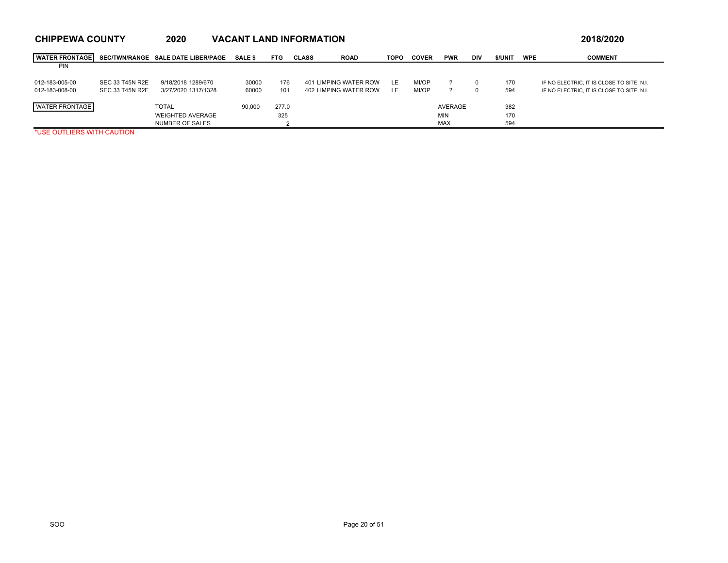# CHIPPEWA COUNTY 2020 VACANT LAND INFORMATION 2018/2020

| WATER FRONTAGE PIN | SEC/TWN/RANGE | SALE DATE LIBER/PAGE | SALE $ | FTG | CLASS | ROAD | TOPO | COVER | PWR | DIV | $/UNIT | WPE | COMMENT |
|---|---|---|---|---|---|---|---|---|---|---|---|---|---|
| 012-183-005-00 | SEC 33 T45N R2E | 9/18/2018 1289/670 | 30000 | 176 | 401 | LIMPING WATER ROW | LE | MI/OP | ? | 0 | 170 | | IF NO ELECTRIC, IT IS CLOSE TO SITE, N.I. |
| 012-183-008-00 | SEC 33 T45N R2E | 3/27/2020 1317/1328 | 60000 | 101 | 402 | LIMPING WATER ROW | LE | MI/OP | ? | 0 | 594 | | IF NO ELECTRIC, IT IS CLOSE TO SITE, N.I. |
| WATER FRONTAGE | | TOTAL | 90,000 | 277.0 | | | | | AVERAGE | | 382 | | |
| | | WEIGHTED AVERAGE | | 325 | | | | | MIN | | 170 | | |
| | | NUMBER OF SALES | | 2 | | | | | MAX | | 594 | | |

*USE OUTLIERS WITH CAUTION

SOO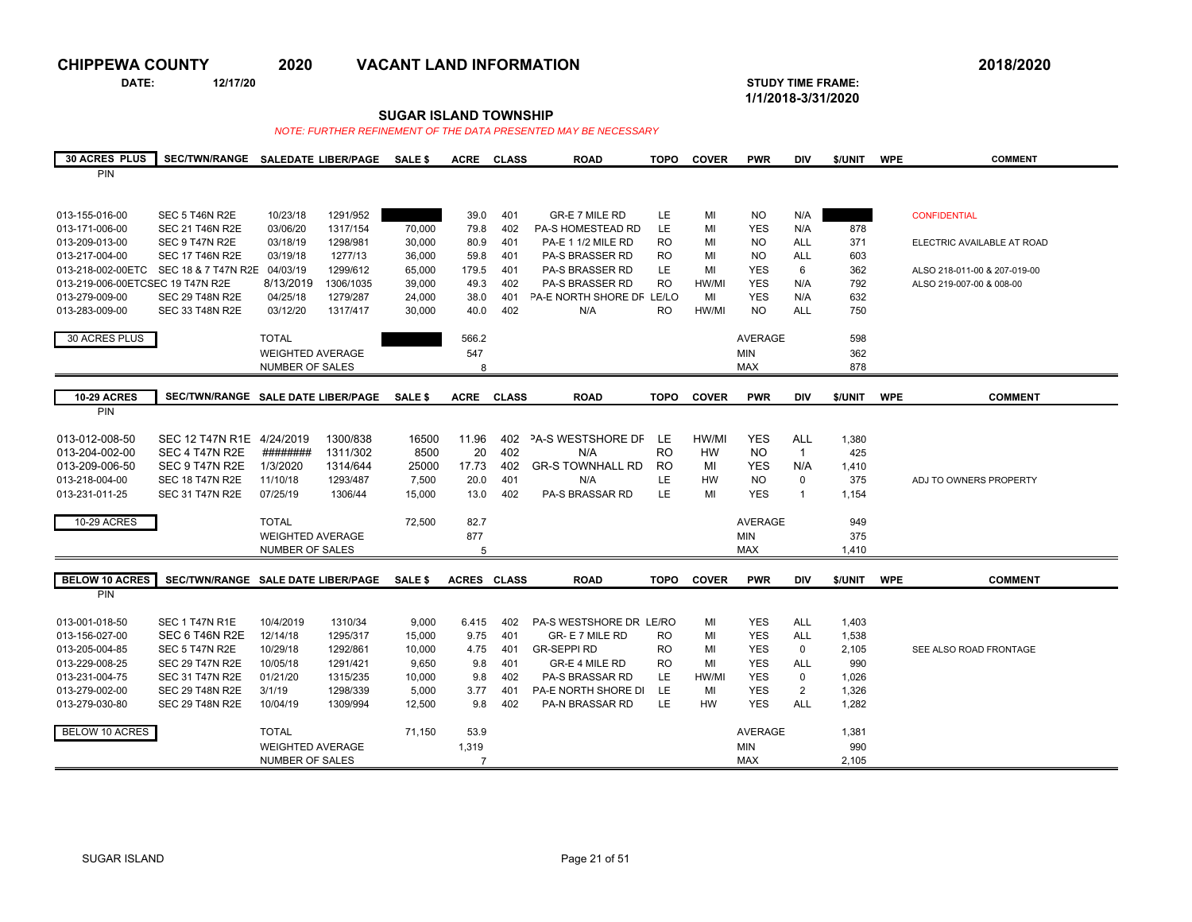# CHIPPEWA COUNTY 2020 VACANT LAND INFORMATION 2018/2020

**DATE:** 12/17/20

**STUDY TIME FRAME:** 1/1/2018-3/31/2020

## SUGAR ISLAND TOWNSHIP

*NOTE: FURTHER REFINEMENT OF THE DATA PRESENTED MAY BE NECESSARY*

| 30 ACRES PLUS PIN | SEC/TWN/RANGE | SALEDATE | LIBER/PAGE | SALE $ | ACRE | CLASS | ROAD | TOPO | COVER | PWR | DIV | $/UNIT | WPE | COMMENT |
|---|---|---|---|---|---|---|---|---|---|---|---|---|---|---|
| 013-155-016-00 | SEC 5 T46N R2E | 10/23/18 | 1291/952 | | 39.0 | 401 | GR-E 7 MILE RD | LE | MI | NO | N/A | | | CONFIDENTIAL |
| 013-171-006-00 | SEC 21 T46N R2E | 03/06/20 | 1317/154 | 70,000 | 79.8 | 402 | PA-S HOMESTEAD RD | LE | MI | YES | N/A | 878 | | |
| 013-209-013-00 | SEC 9 T47N R2E | 03/18/19 | 1298/981 | 30,000 | 80.9 | 401 | PA-E 1 1/2 MILE RD | RO | MI | NO | ALL | 371 | | ELECTRIC AVAILABLE AT ROAD |
| 013-217-004-00 | SEC 17 T46N R2E | 03/19/18 | 1277/13 | 36,000 | 59.8 | 401 | PA-S BRASSER RD | RO | MI | NO | ALL | 603 | | |
| 013-218-002-00ETC | SEC 18 & 7 T47N R2E | 04/03/19 | 1299/612 | 65,000 | 179.5 | 401 | PA-S BRASSER RD | LE | MI | YES | 6 | 362 | | ALSO 218-011-00 & 207-019-00 |
| 013-219-006-00ETC | SEC 19 T47N R2E | 8/13/2019 | 1306/1035 | 39,000 | 49.3 | 402 | PA-S BRASSER RD | RO | HW/MI | YES | N/A | 792 | | ALSO 219-007-00 & 008-00 |
| 013-279-009-00 | SEC 29 T48N R2E | 04/25/18 | 1279/287 | 24,000 | 38.0 | 401 | PA-E NORTH SHORE DR | LE/LO | MI | YES | N/A | 632 | | |
| 013-283-009-00 | SEC 33 T48N R2E | 03/12/20 | 1317/417 | 30,000 | 40.0 | 402 | N/A | RO | HW/MI | NO | ALL | 750 | | |
| 30 ACRES PLUS | | TOTAL | | | 566.2 | | | | | AVERAGE | | 598 | | |
| | | WEIGHTED AVERAGE | | | 547 | | | | | MIN | | 362 | | |
| | | NUMBER OF SALES | | | 8 | | | | | MAX | | 878 | | |

| 10-29 ACRES PIN | SEC/TWN/RANGE | SALE DATE | LIBER/PAGE | SALE $ | ACRE | CLASS | ROAD | TOPO | COVER | PWR | DIV | $/UNIT | WPE | COMMENT |
|---|---|---|---|---|---|---|---|---|---|---|---|---|---|---|
| 013-012-008-50 | SEC 12 T47N R1E | 4/24/2019 | 1300/838 | 16500 | 11.96 | 402 | PA-S WESTSHORE DR | LE | HW/MI | YES | ALL | 1,380 | | |
| 013-204-002-00 | SEC 4 T47N R2E | ######## | 1311/302 | 8500 | 20 | 402 | N/A | RO | HW | NO | 1 | 425 | | |
| 013-209-006-50 | SEC 9 T47N R2E | 1/3/2020 | 1314/644 | 25000 | 17.73 | 402 | GR-S TOWNHALL RD | RO | MI | YES | N/A | 1,410 | | |
| 013-218-004-00 | SEC 18 T47N R2E | 11/10/18 | 1293/487 | 7,500 | 20.0 | 401 | N/A | LE | HW | NO | 0 | 375 | | ADJ TO OWNERS PROPERTY |
| 013-231-011-25 | SEC 31 T47N R2E | 07/25/19 | 1306/44 | 15,000 | 13.0 | 402 | PA-S BRASSAR RD | LE | MI | YES | 1 | 1,154 | | |
| 10-29 ACRES | | TOTAL | | 72,500 | 82.7 | | | | | AVERAGE | | 949 | | |
| | | WEIGHTED AVERAGE | | | 877 | | | | | MIN | | 375 | | |
| | | NUMBER OF SALES | | | 5 | | | | | MAX | | 1,410 | | |

| BELOW 10 ACRES PIN | SEC/TWN/RANGE | SALE DATE | LIBER/PAGE | SALE $ | ACRES | CLASS | ROAD | TOPO | COVER | PWR | DIV | $/UNIT | WPE | COMMENT |
|---|---|---|---|---|---|---|---|---|---|---|---|---|---|---|
| 013-001-018-50 | SEC 1 T47N R1E | 10/4/2019 | 1310/34 | 9,000 | 6.415 | 402 | PA-S WESTSHORE DR | LE/RO | MI | YES | ALL | 1,403 | | |
| 013-156-027-00 | SEC 6 T46N R2E | 12/14/18 | 1295/317 | 15,000 | 9.75 | 401 | GR- E 7 MILE RD | RO | MI | YES | ALL | 1,538 | | |
| 013-205-004-85 | SEC 5 T47N R2E | 10/29/18 | 1292/861 | 10,000 | 4.75 | 401 | GR-SEPPI RD | RO | MI | YES | 0 | 2,105 | | SEE ALSO ROAD FRONTAGE |
| 013-229-008-25 | SEC 29 T47N R2E | 10/05/18 | 1291/421 | 9,650 | 9.8 | 401 | GR-E 4 MILE RD | RO | MI | YES | ALL | 990 | | |
| 013-231-004-75 | SEC 31 T47N R2E | 01/21/20 | 1315/235 | 10,000 | 9.8 | 402 | PA-S BRASSAR RD | LE | HW/MI | YES | 0 | 1,026 | | |
| 013-279-002-00 | SEC 29 T48N R2E | 3/1/19 | 1298/339 | 5,000 | 3.77 | 401 | PA-E NORTH SHORE DR | LE | MI | YES | 2 | 1,326 | | |
| 013-279-030-80 | SEC 29 T48N R2E | 10/04/19 | 1309/994 | 12,500 | 9.8 | 402 | PA-N BRASSAR RD | LE | HW | YES | ALL | 1,282 | | |
| BELOW 10 ACRES | | TOTAL | | 71,150 | 53.9 | | | | | AVERAGE | | 1,381 | | |
| | | WEIGHTED AVERAGE | | | 1,319 | | | | | MIN | | 990 | | |
| | | NUMBER OF SALES | | | 7 | | | | | MAX | | 2,105 | | |

SUGAR ISLAND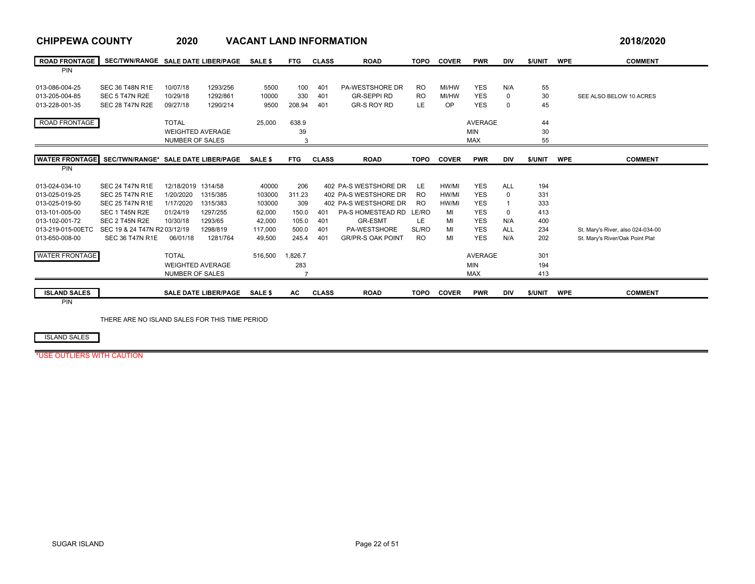# CHIPPEWA COUNTY 2020 VACANT LAND INFORMATION 2018/2020

| ROAD FRONTAGE PIN | SEC/TWN/RANGE | SALE DATE | LIBER/PAGE | SALE $ | FTG | CLASS | ROAD | TOPO | COVER | PWR | DIV | $/UNIT | WPE | COMMENT |
|---|---|---|---|---|---|---|---|---|---|---|---|---|---|---|
| 013-086-004-25 | SEC 36 T48N R1E | 10/07/18 | 1293/256 | 5500 | 100 | 401 | PA-WESTSHORE DR | RO | MI/HW | YES | N/A | 55 | | |
| 013-205-004-85 | SEC 5 T47N R2E | 10/29/18 | 1292/861 | 10000 | 330 | 401 | GR-SEPPI RD | RO | MI/HW | YES | 0 | 30 | | SEE ALSO BELOW 10 ACRES |
| 013-228-001-35 | SEC 28 T47N R2E | 09/27/18 | 1290/214 | 9500 | 208.94 | 401 | GR-S ROY RD | LE | OP | YES | 0 | 45 | | |
| ROAD FRONTAGE | | TOTAL | | 25,000 | 638.9 | | | | | AVERAGE | | 44 | | |
| | | WEIGHTED AVERAGE | | | 39 | | | | | MIN | | 30 | | |
| | | NUMBER OF SALES | | | 3 | | | | | MAX | | 55 | | |

| WATER FRONTAGE PIN | SEC/TWN/RANGE* | SALE DATE | LIBER/PAGE | SALE $ | FTG | CLASS | ROAD | TOPO | COVER | PWR | DIV | $/UNIT | WPE | COMMENT |
|---|---|---|---|---|---|---|---|---|---|---|---|---|---|---|
| 013-024-034-10 | SEC 24 T47N R1E | 12/18/2019 | 1314/58 | 40000 | 206 | 402 | PA-S WESTSHORE DR | LE | HW/MI | YES | ALL | 194 | | |
| 013-025-019-25 | SEC 25 T47N R1E | 1/20/2020 | 1315/385 | 103000 | 311.23 | 402 | PA-S WESTSHORE DR | RO | HW/MI | YES | 0 | 331 | | |
| 013-025-019-50 | SEC 25 T47N R1E | 1/17/2020 | 1315/383 | 103000 | 309 | 402 | PA-S WESTSHORE DR | RO | HW/MI | YES | 1 | 333 | | |
| 013-101-005-00 | SEC 1 T45N R2E | 01/24/19 | 1297/255 | 62,000 | 150.0 | 401 | PA-S HOMESTEAD RD | LE/RO | MI | YES | 0 | 413 | | |
| 013-102-001-72 | SEC 2 T45N R2E | 10/30/18 | 1293/65 | 42,000 | 105.0 | 401 | GR-ESMT | LE | MI | YES | N/A | 400 | | |
| 013-219-015-00ETC | SEC 19 & 24 T47N R2 | 03/12/19 | 1298/819 | 117,000 | 500.0 | 401 | PA-WESTSHORE | SL/RO | MI | YES | ALL | 234 | | St. Mary's River, also 024-034-00 |
| 013-650-008-00 | SEC 36 T47N R1E | 06/01/18 | 1281/764 | 49,500 | 245.4 | 401 | GR/PR-S OAK POINT | RO | MI | YES | N/A | 202 | | St. Mary's River/Oak Point Plat |
| WATER FRONTAGE | | TOTAL | | 516,500 | 1,826.7 | | | | | AVERAGE | | 301 | | |
| | | WEIGHTED AVERAGE | | | 283 | | | | | MIN | | 194 | | |
| | | NUMBER OF SALES | | | 7 | | | | | MAX | | 413 | | |

| ISLAND SALES PIN | SALE DATE | LIBER/PAGE | SALE $ | AC | CLASS | ROAD | TOPO | COVER | PWR | DIV | $/UNIT | WPE | COMMENT |
|---|---|---|---|---|---|---|---|---|---|---|---|---|---|

THERE ARE NO ISLAND SALES FOR THIS TIME PERIOD

ISLAND SALES

*USE OUTLIERS WITH CAUTION

SUGAR ISLAND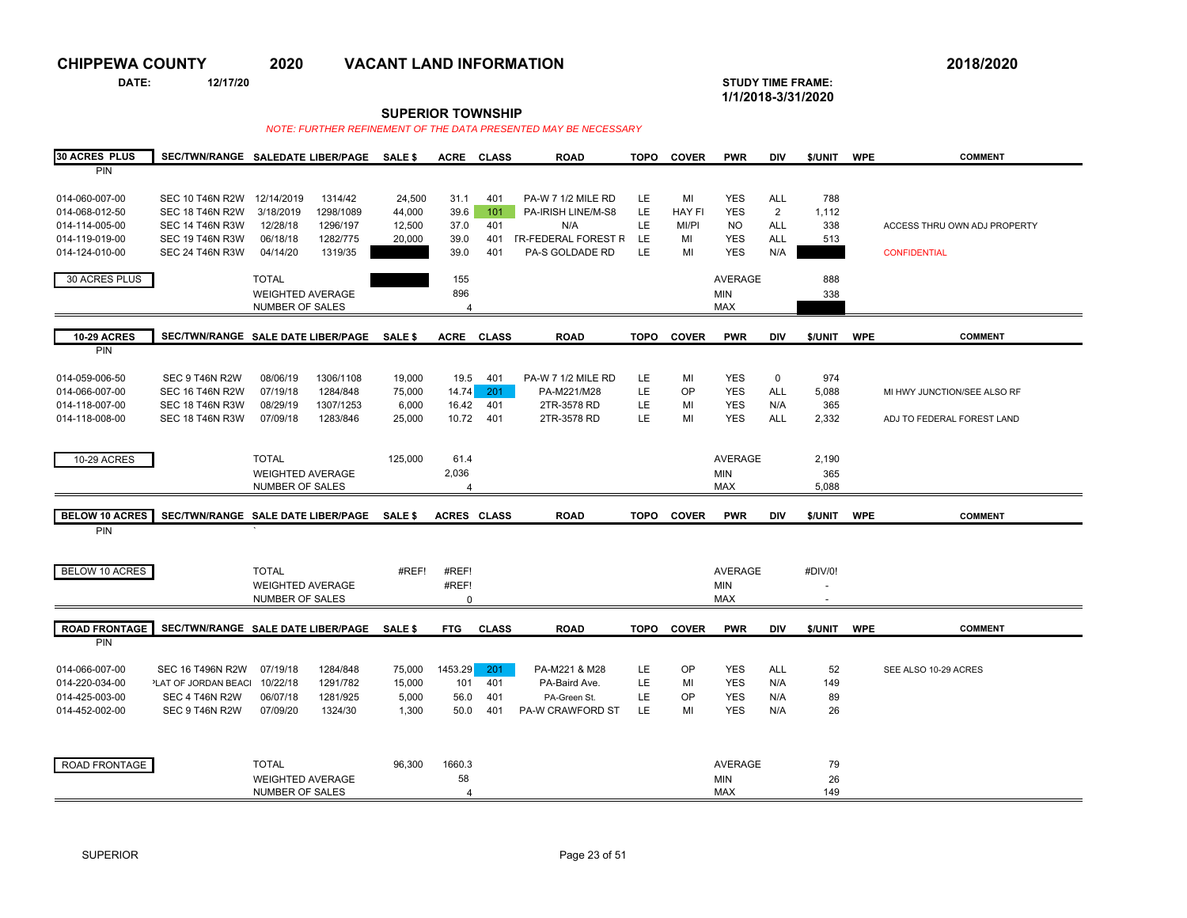# CHIPPEWA COUNTY 2020 VACANT LAND INFORMATION 2018/2020

**DATE:** 12/17/20

**STUDY TIME FRAME:** 1/1/2018-3/31/2020

## SUPERIOR TOWNSHIP

*NOTE: FURTHER REFINEMENT OF THE DATA PRESENTED MAY BE NECESSARY*

| 30 ACRES PLUS PIN | SEC/TWN/RANGE | SALEDATE | LIBER/PAGE | SALE $ | ACRE | CLASS | ROAD | TOPO | COVER | PWR | DIV | $/UNIT | WPE | COMMENT |
|---|---|---|---|---|---|---|---|---|---|---|---|---|---|---|
| 014-060-007-00 | SEC 10 T46N R2W | 12/14/2019 | 1314/42 | 24,500 | 31.1 | 401 | PA-W 7 1/2 MILE RD | LE | MI | YES | ALL | 788 | | |
| 014-068-012-50 | SEC 18 T46N R2W | 3/18/2019 | 1298/1089 | 44,000 | 39.6 | 101 | PA-IRISH LINE/M-S8 | LE | HAY FI | YES | 2 | 1,112 | | |
| 014-114-005-00 | SEC 14 T46N R3W | 12/28/18 | 1296/197 | 12,500 | 37.0 | 401 | N/A | LE | MI/PI | NO | ALL | 338 | | ACCESS THRU OWN ADJ PROPERTY |
| 014-119-019-00 | SEC 19 T46N R3W | 06/18/18 | 1282/775 | 20,000 | 39.0 | 401 | TR-FEDERAL FOREST R | LE | MI | YES | ALL | 513 | | |
| 014-124-010-00 | SEC 24 T46N R3W | 04/14/20 | 1319/35 | | 39.0 | 401 | PA-S GOLDADE RD | LE | MI | YES | N/A | | | CONFIDENTIAL |
| 30 ACRES PLUS | | TOTAL | | | 155 | | | | | AVERAGE | | 888 | | |
| | | WEIGHTED AVERAGE | | | 896 | | | | | MIN | | 338 | | |
| | | NUMBER OF SALES | | | 4 | | | | | MAX | | | | |

| 10-29 ACRES PIN | SEC/TWN/RANGE | SALE DATE | LIBER/PAGE | SALE $ | ACRE | CLASS | ROAD | TOPO | COVER | PWR | DIV | $/UNIT | WPE | COMMENT |
|---|---|---|---|---|---|---|---|---|---|---|---|---|---|---|
| 014-059-006-50 | SEC 9 T46N R2W | 08/06/19 | 1306/1108 | 19,000 | 19.5 | 401 | PA-W 7 1/2 MILE RD | LE | MI | YES | 0 | 974 | | |
| 014-066-007-00 | SEC 16 T46N R2W | 07/19/18 | 1284/848 | 75,000 | 14.74 | 201 | PA-M221/M28 | LE | OP | YES | ALL | 5,088 | | MI HWY JUNCTION/SEE ALSO RF |
| 014-118-007-00 | SEC 18 T46N R3W | 08/29/19 | 1307/1253 | 6,000 | 16.42 | 401 | 2TR-3578 RD | LE | MI | YES | N/A | 365 | | |
| 014-118-008-00 | SEC 18 T46N R3W | 07/09/18 | 1283/846 | 25,000 | 10.72 | 401 | 2TR-3578 RD | LE | MI | YES | ALL | 2,332 | | ADJ TO FEDERAL FOREST LAND |
| 10-29 ACRES | | TOTAL | | 125,000 | 61.4 | | | | | AVERAGE | | 2,190 | | |
| | | WEIGHTED AVERAGE | | | 2,036 | | | | | MIN | | 365 | | |
| | | NUMBER OF SALES | | | 4 | | | | | MAX | | 5,088 | | |

| BELOW 10 ACRES PIN | SEC/TWN/RANGE | SALE DATE | LIBER/PAGE | SALE $ | ACRES | CLASS | ROAD | TOPO | COVER | PWR | DIV | $/UNIT | WPE | COMMENT |
|---|---|---|---|---|---|---|---|---|---|---|---|---|---|---|
| BELOW 10 ACRES | | TOTAL | | #REF! | #REF! | | | | | AVERAGE | | #DIV/0! | | |
| | | WEIGHTED AVERAGE | | | #REF! | | | | | MIN | | - | | |
| | | NUMBER OF SALES | | | 0 | | | | | MAX | | - | | |

| ROAD FRONTAGE PIN | SEC/TWN/RANGE | SALE DATE | LIBER/PAGE | SALE $ | FTG | CLASS | ROAD | TOPO | COVER | PWR | DIV | $/UNIT | WPE | COMMENT |
|---|---|---|---|---|---|---|---|---|---|---|---|---|---|---|
| 014-066-007-00 | SEC 16 T496N R2W | 07/19/18 | 1284/848 | 75,000 | 1453.29 | 201 | PA-M221 & M28 | LE | OP | YES | ALL | 52 | | SEE ALSO 10-29 ACRES |
| 014-220-034-00 | PLAT OF JORDAN BEACH | 10/22/18 | 1291/782 | 15,000 | 101 | 401 | PA-Baird Ave. | LE | MI | YES | N/A | 149 | | |
| 014-425-003-00 | SEC 4 T46N R2W | 06/07/18 | 1281/925 | 5,000 | 56.0 | 401 | PA-Green St. | LE | OP | YES | N/A | 89 | | |
| 014-452-002-00 | SEC 9 T46N R2W | 07/09/20 | 1324/30 | 1,300 | 50.0 | 401 | PA-W CRAWFORD ST | LE | MI | YES | N/A | 26 | | |
| ROAD FRONTAGE | | TOTAL | | 96,300 | 1660.3 | | | | | AVERAGE | | 79 | | |
| | | WEIGHTED AVERAGE | | | 58 | | | | | MIN | | 26 | | |
| | | NUMBER OF SALES | | | 4 | | | | | MAX | | 149 | | |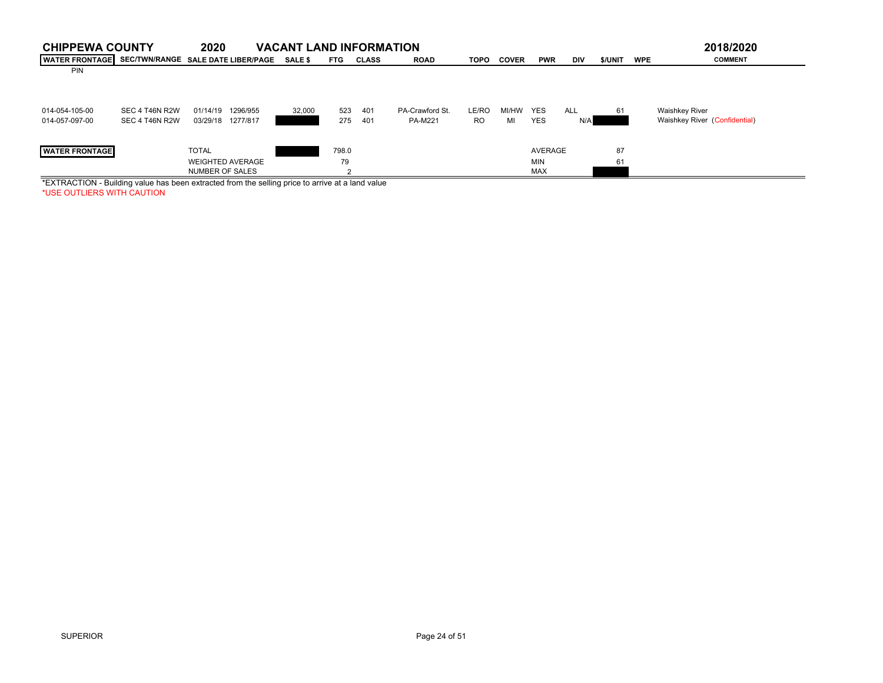# CHIPPEWA COUNTY 2020 VACANT LAND INFORMATION 2018/2020

| WATER FRONTAGE PIN | SEC/TWN/RANGE | SALE DATE | LIBER/PAGE | SALE $ | FTG | CLASS | ROAD | TOPO | COVER | PWR | DIV | $/UNIT | WPE | COMMENT |
|---|---|---|---|---|---|---|---|---|---|---|---|---|---|---|
| 014-054-105-00 | SEC 4 T46N R2W | 01/14/19 | 1296/955 | 32,000 | 523 | 401 | PA-Crawford St. | LE/RO | MI/HW | YES | ALL | 61 | | Waishkey River |
| 014-057-097-00 | SEC 4 T46N R2W | 03/29/18 | 1277/817 | | 275 | 401 | PA-M221 | RO | MI | YES | N/A | | | Waishkey River (Confidential) |

| WATER FRONTAGE | | | |
|---|---|---|---|
| TOTAL | 798.0 | AVERAGE | 87 |
| WEIGHTED AVERAGE | 79 | MIN | 61 |
| NUMBER OF SALES | 2 | MAX | |

*EXTRACTION - Building value has been extracted from the selling price to arrive at a land value

*USE OUTLIERS WITH CAUTION

SUPERIOR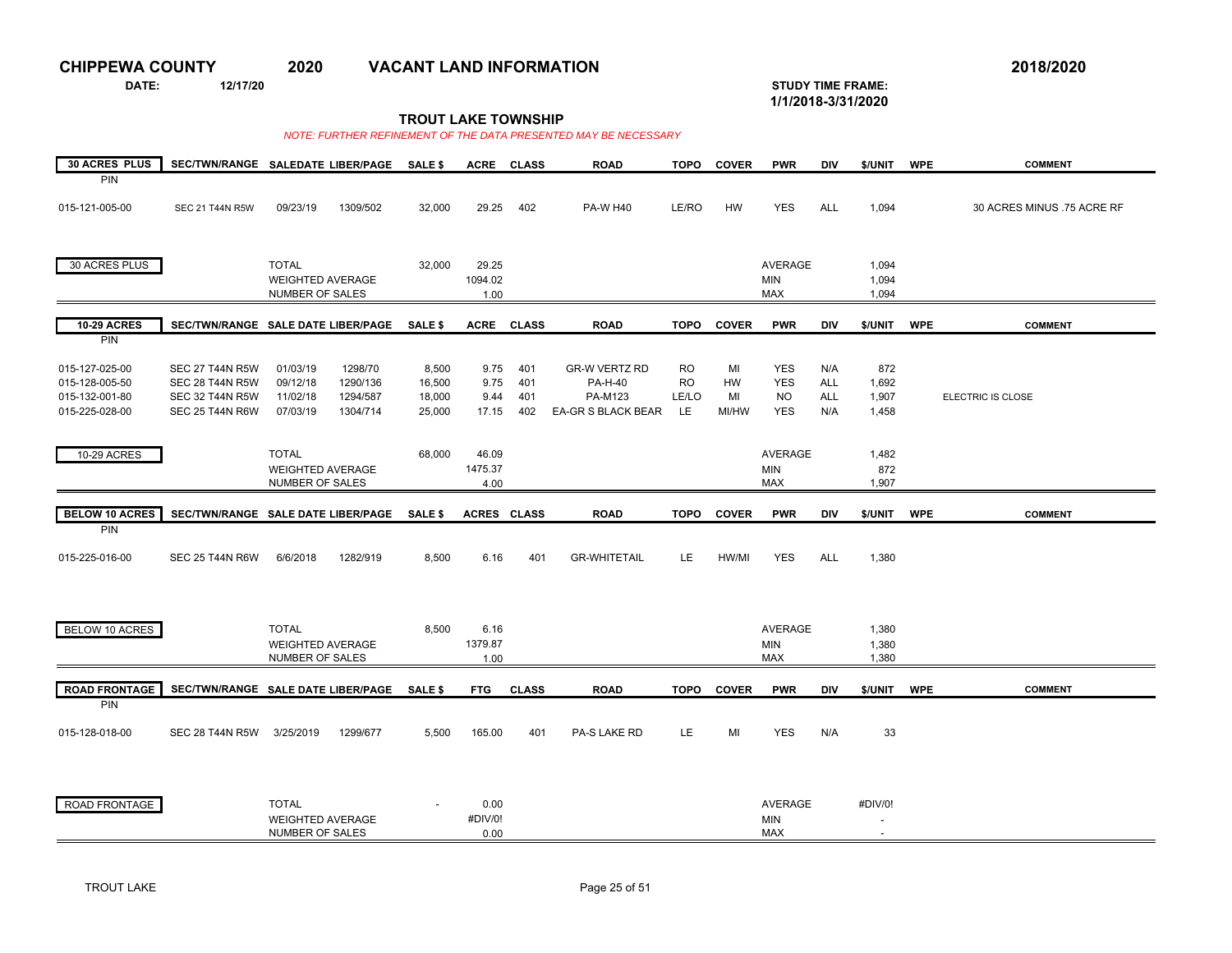# CHIPPEWA COUNTY 2020 VACANT LAND INFORMATION 2018/2020

**DATE:** 12/17/20

**STUDY TIME FRAME:** 1/1/2018-3/31/2020

## TROUT LAKE TOWNSHIP

*NOTE: FURTHER REFINEMENT OF THE DATA PRESENTED MAY BE NECESSARY*

| 30 ACRES PLUS PIN | SEC/TWN/RANGE | SALEDATE | LIBER/PAGE | SALE $ | ACRE | CLASS | ROAD | TOPO | COVER | PWR | DIV | $/UNIT | WPE | COMMENT |
|---|---|---|---|---|---|---|---|---|---|---|---|---|---|---|
| 015-121-005-00 | SEC 21 T44N R5W | 09/23/19 | 1309/502 | 32,000 | 29.25 | 402 | PA-W H40 | LE/RO | HW | YES | ALL | 1,094 | | 30 ACRES MINUS .75 ACRE RF |
| 30 ACRES PLUS | | TOTAL | | 32,000 | 29.25 | | | | | AVERAGE | | 1,094 | | |
| | | WEIGHTED AVERAGE | | | 1094.02 | | | | | MIN | | 1,094 | | |
| | | NUMBER OF SALES | | | 1.00 | | | | | MAX | | 1,094 | | |

| 10-29 ACRES PIN | SEC/TWN/RANGE | SALE DATE | LIBER/PAGE | SALE $ | ACRE | CLASS | ROAD | TOPO | COVER | PWR | DIV | $/UNIT | WPE | COMMENT |
|---|---|---|---|---|---|---|---|---|---|---|---|---|---|---|
| 015-127-025-00 | SEC 27 T44N R5W | 01/03/19 | 1298/70 | 8,500 | 9.75 | 401 | GR-W VERTZ RD | RO | MI | YES | N/A | 872 | | |
| 015-128-005-50 | SEC 28 T44N R5W | 09/12/18 | 1290/136 | 16,500 | 9.75 | 401 | PA-H-40 | RO | HW | YES | ALL | 1,692 | | |
| 015-132-001-80 | SEC 32 T44N R5W | 11/02/18 | 1294/587 | 18,000 | 9.44 | 401 | PA-M123 | LE/LO | MI | NO | ALL | 1,907 | | ELECTRIC IS CLOSE |
| 015-225-028-00 | SEC 25 T44N R6W | 07/03/19 | 1304/714 | 25,000 | 17.15 | 402 | EA-GR S BLACK BEAR | LE | MI/HW | YES | N/A | 1,458 | | |
| 10-29 ACRES | | TOTAL | | 68,000 | 46.09 | | | | | AVERAGE | | 1,482 | | |
| | | WEIGHTED AVERAGE | | | 1475.37 | | | | | MIN | | 872 | | |
| | | NUMBER OF SALES | | | 4.00 | | | | | MAX | | 1,907 | | |

| BELOW 10 ACRES PIN | SEC/TWN/RANGE | SALE DATE | LIBER/PAGE | SALE $ | ACRES | CLASS | ROAD | TOPO | COVER | PWR | DIV | $/UNIT | WPE | COMMENT |
|---|---|---|---|---|---|---|---|---|---|---|---|---|---|---|
| 015-225-016-00 | SEC 25 T44N R6W | 6/6/2018 | 1282/919 | 8,500 | 6.16 | 401 | GR-WHITETAIL | LE | HW/MI | YES | ALL | 1,380 | | |
| BELOW 10 ACRES | | TOTAL | | 8,500 | 6.16 | | | | | AVERAGE | | 1,380 | | |
| | | WEIGHTED AVERAGE | | | 1379.87 | | | | | MIN | | 1,380 | | |
| | | NUMBER OF SALES | | | 1.00 | | | | | MAX | | 1,380 | | |

| ROAD FRONTAGE PIN | SEC/TWN/RANGE | SALE DATE | LIBER/PAGE | SALE $ | FTG | CLASS | ROAD | TOPO | COVER | PWR | DIV | $/UNIT | WPE | COMMENT |
|---|---|---|---|---|---|---|---|---|---|---|---|---|---|---|
| 015-128-018-00 | SEC 28 T44N R5W | 3/25/2019 | 1299/677 | 5,500 | 165.00 | 401 | PA-S LAKE RD | LE | MI | YES | N/A | 33 | | |
| ROAD FRONTAGE | | TOTAL | | - | 0.00 | | | | | AVERAGE | | #DIV/0! | | |
| | | WEIGHTED AVERAGE | | | #DIV/0! | | | | | MIN | | - | | |
| | | NUMBER OF SALES | | | 0.00 | | | | | MAX | | - | | |

TROUT LAKE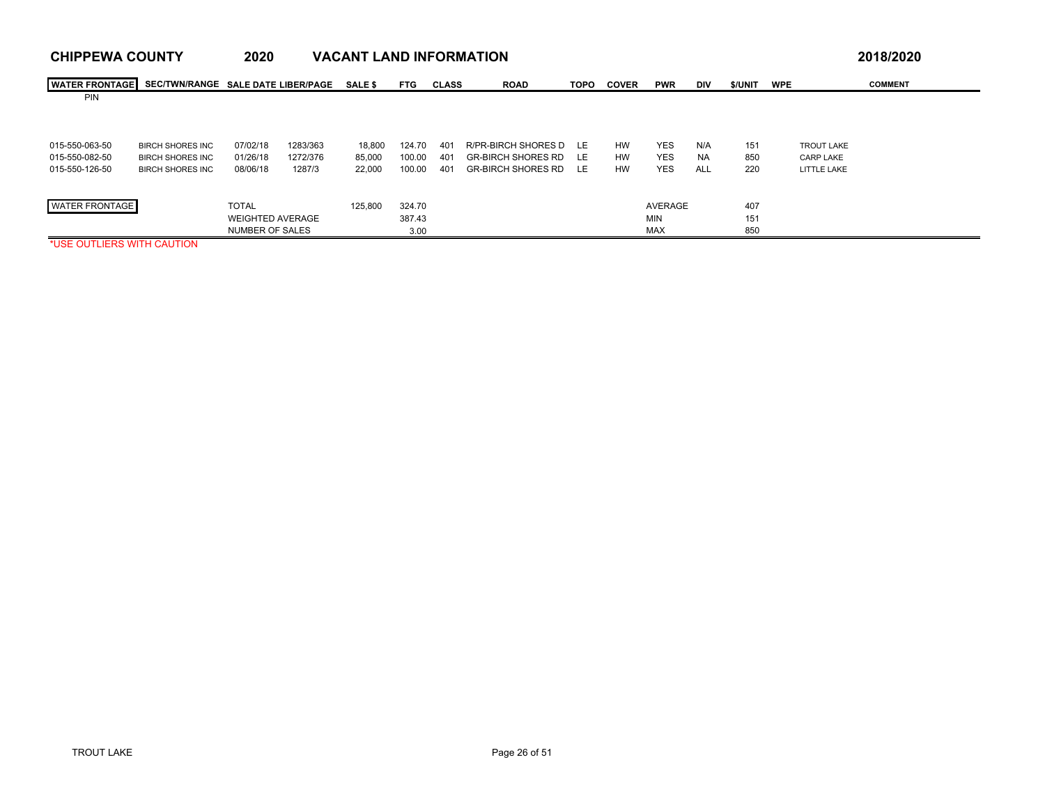## CHIPPEWA COUNTY 2020 VACANT LAND INFORMATION 2018/2020

| WATER FRONTAGE PIN | SEC/TWN/RANGE | SALE DATE | LIBER/PAGE | SALE $ | FTG | CLASS | ROAD | TOPO | COVER | PWR | DIV | $/UNIT | WPE | COMMENT |
|---|---|---|---|---|---|---|---|---|---|---|---|---|---|---|
| 015-550-063-50 | BIRCH SHORES INC | 07/02/18 | 1283/363 | 18,800 | 124.70 | 401 | R/PR-BIRCH SHORES D | LE | HW | YES | N/A | 151 | | TROUT LAKE |
| 015-550-082-50 | BIRCH SHORES INC | 01/26/18 | 1272/376 | 85,000 | 100.00 | 401 | GR-BIRCH SHORES RD | LE | HW | YES | NA | 850 | | CARP LAKE |
| 015-550-126-50 | BIRCH SHORES INC | 08/06/18 | 1287/3 | 22,000 | 100.00 | 401 | GR-BIRCH SHORES RD | LE | HW | YES | ALL | 220 | | LITTLE LAKE |
| WATER FRONTAGE | | TOTAL | | 125,800 | 324.70 | | | | | AVERAGE | | 407 | | |
| | | WEIGHTED AVERAGE | | | 387.43 | | | | | MIN | | 151 | | |
| | | NUMBER OF SALES | | | 3.00 | | | | | MAX | | 850 | | |

*USE OUTLIERS WITH CAUTION

TROUT LAKE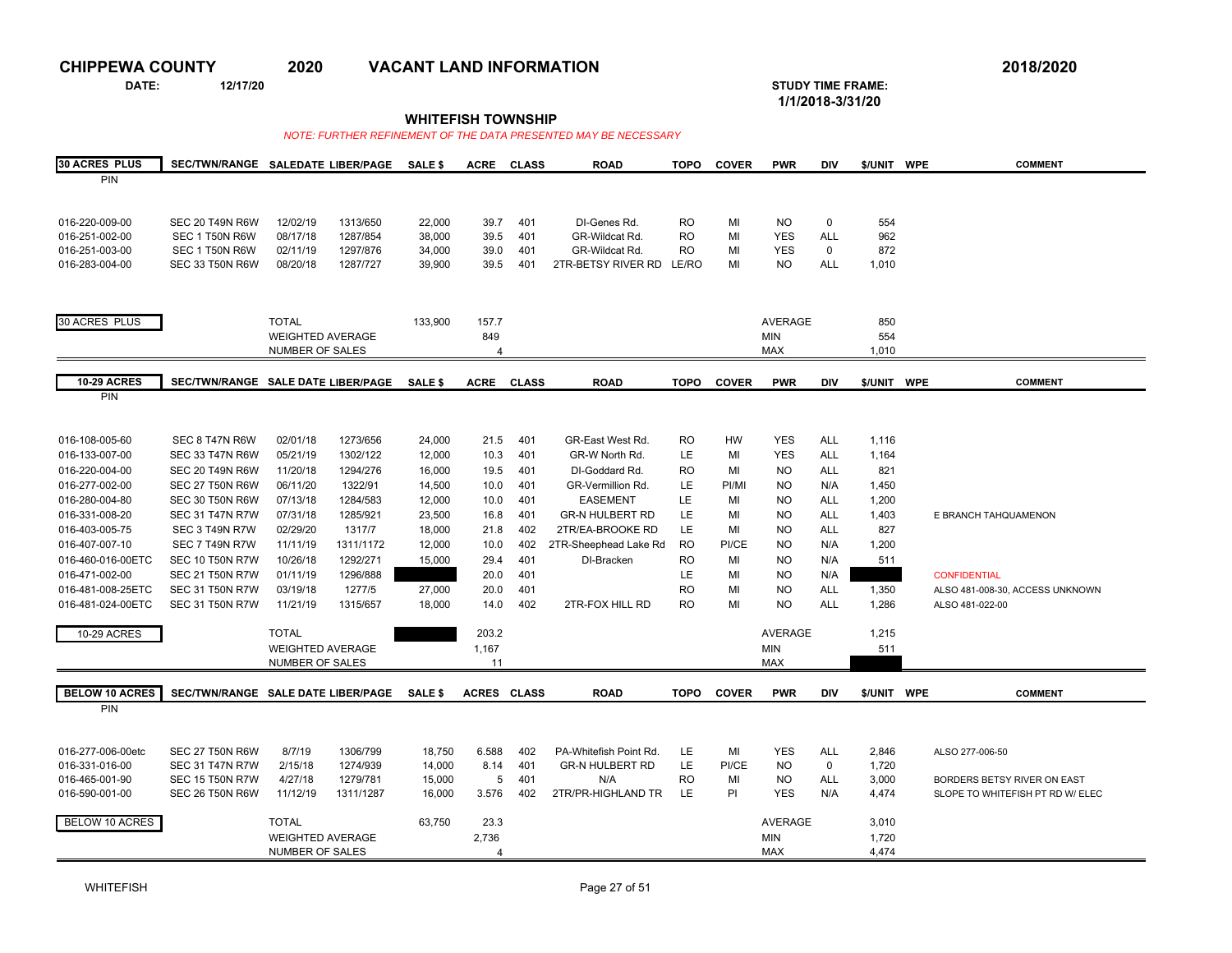# CHIPPEWA COUNTY 2020 VACANT LAND INFORMATION

**2018/2020**

**DATE:** 12/17/20

**STUDY TIME FRAME:** 1/1/2018-3/31/20

## WHITEFISH TOWNSHIP

*NOTE: FURTHER REFINEMENT OF THE DATA PRESENTED MAY BE NECESSARY*

| 30 ACRES PLUS PIN | SEC/TWN/RANGE | SALEDATE | LIBER/PAGE | SALE $ | ACRE | CLASS | ROAD | TOPO | COVER | PWR | DIV | $/UNIT | WPE | COMMENT |
|---|---|---|---|---|---|---|---|---|---|---|---|---|---|---|
| 016-220-009-00 | SEC 20 T49N R6W | 12/02/19 | 1313/650 | 22,000 | 39.7 | 401 | DI-Genes Rd. | RO | MI | NO | 0 | 554 | | |
| 016-251-002-00 | SEC 1 T50N R6W | 08/17/18 | 1287/854 | 38,000 | 39.5 | 401 | GR-Wildcat Rd. | RO | MI | YES | ALL | 962 | | |
| 016-251-003-00 | SEC 1 T50N R6W | 02/11/19 | 1297/876 | 34,000 | 39.0 | 401 | GR-Wildcat Rd. | RO | MI | YES | 0 | 872 | | |
| 016-283-004-00 | SEC 33 T50N R6W | 08/20/18 | 1287/727 | 39,900 | 39.5 | 401 | 2TR-BETSY RIVER RD | LE/RO | MI | NO | ALL | 1,010 | | |
| 30 ACRES PLUS | | TOTAL | | 133,900 | 157.7 | | | | | AVERAGE | | 850 | | |
| | | WEIGHTED AVERAGE | | | 849 | | | | | MIN | | 554 | | |
| | | NUMBER OF SALES | | | 4 | | | | | MAX | | 1,010 | | |

| 10-29 ACRES PIN | SEC/TWN/RANGE | SALE DATE | LIBER/PAGE | SALE $ | ACRE | CLASS | ROAD | TOPO | COVER | PWR | DIV | $/UNIT | WPE | COMMENT |
|---|---|---|---|---|---|---|---|---|---|---|---|---|---|---|
| 016-108-005-60 | SEC 8 T47N R6W | 02/01/18 | 1273/656 | 24,000 | 21.5 | 401 | GR-East West Rd. | RO | HW | YES | ALL | 1,116 | | |
| 016-133-007-00 | SEC 33 T47N R6W | 05/21/19 | 1302/122 | 12,000 | 10.3 | 401 | GR-W North Rd. | LE | MI | YES | ALL | 1,164 | | |
| 016-220-004-00 | SEC 20 T49N R6W | 11/20/18 | 1294/276 | 16,000 | 19.5 | 401 | DI-Goddard Rd. | RO | MI | NO | ALL | 821 | | |
| 016-277-002-00 | SEC 27 T50N R6W | 06/11/20 | 1322/91 | 14,500 | 10.0 | 401 | GR-Vermillion Rd. | LE | PI/MI | NO | N/A | 1,450 | | |
| 016-280-004-80 | SEC 30 T50N R6W | 07/13/18 | 1284/583 | 12,000 | 10.0 | 401 | EASEMENT | LE | MI | NO | ALL | 1,200 | | |
| 016-331-008-20 | SEC 31 T47N R7W | 07/31/18 | 1285/921 | 23,500 | 16.8 | 401 | GR-N HULBERT RD | LE | MI | NO | ALL | 1,403 | | E BRANCH TAHQUAMENON |
| 016-403-005-75 | SEC 3 T49N R7W | 02/29/20 | 1317/7 | 18,000 | 21.8 | 402 | 2TR/EA-BROOKE RD | LE | MI | NO | ALL | 827 | | |
| 016-407-007-10 | SEC 7 T49N R7W | 11/11/19 | 1311/1172 | 12,000 | 10.0 | 402 | 2TR-Sheephead Lake Rd | RO | PI/CE | NO | N/A | 1,200 | | |
| 016-460-016-00ETC | SEC 10 T50N R7W | 10/26/18 | 1292/271 | 15,000 | 29.4 | 401 | DI-Bracken | RO | MI | NO | N/A | 511 | | |
| 016-471-002-00 | SEC 21 T50N R7W | 01/11/19 | 1296/888 | | 20.0 | 401 | | LE | MI | NO | N/A | | | CONFIDENTIAL |
| 016-481-008-25ETC | SEC 31 T50N R7W | 03/19/18 | 1277/5 | 27,000 | 20.0 | 401 | | RO | MI | NO | ALL | 1,350 | | ALSO 481-008-30, ACCESS UNKNOWN |
| 016-481-024-00ETC | SEC 31 T50N R7W | 11/21/19 | 1315/657 | 18,000 | 14.0 | 402 | 2TR-FOX HILL RD | RO | MI | NO | ALL | 1,286 | | ALSO 481-022-00 |
| 10-29 ACRES | | TOTAL | | | 203.2 | | | | | AVERAGE | | 1,215 | | |
| | | WEIGHTED AVERAGE | | | 1,167 | | | | | MIN | | 511 | | |
| | | NUMBER OF SALES | | | 11 | | | | | MAX | | | | |

| BELOW 10 ACRES PIN | SEC/TWN/RANGE | SALE DATE | LIBER/PAGE | SALE $ | ACRES | CLASS | ROAD | TOPO | COVER | PWR | DIV | $/UNIT | WPE | COMMENT |
|---|---|---|---|---|---|---|---|---|---|---|---|---|---|---|
| 016-277-006-00etc | SEC 27 T50N R6W | 8/7/19 | 1306/799 | 18,750 | 6.588 | 402 | PA-Whitefish Point Rd. | LE | MI | YES | ALL | 2,846 | | ALSO 277-006-50 |
| 016-331-016-00 | SEC 31 T47N R7W | 2/15/18 | 1274/939 | 14,000 | 8.14 | 401 | GR-N HULBERT RD | LE | PI/CE | NO | 0 | 1,720 | | |
| 016-465-001-90 | SEC 15 T50N R7W | 4/27/18 | 1279/781 | 15,000 | 5 | 401 | N/A | RO | MI | NO | ALL | 3,000 | | BORDERS BETSY RIVER ON EAST |
| 016-590-001-00 | SEC 26 T50N R6W | 11/12/19 | 1311/1287 | 16,000 | 3.576 | 402 | 2TR/PR-HIGHLAND TR | LE | PI | YES | N/A | 4,474 | | SLOPE TO WHITEFISH PT RD W/ ELEC |
| BELOW 10 ACRES | | TOTAL | | 63,750 | 23.3 | | | | | AVERAGE | | 3,010 | | |
| | | WEIGHTED AVERAGE | | | 2,736 | | | | | MIN | | 1,720 | | |
| | | NUMBER OF SALES | | | 4 | | | | | MAX | | 4,474 | | |

WHITEFISH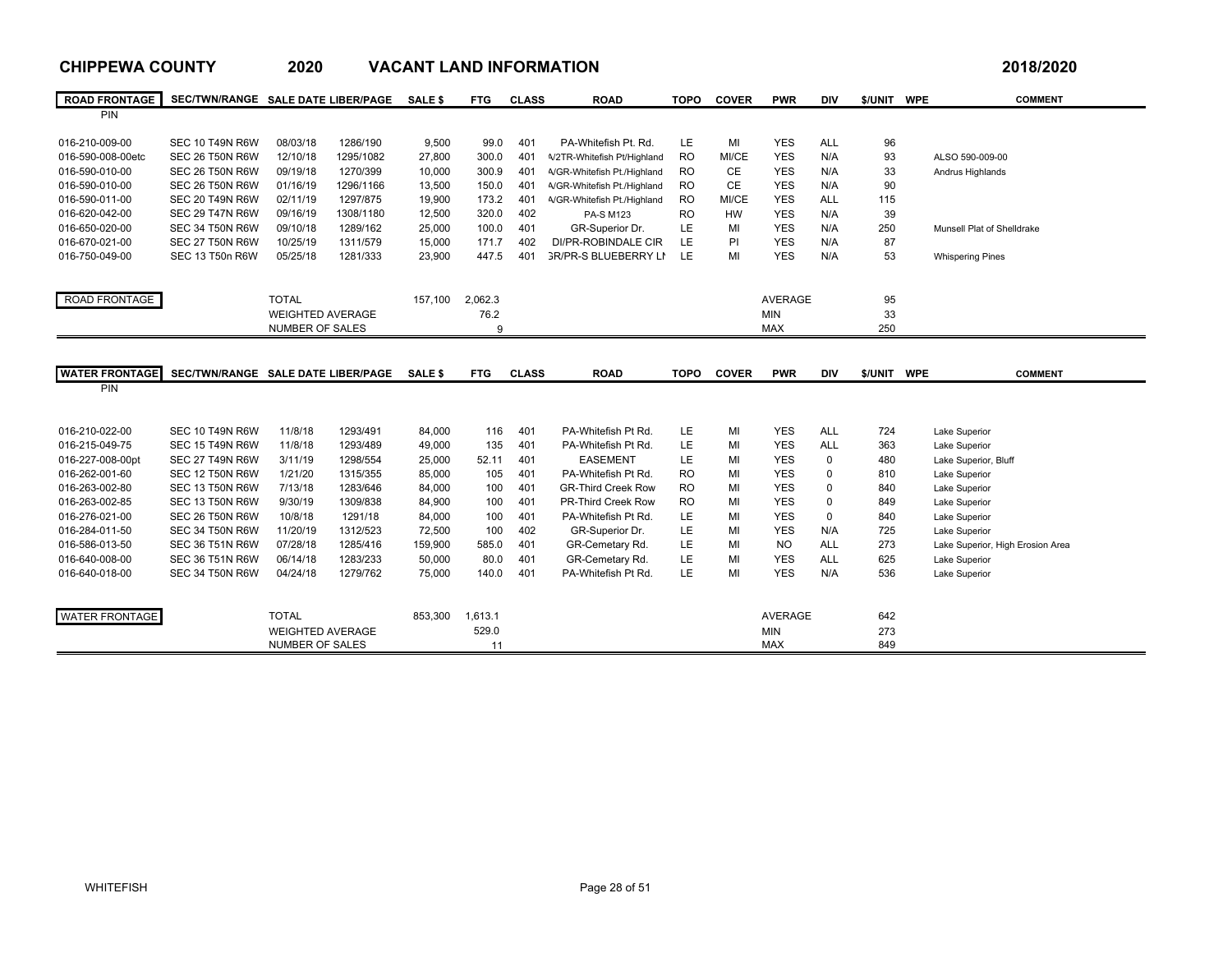# CHIPPEWA COUNTY 2020 VACANT LAND INFORMATION 2018/2020

| ROAD FRONTAGE PIN | SEC/TWN/RANGE | SALE DATE | LIBER/PAGE | SALE $ | FTG | CLASS | ROAD | TOPO | COVER | PWR | DIV | $/UNIT | WPE | COMMENT |
|---|---|---|---|---|---|---|---|---|---|---|---|---|---|---|
| 016-210-009-00 | SEC 10 T49N R6W | 08/03/18 | 1286/190 | 9,500 | 99.0 | 401 | PA-Whitefish Pt. Rd. | LE | MI | YES | ALL | 96 | | |
| 016-590-008-00etc | SEC 26 T50N R6W | 12/10/18 | 1295/1082 | 27,800 | 300.0 | 401 | A/2TR-Whitefish Pt/Highland | RO | MI/CE | YES | N/A | 93 | | ALSO 590-009-00 |
| 016-590-010-00 | SEC 26 T50N R6W | 09/19/18 | 1270/399 | 10,000 | 300.9 | 401 | A/GR-Whitefish Pt./Highland | RO | CE | YES | N/A | 33 | | Andrus Highlands |
| 016-590-010-00 | SEC 26 T50N R6W | 01/16/19 | 1296/1166 | 13,500 | 150.0 | 401 | A/GR-Whitefish Pt./Highland | RO | CE | YES | N/A | 90 | | |
| 016-590-011-00 | SEC 20 T49N R6W | 02/11/19 | 1297/875 | 19,900 | 173.2 | 401 | A/GR-Whitefish Pt./Highland | RO | MI/CE | YES | ALL | 115 | | |
| 016-620-042-00 | SEC 29 T47N R6W | 09/16/19 | 1308/1180 | 12,500 | 320.0 | 402 | PA-S M123 | RO | HW | YES | N/A | 39 | | |
| 016-650-020-00 | SEC 34 T50N R6W | 09/10/18 | 1289/162 | 25,000 | 100.0 | 401 | GR-Superior Dr. | LE | MI | YES | N/A | 250 | | Munsell Plat of Shelldrake |
| 016-670-021-00 | SEC 27 T50N R6W | 10/25/19 | 1311/579 | 15,000 | 171.7 | 402 | DI/PR-ROBINDALE CIR | LE | PI | YES | N/A | 87 | | |
| 016-750-049-00 | SEC 13 T50n R6W | 05/25/18 | 1281/333 | 23,900 | 447.5 | 401 | GR/PR-S BLUEBERRY LN | LE | MI | YES | N/A | 53 | | Whispering Pines |
| ROAD FRONTAGE | | TOTAL | | 157,100 | 2,062.3 | | | | | AVERAGE | | 95 | | |
| | | WEIGHTED AVERAGE | | | 76.2 | | | | | MIN | | 33 | | |
| | | NUMBER OF SALES | | | 9 | | | | | MAX | | 250 | | |

| WATER FRONTAGE PIN | SEC/TWN/RANGE | SALE DATE | LIBER/PAGE | SALE $ | FTG | CLASS | ROAD | TOPO | COVER | PWR | DIV | $/UNIT | WPE | COMMENT |
|---|---|---|---|---|---|---|---|---|---|---|---|---|---|---|
| 016-210-022-00 | SEC 10 T49N R6W | 11/8/18 | 1293/491 | 84,000 | 116 | 401 | PA-Whitefish Pt Rd. | LE | MI | YES | ALL | 724 | | Lake Superior |
| 016-215-049-75 | SEC 15 T49N R6W | 11/8/18 | 1293/489 | 49,000 | 135 | 401 | PA-Whitefish Pt Rd. | LE | MI | YES | ALL | 363 | | Lake Superior |
| 016-227-008-00pt | SEC 27 T49N R6W | 3/11/19 | 1298/554 | 25,000 | 52.11 | 401 | EASEMENT | LE | MI | YES | 0 | 480 | | Lake Superior, Bluff |
| 016-262-001-60 | SEC 12 T50N R6W | 1/21/20 | 1315/355 | 85,000 | 105 | 401 | PA-Whitefish Pt Rd. | RO | MI | YES | 0 | 810 | | Lake Superior |
| 016-263-002-80 | SEC 13 T50N R6W | 7/13/18 | 1283/646 | 84,000 | 100 | 401 | GR-Third Creek Row | RO | MI | YES | 0 | 840 | | Lake Superior |
| 016-263-002-85 | SEC 13 T50N R6W | 9/30/19 | 1309/838 | 84,900 | 100 | 401 | PR-Third Creek Row | RO | MI | YES | 0 | 849 | | Lake Superior |
| 016-276-021-00 | SEC 26 T50N R6W | 10/8/18 | 1291/18 | 84,000 | 100 | 401 | PA-Whitefish Pt Rd. | LE | MI | YES | 0 | 840 | | Lake Superior |
| 016-284-011-50 | SEC 34 T50N R6W | 11/20/19 | 1312/523 | 72,500 | 100 | 402 | GR-Superior Dr. | LE | MI | YES | N/A | 725 | | Lake Superior |
| 016-586-013-50 | SEC 36 T51N R6W | 07/28/18 | 1285/416 | 159,900 | 585.0 | 401 | GR-Cemetary Rd. | LE | MI | NO | ALL | 273 | | Lake Superior, High Erosion Area |
| 016-640-008-00 | SEC 36 T51N R6W | 06/14/18 | 1283/233 | 50,000 | 80.0 | 401 | GR-Cemetary Rd. | LE | MI | YES | ALL | 625 | | Lake Superior |
| 016-640-018-00 | SEC 34 T50N R6W | 04/24/18 | 1279/762 | 75,000 | 140.0 | 401 | PA-Whitefish Pt Rd. | LE | MI | YES | N/A | 536 | | Lake Superior |
| WATER FRONTAGE | | TOTAL | | 853,300 | 1,613.1 | | | | | AVERAGE | | 642 | | |
| | | WEIGHTED AVERAGE | | | 529.0 | | | | | MIN | | 273 | | |
| | | NUMBER OF SALES | | | 11 | | | | | MAX | | 849 | | |

WHITEFISH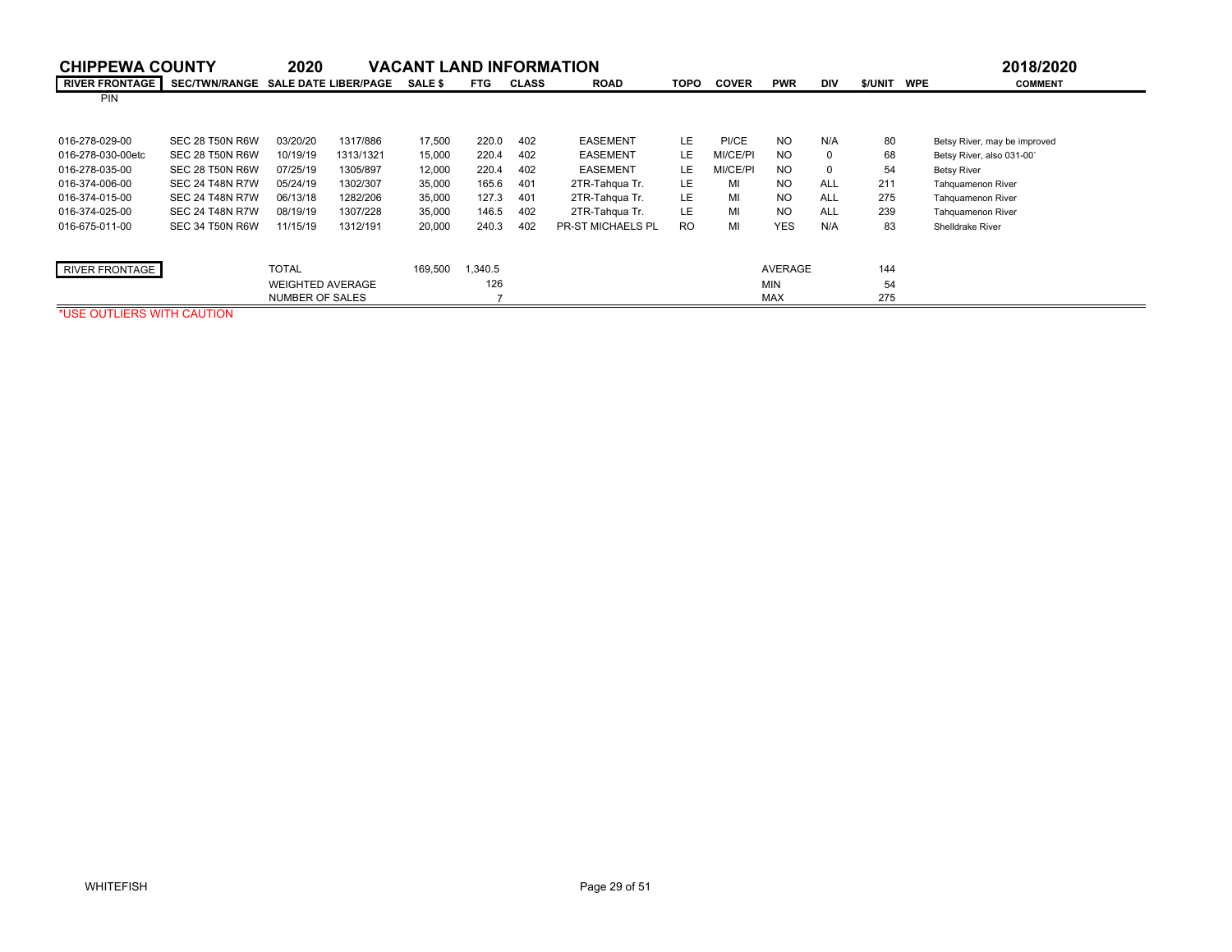# CHIPPEWA COUNTY 2020 VACANT LAND INFORMATION 2018/2020

| RIVER FRONTAGE PIN | SEC/TWN/RANGE | SALE DATE | LIBER/PAGE | SALE $ | FTG | CLASS | ROAD | TOPO | COVER | PWR | DIV | $/UNIT | WPE | COMMENT |
|---|---|---|---|---|---|---|---|---|---|---|---|---|---|---|
| 016-278-029-00 | SEC 28 T50N R6W | 03/20/20 | 1317/886 | 17,500 | 220.0 | 402 | EASEMENT | LE | PI/CE | NO | N/A | 80 | | Betsy River, may be improved |
| 016-278-030-00etc | SEC 28 T50N R6W | 10/19/19 | 1313/1321 | 15,000 | 220.4 | 402 | EASEMENT | LE | MI/CE/PI | NO | 0 | 68 | | Betsy River, also 031-00` |
| 016-278-035-00 | SEC 28 T50N R6W | 07/25/19 | 1305/897 | 12,000 | 220.4 | 402 | EASEMENT | LE | MI/CE/PI | NO | 0 | 54 | | Betsy River |
| 016-374-006-00 | SEC 24 T48N R7W | 05/24/19 | 1302/307 | 35,000 | 165.6 | 401 | 2TR-Tahqua Tr. | LE | MI | NO | ALL | 211 | | Tahquamenon River |
| 016-374-015-00 | SEC 24 T48N R7W | 06/13/18 | 1282/206 | 35,000 | 127.3 | 401 | 2TR-Tahqua Tr. | LE | MI | NO | ALL | 275 | | Tahquamenon River |
| 016-374-025-00 | SEC 24 T48N R7W | 08/19/19 | 1307/228 | 35,000 | 146.5 | 402 | 2TR-Tahqua Tr. | LE | MI | NO | ALL | 239 | | Tahquamenon River |
| 016-675-011-00 | SEC 34 T50N R6W | 11/15/19 | 1312/191 | 20,000 | 240.3 | 402 | PR-ST MICHAELS PL | RO | MI | YES | N/A | 83 | | Shelldrake River |

| RIVER FRONTAGE | | | |
|---|---|---|---|
| TOTAL | 169,500 | 1,340.5 | |
| WEIGHTED AVERAGE | | 126 | |
| NUMBER OF SALES | | 7 | |
| AVERAGE | | | 144 |
| MIN | | | 54 |
| MAX | | | 275 |

*USE OUTLIERS WITH CAUTION

WHITEFISH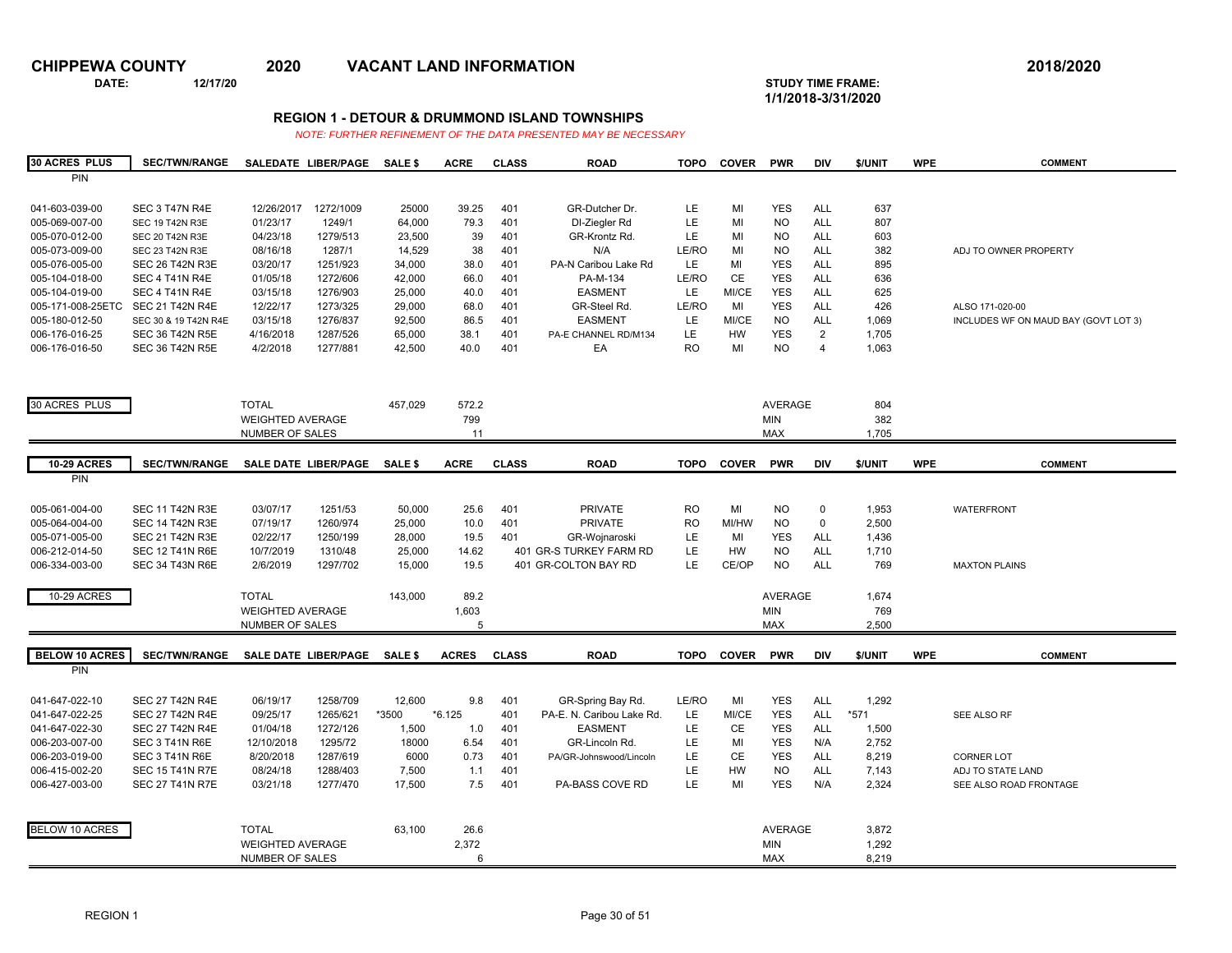# CHIPPEWA COUNTY 2020 VACANT LAND INFORMATION 2018/2020

**DATE:** 12/17/20

**STUDY TIME FRAME:** 1/1/2018-3/31/2020

## REGION 1 - DETOUR & DRUMMOND ISLAND TOWNSHIPS

*NOTE: FURTHER REFINEMENT OF THE DATA PRESENTED MAY BE NECESSARY*

| 30 ACRES PLUS PIN | SEC/TWN/RANGE | SALEDATE | LIBER/PAGE | SALE $ | ACRE | CLASS | ROAD | TOPO | COVER | PWR | DIV | $/UNIT | WPE | COMMENT |
|---|---|---|---|---|---|---|---|---|---|---|---|---|---|---|
| 041-603-039-00 | SEC 3 T47N R4E | 12/26/2017 | 1272/1009 | 25000 | 39.25 | 401 | GR-Dutcher Dr. | LE | MI | YES | ALL | 637 | | |
| 005-069-007-00 | SEC 19 T42N R3E | 01/23/17 | 1249/1 | 64,000 | 79.3 | 401 | DI-Ziegler Rd | LE | MI | NO | ALL | 807 | | |
| 005-070-012-00 | SEC 20 T42N R3E | 04/23/18 | 1279/513 | 23,500 | 39 | 401 | GR-Krontz Rd. | LE | MI | NO | ALL | 603 | | |
| 005-073-009-00 | SEC 23 T42N R3E | 08/16/18 | 1287/1 | 14,529 | 38 | 401 | N/A | LE/RO | MI | NO | ALL | 382 | | ADJ TO OWNER PROPERTY |
| 005-076-005-00 | SEC 26 T42N R3E | 03/20/17 | 1251/923 | 34,000 | 38.0 | 401 | PA-N Caribou Lake Rd | LE | MI | YES | ALL | 895 | | |
| 005-104-018-00 | SEC 4 T41N R4E | 01/05/18 | 1272/606 | 42,000 | 66.0 | 401 | PA-M-134 | LE/RO | CE | YES | ALL | 636 | | |
| 005-104-019-00 | SEC 4 T41N R4E | 03/15/18 | 1276/903 | 25,000 | 40.0 | 401 | EASMENT | LE | MI/CE | YES | ALL | 625 | | |
| 005-171-008-25ETC | SEC 21 T42N R4E | 12/22/17 | 1273/325 | 29,000 | 68.0 | 401 | GR-Steel Rd. | LE/RO | MI | YES | ALL | 426 | | ALSO 171-020-00 |
| 005-180-012-50 | SEC 30 & 19 T42N R4E | 03/15/18 | 1276/837 | 92,500 | 86.5 | 401 | EASMENT | LE | MI/CE | NO | ALL | 1,069 | | INCLUDES WF ON MAUD BAY (GOVT LOT 3) |
| 006-176-016-25 | SEC 36 T42N R5E | 4/16/2018 | 1287/526 | 65,000 | 38.1 | 401 | PA-E CHANNEL RD/M134 | LE | HW | YES | 2 | 1,705 | | |
| 006-176-016-50 | SEC 36 T42N R5E | 4/2/2018 | 1277/881 | 42,500 | 40.0 | 401 | EA | RO | MI | NO | 4 | 1,063 | | |
| 30 ACRES PLUS | | TOTAL | | 457,029 | 572.2 | | | | | AVERAGE | | 804 | | |
| | | WEIGHTED AVERAGE | | | 799 | | | | | MIN | | 382 | | |
| | | NUMBER OF SALES | | | 11 | | | | | MAX | | 1,705 | | |

| 10-29 ACRES PIN | SEC/TWN/RANGE | SALE DATE | LIBER/PAGE | SALE $ | ACRE | CLASS | ROAD | TOPO | COVER | PWR | DIV | $/UNIT | WPE | COMMENT |
|---|---|---|---|---|---|---|---|---|---|---|---|---|---|---|
| 005-061-004-00 | SEC 11 T42N R3E | 03/07/17 | 1251/53 | 50,000 | 25.6 | 401 | PRIVATE | RO | MI | NO | 0 | 1,953 | | WATERFRONT |
| 005-064-004-00 | SEC 14 T42N R3E | 07/19/17 | 1260/974 | 25,000 | 10.0 | 401 | PRIVATE | RO | MI/HW | NO | 0 | 2,500 | | |
| 005-071-005-00 | SEC 21 T42N R3E | 02/22/17 | 1250/199 | 28,000 | 19.5 | 401 | GR-Wojnaroski | LE | MI | YES | ALL | 1,436 | | |
| 006-212-014-50 | SEC 12 T41N R6E | 10/7/2019 | 1310/48 | 25,000 | 14.62 | 401 | GR-S TURKEY FARM RD | LE | HW | NO | ALL | 1,710 | | |
| 006-334-003-00 | SEC 34 T43N R6E | 2/6/2019 | 1297/702 | 15,000 | 19.5 | 401 | GR-COLTON BAY RD | LE | CE/OP | NO | ALL | 769 | | MAXTON PLAINS |
| 10-29 ACRES | | TOTAL | | 143,000 | 89.2 | | | | | AVERAGE | | 1,674 | | |
| | | WEIGHTED AVERAGE | | | 1,603 | | | | | MIN | | 769 | | |
| | | NUMBER OF SALES | | | 5 | | | | | MAX | | 2,500 | | |

| BELOW 10 ACRES PIN | SEC/TWN/RANGE | SALE DATE | LIBER/PAGE | SALE $ | ACRES | CLASS | ROAD | TOPO | COVER | PWR | DIV | $/UNIT | WPE | COMMENT |
|---|---|---|---|---|---|---|---|---|---|---|---|---|---|---|
| 041-647-022-10 | SEC 27 T42N R4E | 06/19/17 | 1258/709 | 12,600 | 9.8 | 401 | GR-Spring Bay Rd. | LE/RO | MI | YES | ALL | 1,292 | | |
| 041-647-022-25 | SEC 27 T42N R4E | 09/25/17 | 1265/621 | *3500 | *6.125 | 401 | PA-E. N. Caribou Lake Rd. | LE | MI/CE | YES | ALL | *571 | | SEE ALSO RF |
| 041-647-022-30 | SEC 27 T42N R4E | 01/04/18 | 1272/126 | 1,500 | 1.0 | 401 | EASMENT | LE | CE | YES | ALL | 1,500 | | |
| 006-203-007-00 | SEC 3 T41N R6E | 12/10/2018 | 1295/72 | 18000 | 6.54 | 401 | GR-Lincoln Rd. | LE | MI | YES | N/A | 2,752 | | |
| 006-203-019-00 | SEC 3 T41N R6E | 8/20/2018 | 1287/619 | 6000 | 0.73 | 401 | PA/GR-Johnswood/Lincoln | LE | CE | YES | ALL | 8,219 | | CORNER LOT |
| 006-415-002-20 | SEC 15 T41N R7E | 08/24/18 | 1288/403 | 7,500 | 1.1 | 401 | | LE | HW | NO | ALL | 7,143 | | ADJ TO STATE LAND |
| 006-427-003-00 | SEC 27 T41N R7E | 03/21/18 | 1277/470 | 17,500 | 7.5 | 401 | PA-BASS COVE RD | LE | MI | YES | N/A | 2,324 | | SEE ALSO ROAD FRONTAGE |
| BELOW 10 ACRES | | TOTAL | | 63,100 | 26.6 | | | | | AVERAGE | | 3,872 | | |
| | | WEIGHTED AVERAGE | | | 2,372 | | | | | MIN | | 1,292 | | |
| | | NUMBER OF SALES | | | 6 | | | | | MAX | | 8,219 | | |

REGION 1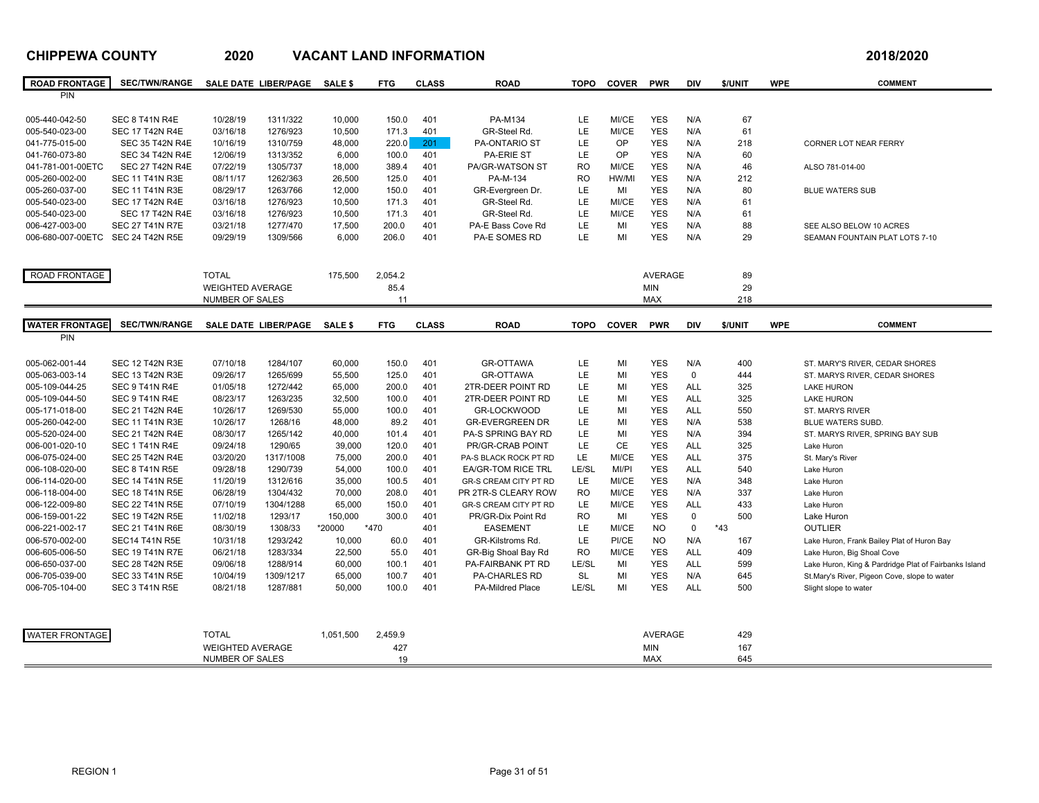# CHIPPEWA COUNTY 2020 VACANT LAND INFORMATION 2018/2020

| ROAD FRONTAGE PIN | SEC/TWN/RANGE | SALE DATE | LIBER/PAGE | SALE $ | FTG | CLASS | ROAD | TOPO | COVER | PWR | DIV | $/UNIT | WPE | COMMENT |
|---|---|---|---|---|---|---|---|---|---|---|---|---|---|---|
| 005-440-042-50 | SEC 8 T41N R4E | 10/28/19 | 1311/322 | 10,000 | 150.0 | 401 | PA-M134 | LE | MI/CE | YES | N/A | 67 | | |
| 005-540-023-00 | SEC 17 T42N R4E | 03/16/18 | 1276/923 | 10,500 | 171.3 | 401 | GR-Steel Rd. | LE | MI/CE | YES | N/A | 61 | | |
| 041-775-015-00 | SEC 35 T42N R4E | 10/16/19 | 1310/759 | 48,000 | 220.0 | 201 | PA-ONTARIO ST | LE | OP | YES | N/A | 218 | | CORNER LOT NEAR FERRY |
| 041-760-073-80 | SEC 34 T42N R4E | 12/06/19 | 1313/352 | 6,000 | 100.0 | 401 | PA-ERIE ST | LE | OP | YES | N/A | 60 | | |
| 041-781-001-00ETC | SEC 27 T42N R4E | 07/22/19 | 1305/737 | 18,000 | 389.4 | 401 | PA/GR-WATSON ST | RO | MI/CE | YES | N/A | 46 | | ALSO 781-014-00 |
| 005-260-002-00 | SEC 11 T41N R3E | 08/11/17 | 1262/363 | 26,500 | 125.0 | 401 | PA-M-134 | RO | HW/MI | YES | N/A | 212 | | |
| 005-260-037-00 | SEC 11 T41N R3E | 08/29/17 | 1263/766 | 12,000 | 150.0 | 401 | GR-Evergreen Dr. | LE | MI | YES | N/A | 80 | | BLUE WATERS SUB |
| 005-540-023-00 | SEC 17 T42N R4E | 03/16/18 | 1276/923 | 10,500 | 171.3 | 401 | GR-Steel Rd. | LE | MI/CE | YES | N/A | 61 | | |
| 005-540-023-00 | SEC 17 T42N R4E | 03/16/18 | 1276/923 | 10,500 | 171.3 | 401 | GR-Steel Rd. | LE | MI/CE | YES | N/A | 61 | | |
| 006-427-003-00 | SEC 27 T41N R7E | 03/21/18 | 1277/470 | 17,500 | 200.0 | 401 | PA-E Bass Cove Rd | LE | MI | YES | N/A | 88 | | SEE ALSO BELOW 10 ACRES |
| 006-680-007-00ETC | SEC 24 T42N R5E | 09/29/19 | 1309/566 | 6,000 | 206.0 | 401 | PA-E SOMES RD | LE | MI | YES | N/A | 29 | | SEAMAN FOUNTAIN PLAT LOTS 7-10 |

| ROAD FRONTAGE | | | |
|---|---|---|---|
| TOTAL | 175,500 | 2,054.2 | AVERAGE 89 |
| WEIGHTED AVERAGE | | 85.4 | MIN 29 |
| NUMBER OF SALES | | 11 | MAX 218 |

| WATER FRONTAGE PIN | SEC/TWN/RANGE | SALE DATE | LIBER/PAGE | SALE $ | FTG | CLASS | ROAD | TOPO | COVER | PWR | DIV | $/UNIT | WPE | COMMENT |
|---|---|---|---|---|---|---|---|---|---|---|---|---|---|---|
| 005-062-001-44 | SEC 12 T42N R3E | 07/10/18 | 1284/107 | 60,000 | 150.0 | 401 | GR-OTTAWA | LE | MI | YES | N/A | 400 | | ST. MARY'S RIVER, CEDAR SHORES |
| 005-063-003-14 | SEC 13 T42N R3E | 09/26/17 | 1265/699 | 55,500 | 125.0 | 401 | GR-OTTAWA | LE | MI | YES | 0 | 444 | | ST. MARYS RIVER, CEDAR SHORES |
| 005-109-044-25 | SEC 9 T41N R4E | 01/05/18 | 1272/442 | 65,000 | 200.0 | 401 | 2TR-DEER POINT RD | LE | MI | YES | ALL | 325 | | LAKE HURON |
| 005-109-044-50 | SEC 9 T41N R4E | 08/23/17 | 1263/235 | 32,500 | 100.0 | 401 | 2TR-DEER POINT RD | LE | MI | YES | ALL | 325 | | LAKE HURON |
| 005-171-018-00 | SEC 21 T42N R4E | 10/26/17 | 1269/530 | 55,000 | 100.0 | 401 | GR-LOCKWOOD | LE | MI | YES | ALL | 550 | | ST. MARYS RIVER |
| 005-260-042-00 | SEC 11 T41N R3E | 10/26/17 | 1268/16 | 48,000 | 89.2 | 401 | GR-EVERGREEN DR | LE | MI | YES | N/A | 538 | | BLUE WATERS SUBD. |
| 005-520-024-00 | SEC 21 T42N R4E | 08/30/17 | 1265/142 | 40,000 | 101.4 | 401 | PA-S SPRING BAY RD | LE | MI | YES | N/A | 394 | | ST. MARYS RIVER, SPRING BAY SUB |
| 006-001-020-10 | SEC 1 T41N R4E | 09/24/18 | 1290/65 | 39,000 | 120.0 | 401 | PR/GR-CRAB POINT | LE | CE | YES | ALL | 325 | | Lake Huron |
| 006-075-024-00 | SEC 25 T42N R4E | 03/20/20 | 1317/1008 | 75,000 | 200.0 | 401 | PA-S BLACK ROCK PT RD | LE | MI/CE | YES | ALL | 375 | | St. Mary's River |
| 006-108-020-00 | SEC 8 T41N R5E | 09/28/18 | 1290/739 | 54,000 | 100.0 | 401 | EA/GR-TOM RICE TRL | LE/SL | MI/PI | YES | ALL | 540 | | Lake Huron |
| 006-114-020-00 | SEC 14 T41N R5E | 11/20/19 | 1312/616 | 35,000 | 100.5 | 401 | GR-S CREAM CITY PT RD | LE | MI/CE | YES | N/A | 348 | | Lake Huron |
| 006-118-004-00 | SEC 18 T41N R5E | 06/28/19 | 1304/432 | 70,000 | 208.0 | 401 | PR 2TR-S CLEARY ROW | RO | MI/CE | YES | N/A | 337 | | Lake Huron |
| 006-122-009-80 | SEC 22 T41N R5E | 07/10/19 | 1304/1288 | 65,000 | 150.0 | 401 | GR-S CREAM CITY PT RD | LE | MI/CE | YES | ALL | 433 | | Lake Huron |
| 006-159-001-22 | SEC 19 T42N R5E | 11/02/18 | 1293/17 | 150,000 | 300.0 | 401 | PR/GR-Dix Point Rd | RO | MI | YES | 0 | 500 | | Lake Huron |
| 006-221-002-17 | SEC 21 T41N R6E | 08/30/19 | 1308/33 | *20000 | *470 | 401 | EASEMENT | LE | MI/CE | NO | 0 | *43 | | OUTLIER |
| 006-570-002-00 | SEC14 T41N R5E | 10/31/18 | 1293/242 | 10,000 | 60.0 | 401 | GR-Kilstroms Rd. | LE | PI/CE | NO | N/A | 167 | | Lake Huron, Frank Bailey Plat of Huron Bay |
| 006-605-006-50 | SEC 19 T41N R7E | 06/21/18 | 1283/334 | 22,500 | 55.0 | 401 | GR-Big Shoal Bay Rd | RO | MI/CE | YES | ALL | 409 | | Lake Huron, Big Shoal Cove |
| 006-650-037-00 | SEC 28 T42N R5E | 09/06/18 | 1288/914 | 60,000 | 100.1 | 401 | PA-FAIRBANK PT RD | LE/SL | MI | YES | ALL | 599 | | Lake Huron, King & Pardridge Plat of Fairbanks Island |
| 006-705-039-00 | SEC 33 T41N R5E | 10/04/19 | 1309/1217 | 65,000 | 100.7 | 401 | PA-CHARLES RD | SL | MI | YES | N/A | 645 | | St.Mary's River, Pigeon Cove, slope to water |
| 006-705-104-00 | SEC 3 T41N R5E | 08/21/18 | 1287/881 | 50,000 | 100.0 | 401 | PA-Mildred Place | LE/SL | MI | YES | ALL | 500 | | Slight slope to water |

| WATER FRONTAGE | | | |
|---|---|---|---|
| TOTAL | 1,051,500 | 2,459.9 | AVERAGE 429 |
| WEIGHTED AVERAGE | | 427 | MIN 167 |
| NUMBER OF SALES | | 19 | MAX 645 |

REGION 1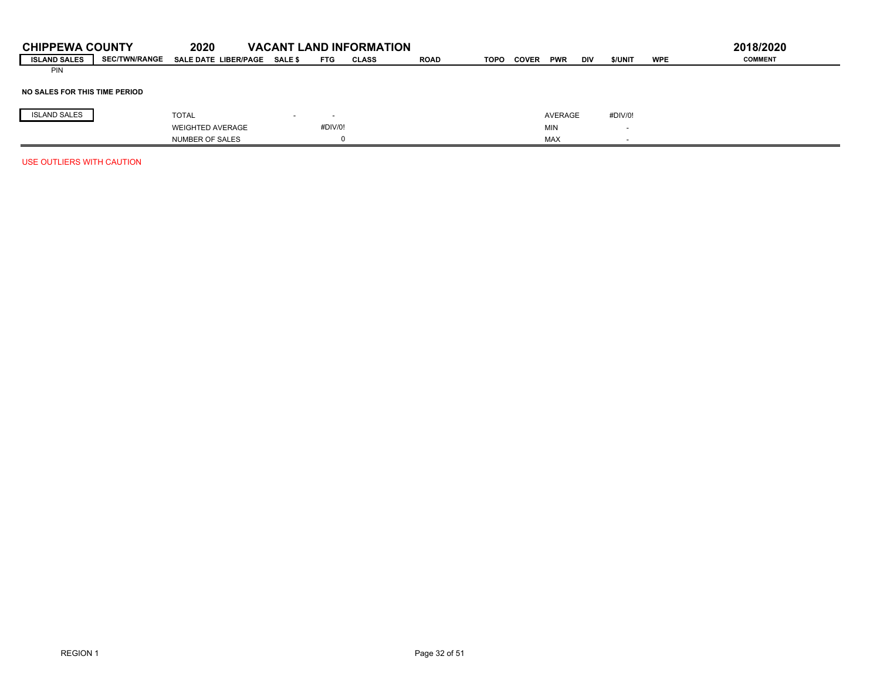## CHIPPEWA COUNTY 2020 VACANT LAND INFORMATION 2018/2020

| ISLAND SALES | SEC/TWN/RANGE | SALE DATE | LIBER/PAGE | SALE $ | FTG | CLASS | ROAD | TOPO | COVER | PWR | DIV | $/UNIT | WPE | COMMENT |
|---|---|---|---|---|---|---|---|---|---|---|---|---|---|---|
| PIN | | | | | | | | | | | | | | |

**NO SALES FOR THIS TIME PERIOD**

| ISLAND SALES | | | | | |
|---|---|---|---|---|---|
| TOTAL | - | - | AVERAGE | #DIV/0! | |
| WEIGHTED AVERAGE | | #DIV/0! | MIN | - | |
| NUMBER OF SALES | | 0 | MAX | - | |

USE OUTLIERS WITH CAUTION

REGION 1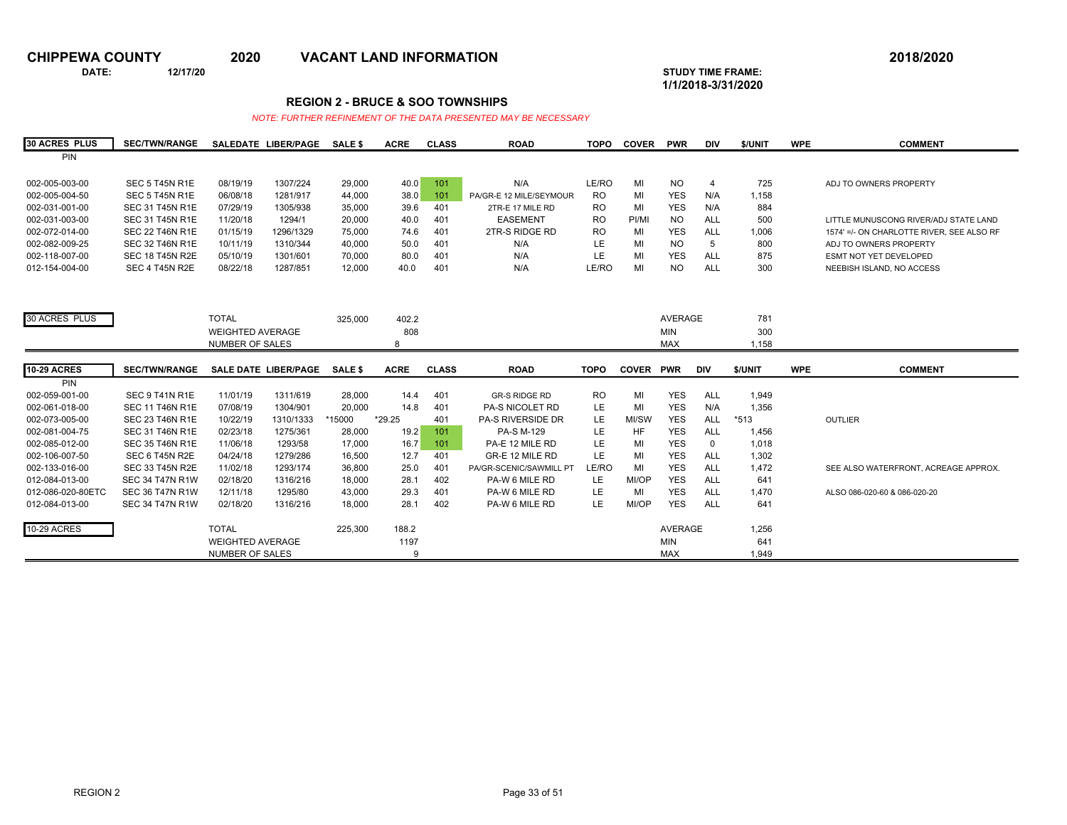# CHIPPEWA COUNTY 2020 VACANT LAND INFORMATION 2018/2020

**DATE:** 12/17/20

**STUDY TIME FRAME:** 1/1/2018-3/31/2020

## REGION 2 - BRUCE & SOO TOWNSHIPS

*NOTE: FURTHER REFINEMENT OF THE DATA PRESENTED MAY BE NECESSARY*

| 30 ACRES PLUS | SEC/TWN/RANGE | SALEDATE | LIBER/PAGE | SALE $ | ACRE | CLASS | ROAD | TOPO | COVER | PWR | DIV | $/UNIT | WPE | COMMENT |
|---|---|---|---|---|---|---|---|---|---|---|---|---|---|---|
| PIN | | | | | | | | | | | | | | |
| 002-005-003-00 | SEC 5 T45N R1E | 08/19/19 | 1307/224 | 29,000 | 40.0 | 101 | N/A | LE/RO | MI | NO | 4 | 725 | | ADJ TO OWNERS PROPERTY |
| 002-005-004-50 | SEC 5 T45N R1E | 06/08/18 | 1281/917 | 44,000 | 38.0 | 101 | PA/GR-E 12 MILE/SEYMOUR | RO | MI | YES | N/A | 1,158 | | |
| 002-031-001-00 | SEC 31 T45N R1E | 07/29/19 | 1305/938 | 35,000 | 39.6 | 401 | 2TR-E 17 MILE RD | RO | MI | YES | N/A | 884 | | |
| 002-031-003-00 | SEC 31 T45N R1E | 11/20/18 | 1294/1 | 20,000 | 40.0 | 401 | EASEMENT | RO | PI/MI | NO | ALL | 500 | | LITTLE MUNUSCONG RIVER/ADJ STATE LAND |
| 002-072-014-00 | SEC 22 T46N R1E | 01/15/19 | 1296/1329 | 75,000 | 74.6 | 401 | 2TR-S RIDGE RD | RO | MI | YES | ALL | 1,006 | | 1574' =/- ON CHARLOTTE RIVER, SEE ALSO RF |
| 002-082-009-25 | SEC 32 T46N R1E | 10/11/19 | 1310/344 | 40,000 | 50.0 | 401 | N/A | LE | MI | NO | 5 | 800 | | ADJ TO OWNERS PROPERTY |
| 002-118-007-00 | SEC 18 T45N R2E | 05/10/19 | 1301/601 | 70,000 | 80.0 | 401 | N/A | LE | MI | YES | ALL | 875 | | ESMT NOT YET DEVELOPED |
| 012-154-004-00 | SEC 4 T45N R2E | 08/22/18 | 1287/851 | 12,000 | 40.0 | 401 | N/A | LE/RO | MI | NO | ALL | 300 | | NEEBISH ISLAND, NO ACCESS |

| 30 ACRES PLUS | | | |
|---|---|---|---|
| TOTAL | 325,000 | 402.2 | AVERAGE: 781 |
| WEIGHTED AVERAGE | | 808 | MIN: 300 |
| NUMBER OF SALES | | 8 | MAX: 1,158 |

| 10-29 ACRES | SEC/TWN/RANGE | SALE DATE | LIBER/PAGE | SALE $ | ACRE | CLASS | ROAD | TOPO | COVER | PWR | DIV | $/UNIT | WPE | COMMENT |
|---|---|---|---|---|---|---|---|---|---|---|---|---|---|---|
| PIN | | | | | | | | | | | | | | |
| 002-059-001-00 | SEC 9 T41N R1E | 11/01/19 | 1311/619 | 28,000 | 14.4 | 401 | GR-S RIDGE RD | RO | MI | YES | ALL | 1,949 | | |
| 002-061-018-00 | SEC 11 T46N R1E | 07/08/19 | 1304/901 | 20,000 | 14.8 | 401 | PA-S NICOLET RD | LE | MI | YES | N/A | 1,356 | | |
| 002-073-005-00 | SEC 23 T46N R1E | 10/22/19 | 1310/1333 | *15000 | *29.25 | 401 | PA-S RIVERSIDE DR | LE | MI/SW | YES | ALL | *513 | | OUTLIER |
| 002-081-004-75 | SEC 31 T46N R1E | 02/23/18 | 1275/361 | 28,000 | 19.2 | 101 | PA-S M-129 | LE | HF | YES | ALL | 1,456 | | |
| 002-085-012-00 | SEC 35 T46N R1E | 11/06/18 | 1293/58 | 17,000 | 16.7 | 101 | PA-E 12 MILE RD | LE | MI | YES | 0 | 1,018 | | |
| 002-106-007-50 | SEC 6 T45N R2E | 04/24/18 | 1279/286 | 16,500 | 12.7 | 401 | GR-E 12 MILE RD | LE | MI | YES | ALL | 1,302 | | |
| 002-133-016-00 | SEC 33 T45N R2E | 11/02/18 | 1293/174 | 36,800 | 25.0 | 401 | PA/GR-SCENIC/SAWMILL PT | LE/RO | MI | YES | ALL | 1,472 | | SEE ALSO WATERFRONT, ACREAGE APPROX. |
| 012-084-013-00 | SEC 34 T47N R1W | 02/18/20 | 1316/216 | 18,000 | 28.1 | 402 | PA-W 6 MILE RD | LE | MI/OP | YES | ALL | 641 | | |
| 012-086-020-80ETC | SEC 36 T47N R1W | 12/11/18 | 1295/80 | 43,000 | 29.3 | 401 | PA-W 6 MILE RD | LE | MI | YES | ALL | 1,470 | | ALSO 086-020-60 & 086-020-20 |
| 012-084-013-00 | SEC 34 T47N R1W | 02/18/20 | 1316/216 | 18,000 | 28.1 | 402 | PA-W 6 MILE RD | LE | MI/OP | YES | ALL | 641 | | |

| 10-29 ACRES | | | |
|---|---|---|---|
| TOTAL | 225,300 | 188.2 | AVERAGE: 1,256 |
| WEIGHTED AVERAGE | | 1197 | MIN: 641 |
| NUMBER OF SALES | | 9 | MAX: 1,949 |

REGION 2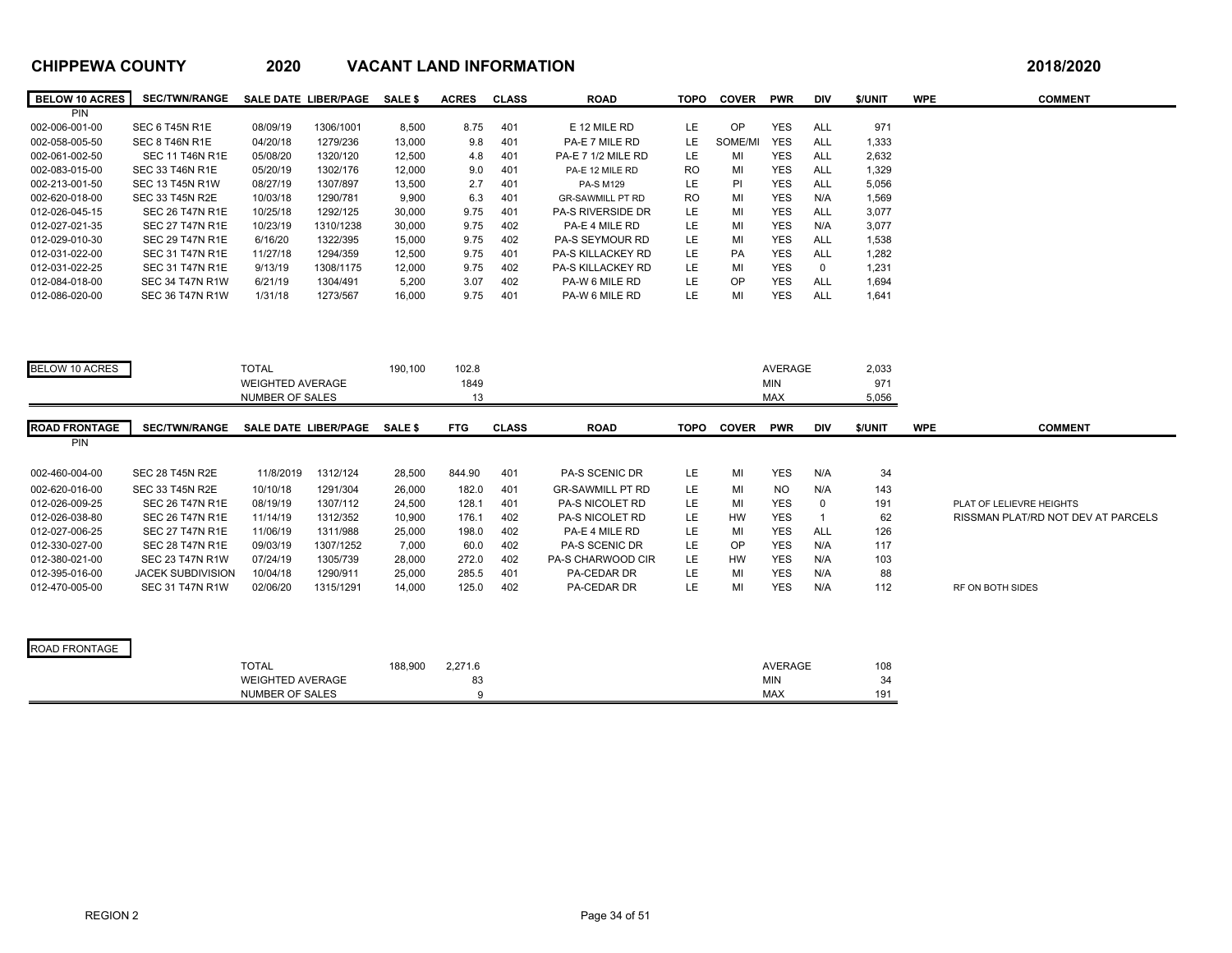# CHIPPEWA COUNTY 2020 VACANT LAND INFORMATION 2018/2020

| BELOW 10 ACRES PIN | SEC/TWN/RANGE | SALE DATE | LIBER/PAGE | SALE $ | ACRES | CLASS | ROAD | TOPO | COVER | PWR | DIV | $/UNIT | WPE | COMMENT |
|---|---|---|---|---|---|---|---|---|---|---|---|---|---|---|
| 002-006-001-00 | SEC 6 T45N R1E | 08/09/19 | 1306/1001 | 8,500 | 8.75 | 401 | E 12 MILE RD | LE | OP | YES | ALL | 971 | | |
| 002-058-005-50 | SEC 8 T46N R1E | 04/20/18 | 1279/236 | 13,000 | 9.8 | 401 | PA-E 7 MILE RD | LE | SOME/MI | YES | ALL | 1,333 | | |
| 002-061-002-50 | SEC 11 T46N R1E | 05/08/20 | 1320/120 | 12,500 | 4.8 | 401 | PA-E 7 1/2 MILE RD | LE | MI | YES | ALL | 2,632 | | |
| 002-083-015-00 | SEC 33 T46N R1E | 05/20/19 | 1302/176 | 12,000 | 9.0 | 401 | PA-E 12 MILE RD | RO | MI | YES | ALL | 1,329 | | |
| 002-213-001-50 | SEC 13 T45N R1W | 08/27/19 | 1307/897 | 13,500 | 2.7 | 401 | PA-S M129 | LE | PI | YES | ALL | 5,056 | | |
| 002-620-018-00 | SEC 33 T45N R2E | 10/03/18 | 1290/781 | 9,900 | 6.3 | 401 | GR-SAWMILL PT RD | RO | MI | YES | N/A | 1,569 | | |
| 012-026-045-15 | SEC 26 T47N R1E | 10/25/18 | 1292/125 | 30,000 | 9.75 | 401 | PA-S RIVERSIDE DR | LE | MI | YES | ALL | 3,077 | | |
| 012-027-021-35 | SEC 27 T47N R1E | 10/23/19 | 1310/1238 | 30,000 | 9.75 | 402 | PA-E 4 MILE RD | LE | MI | YES | N/A | 3,077 | | |
| 012-029-010-30 | SEC 29 T47N R1E | 6/16/20 | 1322/395 | 15,000 | 9.75 | 402 | PA-S SEYMOUR RD | LE | MI | YES | ALL | 1,538 | | |
| 012-031-022-00 | SEC 31 T47N R1E | 11/27/18 | 1294/359 | 12,500 | 9.75 | 401 | PA-S KILLACKEY RD | LE | PA | YES | ALL | 1,282 | | |
| 012-031-022-25 | SEC 31 T47N R1E | 9/13/19 | 1308/1175 | 12,000 | 9.75 | 402 | PA-S KILLACKEY RD | LE | MI | YES | 0 | 1,231 | | |
| 012-084-018-00 | SEC 34 T47N R1W | 6/21/19 | 1304/491 | 5,200 | 3.07 | 402 | PA-W 6 MILE RD | LE | OP | YES | ALL | 1,694 | | |
| 012-086-020-00 | SEC 36 T47N R1W | 1/31/18 | 1273/567 | 16,000 | 9.75 | 401 | PA-W 6 MILE RD | LE | MI | YES | ALL | 1,641 | | |

| BELOW 10 ACRES | | | | |
|---|---|---|---|---|
| TOTAL | 190,100 | 102.8 | AVERAGE | 2,033 |
| WEIGHTED AVERAGE | | 1849 | MIN | 971 |
| NUMBER OF SALES | | 13 | MAX | 5,056 |

| ROAD FRONTAGE PIN | SEC/TWN/RANGE | SALE DATE | LIBER/PAGE | SALE $ | FTG | CLASS | ROAD | TOPO | COVER | PWR | DIV | $/UNIT | WPE | COMMENT |
|---|---|---|---|---|---|---|---|---|---|---|---|---|---|---|
| 002-460-004-00 | SEC 28 T45N R2E | 11/8/2019 | 1312/124 | 28,500 | 844.90 | 401 | PA-S SCENIC DR | LE | MI | YES | N/A | 34 | | |
| 002-620-016-00 | SEC 33 T45N R2E | 10/10/18 | 1291/304 | 26,000 | 182.0 | 401 | GR-SAWMILL PT RD | LE | MI | NO | N/A | 143 | | |
| 012-026-009-25 | SEC 26 T47N R1E | 08/19/19 | 1307/112 | 24,500 | 128.1 | 401 | PA-S NICOLET RD | LE | MI | YES | 0 | 191 | | PLAT OF LELIEVRE HEIGHTS |
| 012-026-038-80 | SEC 26 T47N R1E | 11/14/19 | 1312/352 | 10,900 | 176.1 | 402 | PA-S NICOLET RD | LE | HW | YES | 1 | 62 | | RISSMAN PLAT/RD NOT DEV AT PARCELS |
| 012-027-006-25 | SEC 27 T47N R1E | 11/06/19 | 1311/988 | 25,000 | 198.0 | 402 | PA-E 4 MILE RD | LE | MI | YES | ALL | 126 | | |
| 012-330-027-00 | SEC 28 T47N R1E | 09/03/19 | 1307/1252 | 7,000 | 60.0 | 402 | PA-S SCENIC DR | LE | OP | YES | N/A | 117 | | |
| 012-380-021-00 | SEC 23 T47N R1W | 07/24/19 | 1305/739 | 28,000 | 272.0 | 402 | PA-S CHARWOOD CIR | LE | HW | YES | N/A | 103 | | |
| 012-395-016-00 | JACEK SUBDIVISION | 10/04/18 | 1290/911 | 25,000 | 285.5 | 401 | PA-CEDAR DR | LE | MI | YES | N/A | 88 | | |
| 012-470-005-00 | SEC 31 T47N R1W | 02/06/20 | 1315/1291 | 14,000 | 125.0 | 402 | PA-CEDAR DR | LE | MI | YES | N/A | 112 | | RF ON BOTH SIDES |

| ROAD FRONTAGE | | | | |
|---|---|---|---|---|
| TOTAL | 188,900 | 2,271.6 | AVERAGE | 108 |
| WEIGHTED AVERAGE | | 83 | MIN | 34 |
| NUMBER OF SALES | | 9 | MAX | 191 |

REGION 2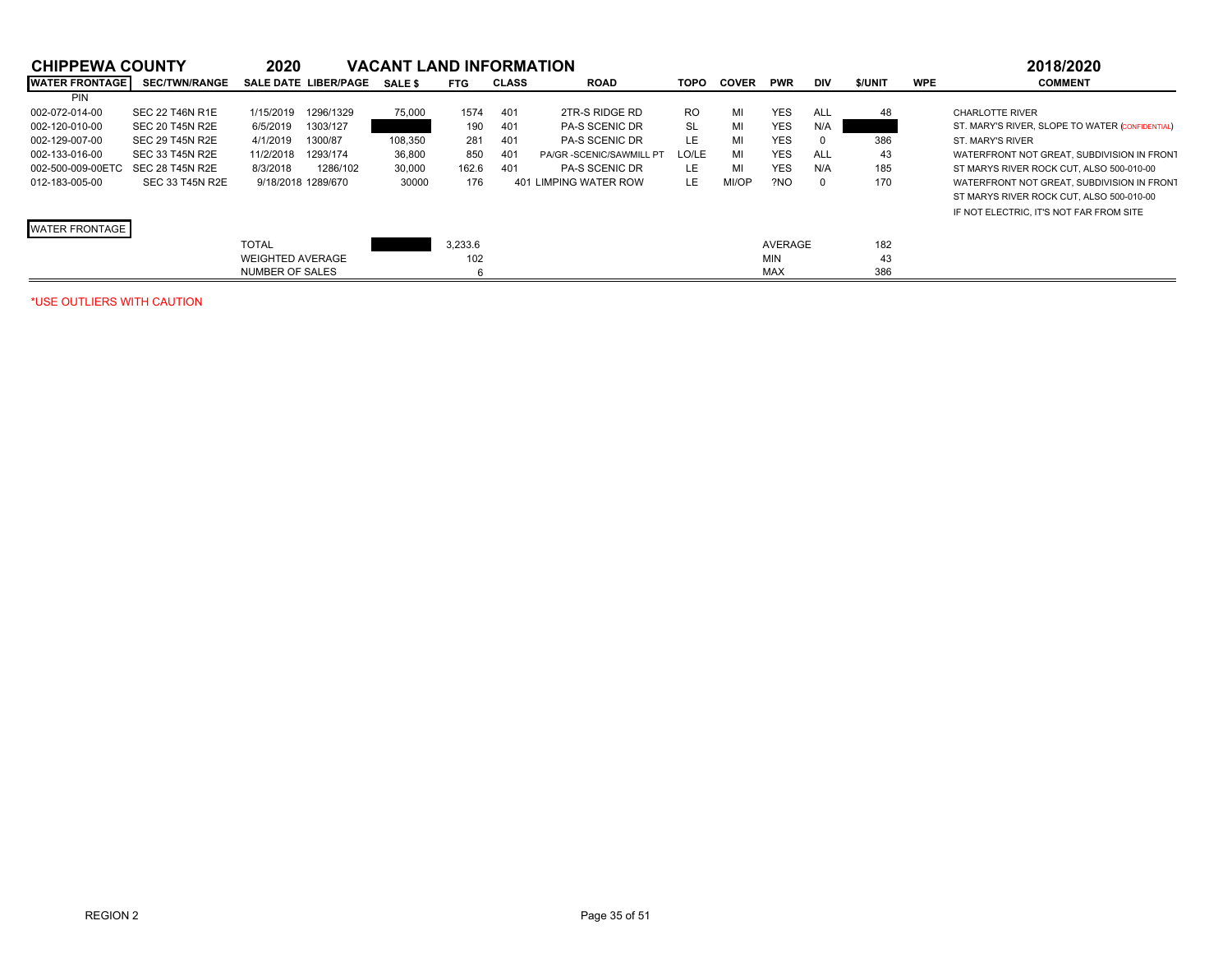# CHIPPEWA COUNTY 2020 VACANT LAND INFORMATION 2018/2020

| WATER FRONTAGE | SEC/TWN/RANGE | SALE DATE | LIBER/PAGE | SALE $ | FTG | CLASS | ROAD | TOPO | COVER | PWR | DIV | $/UNIT | WPE | COMMENT |
|---|---|---|---|---|---|---|---|---|---|---|---|---|---|---|
| PIN | | | | | | | | | | | | | | |
| 002-072-014-00 | SEC 22 T46N R1E | 1/15/2019 | 1296/1329 | 75,000 | 1574 | 401 | 2TR-S RIDGE RD | RO | MI | YES | ALL | 48 | | CHARLOTTE RIVER |
| 002-120-010-00 | SEC 20 T45N R2E | 6/5/2019 | 1303/127 | | 190 | 401 | PA-S SCENIC DR | SL | MI | YES | N/A | | | ST. MARY'S RIVER, SLOPE TO WATER (CONFIDENTIAL) |
| 002-129-007-00 | SEC 29 T45N R2E | 4/1/2019 | 1300/87 | 108,350 | 281 | 401 | PA-S SCENIC DR | LE | MI | YES | 0 | 386 | | ST. MARY'S RIVER |
| 002-133-016-00 | SEC 33 T45N R2E | 11/2/2018 | 1293/174 | 36,800 | 850 | 401 | PA/GR -SCENIC/SAWMILL PT | LO/LE | MI | YES | ALL | 43 | | WATERFRONT NOT GREAT, SUBDIVISION IN FRONT |
| 002-500-009-00ETC | SEC 28 T45N R2E | 8/3/2018 | 1286/102 | 30,000 | 162.6 | 401 | PA-S SCENIC DR | LE | MI | YES | N/A | 185 | | ST MARYS RIVER ROCK CUT, ALSO 500-010-00 |
| 012-183-005-00 | SEC 33 T45N R2E | 9/18/2018 | 1289/670 | 30000 | 176 | 401 | LIMPING WATER ROW | LE | MI/OP | ?NO | 0 | 170 | | WATERFRONT NOT GREAT, SUBDIVISION IN FRONT |
| | | | | | | | | | | | | | | ST MARYS RIVER ROCK CUT, ALSO 500-010-00 |
| | | | | | | | | | | | | | | IF NOT ELECTRIC, IT'S NOT FAR FROM SITE |
| WATER FRONTAGE | | | | | | | | | | | | | | |
| | | TOTAL | | | 3,233.6 | | | | | AVERAGE | | 182 | | |
| | | WEIGHTED AVERAGE | | | 102 | | | | | MIN | | 43 | | |
| | | NUMBER OF SALES | | | 6 | | | | | MAX | | 386 | | |

*USE OUTLIERS WITH CAUTION

REGION 2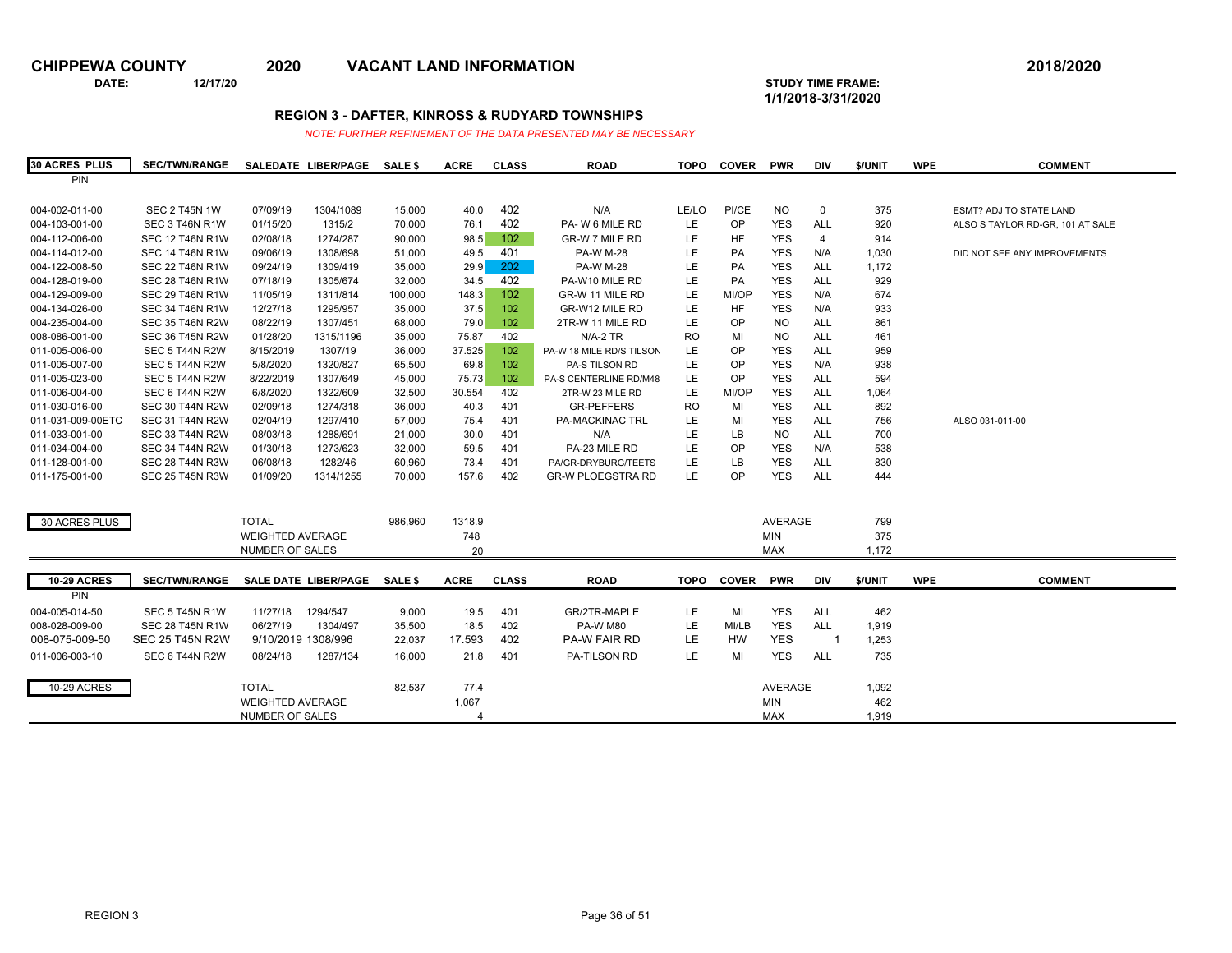**CHIPPEWA COUNTY** **2020** **VACANT LAND INFORMATION** **2018/2020**

**DATE:** **12/17/20**

**STUDY TIME FRAME: 1/1/2018-3/31/2020**

## REGION 3 - DAFTER, KINROSS & RUDYARD TOWNSHIPS

*NOTE: FURTHER REFINEMENT OF THE DATA PRESENTED MAY BE NECESSARY*

| 30 ACRES PLUS PIN | SEC/TWN/RANGE | SALEDATE | LIBER/PAGE | SALE $ | ACRE | CLASS | ROAD | TOPO | COVER | PWR | DIV | $/UNIT | WPE | COMMENT |
|---|---|---|---|---|---|---|---|---|---|---|---|---|---|---|
| 004-002-011-00 | SEC 2 T45N 1W | 07/09/19 | 1304/1089 | 15,000 | 40.0 | 402 | N/A | LE/LO | PI/CE | NO | 0 | 375 | | ESMT? ADJ TO STATE LAND |
| 004-103-001-00 | SEC 3 T46N R1W | 01/15/20 | 1315/2 | 70,000 | 76.1 | 402 | PA- W 6 MILE RD | LE | OP | YES | ALL | 920 | | ALSO S TAYLOR RD-GR, 101 AT SALE |
| 004-112-006-00 | SEC 12 T46N R1W | 02/08/18 | 1274/287 | 90,000 | 98.5 | 102 | GR-W 7 MILE RD | LE | HF | YES | 4 | 914 | | |
| 004-114-012-00 | SEC 14 T46N R1W | 09/06/19 | 1308/698 | 51,000 | 49.5 | 401 | PA-W M-28 | LE | PA | YES | N/A | 1,030 | | DID NOT SEE ANY IMPROVEMENTS |
| 004-122-008-50 | SEC 22 T46N R1W | 09/24/19 | 1309/419 | 35,000 | 29.9 | 202 | PA-W M-28 | LE | PA | YES | ALL | 1,172 | | |
| 004-128-019-00 | SEC 28 T46N R1W | 07/18/19 | 1305/674 | 32,000 | 34.5 | 402 | PA-W10 MILE RD | LE | PA | YES | ALL | 929 | | |
| 004-129-009-00 | SEC 29 T46N R1W | 11/05/19 | 1311/814 | 100,000 | 148.3 | 102 | GR-W 11 MILE RD | LE | MI/OP | YES | N/A | 674 | | |
| 004-134-026-00 | SEC 34 T46N R1W | 12/27/18 | 1295/957 | 35,000 | 37.5 | 102 | GR-W12 MILE RD | LE | HF | YES | N/A | 933 | | |
| 004-235-004-00 | SEC 35 T46N R2W | 08/22/19 | 1307/451 | 68,000 | 79.0 | 102 | 2TR-W 11 MILE RD | LE | OP | NO | ALL | 861 | | |
| 008-086-001-00 | SEC 36 T45N R2W | 01/28/20 | 1315/1196 | 35,000 | 75.87 | 402 | N/A-2 TR | RO | MI | NO | ALL | 461 | | |
| 011-005-006-00 | SEC 5 T44N R2W | 8/15/2019 | 1307/19 | 36,000 | 37.525 | 102 | PA-W 18 MILE RD/S TILSON | LE | OP | YES | ALL | 959 | | |
| 011-005-007-00 | SEC 5 T44N R2W | 5/8/2020 | 1320/827 | 65,500 | 69.8 | 102 | PA-S TILSON RD | LE | OP | YES | N/A | 938 | | |
| 011-005-023-00 | SEC 5 T44N R2W | 8/22/2019 | 1307/649 | 45,000 | 75.73 | 102 | PA-S CENTERLINE RD/M48 | LE | OP | YES | ALL | 594 | | |
| 011-006-004-00 | SEC 6 T44N R2W | 6/8/2020 | 1322/609 | 32,500 | 30.554 | 402 | 2TR-W 23 MILE RD | LE | MI/OP | YES | ALL | 1,064 | | |
| 011-030-016-00 | SEC 30 T44N R2W | 02/09/18 | 1274/318 | 36,000 | 40.3 | 401 | GR-PEFFERS | RO | MI | YES | ALL | 892 | | |
| 011-031-009-00ETC | SEC 31 T44N R2W | 02/04/19 | 1297/410 | 57,000 | 75.4 | 401 | PA-MACKINAC TRL | LE | MI | YES | ALL | 756 | | ALSO 031-011-00 |
| 011-033-001-00 | SEC 33 T44N R2W | 08/03/18 | 1288/691 | 21,000 | 30.0 | 401 | N/A | LE | LB | NO | ALL | 700 | | |
| 011-034-004-00 | SEC 34 T44N R2W | 01/30/18 | 1273/623 | 32,000 | 59.5 | 401 | PA-23 MILE RD | LE | OP | YES | N/A | 538 | | |
| 011-128-001-00 | SEC 28 T44N R3W | 06/08/18 | 1282/46 | 60,960 | 73.4 | 401 | PA/GR-DRYBURG/TEETS | LE | LB | YES | ALL | 830 | | |
| 011-175-001-00 | SEC 25 T45N R3W | 01/09/20 | 1314/1255 | 70,000 | 157.6 | 402 | GR-W PLOEGSTRA RD | LE | OP | YES | ALL | 444 | | |

| 30 ACRES PLUS | | | |
|---|---|---|---|
| TOTAL | 986,960 | 1318.9 | AVERAGE 799 |
| WEIGHTED AVERAGE | | 748 | MIN 375 |
| NUMBER OF SALES | | 20 | MAX 1,172 |

| 10-29 ACRES PIN | SEC/TWN/RANGE | SALE DATE | LIBER/PAGE | SALE $ | ACRE | CLASS | ROAD | TOPO | COVER | PWR | DIV | $/UNIT | WPE | COMMENT |
|---|---|---|---|---|---|---|---|---|---|---|---|---|---|---|
| 004-005-014-50 | SEC 5 T45N R1W | 11/27/18 | 1294/547 | 9,000 | 19.5 | 401 | GR/2TR-MAPLE | LE | MI | YES | ALL | 462 | | |
| 008-028-009-00 | SEC 28 T45N R1W | 06/27/19 | 1304/497 | 35,500 | 18.5 | 402 | PA-W M80 | LE | MI/LB | YES | ALL | 1,919 | | |
| 008-075-009-50 | SEC 25 T45N R2W | 9/10/2019 | 1308/996 | 22,037 | 17.593 | 402 | PA-W FAIR RD | LE | HW | YES | 1 | 1,253 | | |
| 011-006-003-10 | SEC 6 T44N R2W | 08/24/18 | 1287/134 | 16,000 | 21.8 | 401 | PA-TILSON RD | LE | MI | YES | ALL | 735 | | |

| 10-29 ACRES | | | |
|---|---|---|---|
| TOTAL | 82,537 | 77.4 | AVERAGE 1,092 |
| WEIGHTED AVERAGE | | 1,067 | MIN 462 |
| NUMBER OF SALES | | 4 | MAX 1,919 |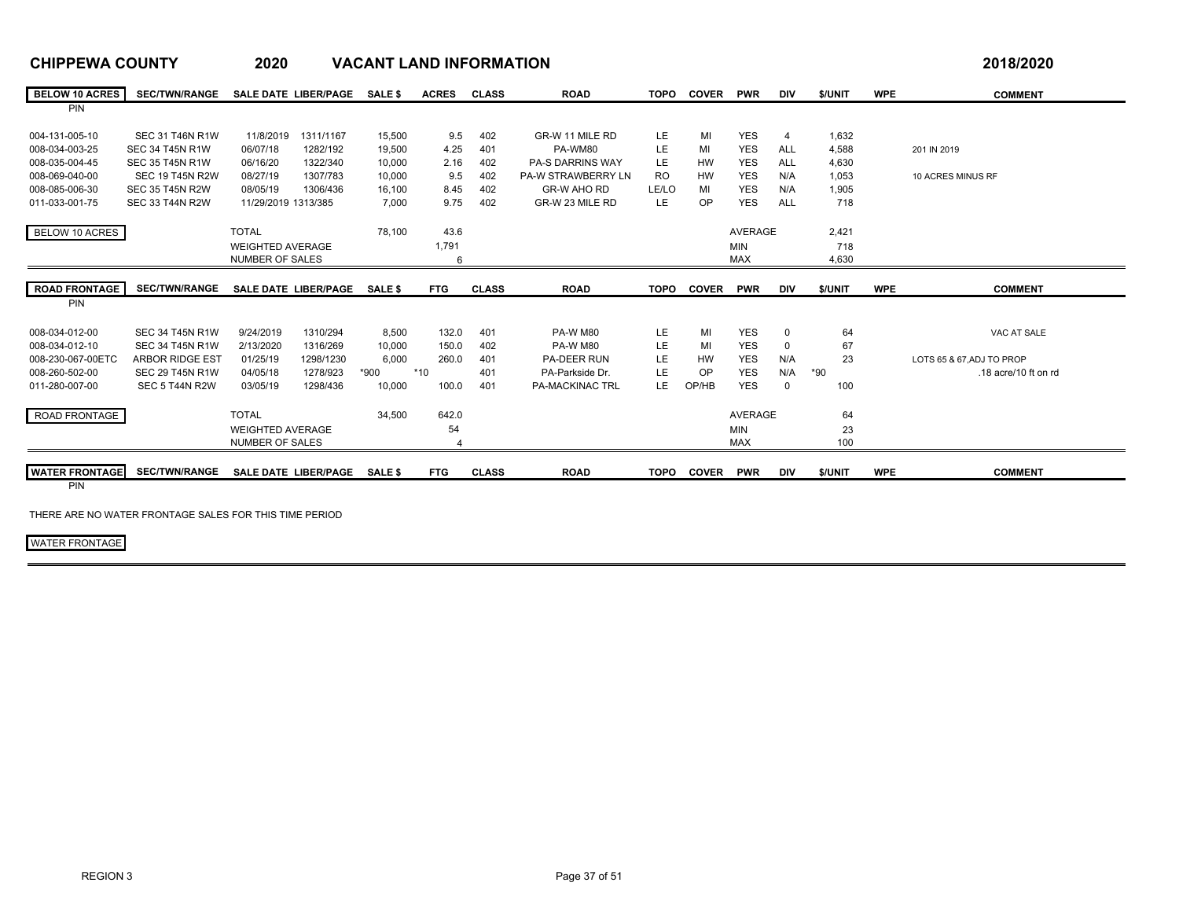**CHIPPEWA COUNTY** **2020** **VACANT LAND INFORMATION** **2018/2020**

| BELOW 10 ACRES | SEC/TWN/RANGE | SALE DATE | LIBER/PAGE | SALE $ | ACRES | CLASS | ROAD | TOPO | COVER | PWR | DIV | $/UNIT | WPE | COMMENT |
|---|---|---|---|---|---|---|---|---|---|---|---|---|---|---|
| PIN | | | | | | | | | | | | | | |
| 004-131-005-10 | SEC 31 T46N R1W | 11/8/2019 | 1311/1167 | 15,500 | 9.5 | 402 | GR-W 11 MILE RD | LE | MI | YES | 4 | 1,632 | | |
| 008-034-003-25 | SEC 34 T45N R1W | 06/07/18 | 1282/192 | 19,500 | 4.25 | 401 | PA-WM80 | LE | MI | YES | ALL | 4,588 | | 201 IN 2019 |
| 008-035-004-45 | SEC 35 T45N R1W | 06/16/20 | 1322/340 | 10,000 | 2.16 | 402 | PA-S DARRINS WAY | LE | HW | YES | ALL | 4,630 | | |
| 008-069-040-00 | SEC 19 T45N R2W | 08/27/19 | 1307/783 | 10,000 | 9.5 | 402 | PA-W STRAWBERRY LN | RO | HW | YES | N/A | 1,053 | | 10 ACRES MINUS RF |
| 008-085-006-30 | SEC 35 T45N R2W | 08/05/19 | 1306/436 | 16,100 | 8.45 | 402 | GR-W AHO RD | LE/LO | MI | YES | N/A | 1,905 | | |
| 011-033-001-75 | SEC 33 T44N R2W | 11/29/2019 | 1313/385 | 7,000 | 9.75 | 402 | GR-W 23 MILE RD | LE | OP | YES | ALL | 718 | | |
| BELOW 10 ACRES | | TOTAL | | 78,100 | 43.6 | | | | | AVERAGE | | 2,421 | | |
| | | WEIGHTED AVERAGE | | | 1,791 | | | | | MIN | | 718 | | |
| | | NUMBER OF SALES | | | 6 | | | | | MAX | | 4,630 | | |

| ROAD FRONTAGE | SEC/TWN/RANGE | SALE DATE | LIBER/PAGE | SALE $ | FTG | CLASS | ROAD | TOPO | COVER | PWR | DIV | $/UNIT | WPE | COMMENT |
|---|---|---|---|---|---|---|---|---|---|---|---|---|---|---|
| PIN | | | | | | | | | | | | | | |
| 008-034-012-00 | SEC 34 T45N R1W | 9/24/2019 | 1310/294 | 8,500 | 132.0 | 401 | PA-W M80 | LE | MI | YES | 0 | 64 | | VAC AT SALE |
| 008-034-012-10 | SEC 34 T45N R1W | 2/13/2020 | 1316/269 | 10,000 | 150.0 | 402 | PA-W M80 | LE | MI | YES | 0 | 67 | | |
| 008-230-067-00ETC | ARBOR RIDGE EST | 01/25/19 | 1298/1230 | 6,000 | 260.0 | 401 | PA-DEER RUN | LE | HW | YES | N/A | 23 | | LOTS 65 & 67,ADJ TO PROP |
| 008-260-502-00 | SEC 29 T45N R1W | 04/05/18 | 1278/923 | *900 | *10 | 401 | PA-Parkside Dr. | LE | OP | YES | N/A | *90 | | .18 acre/10 ft on rd |
| 011-280-007-00 | SEC 5 T44N R2W | 03/05/19 | 1298/436 | 10,000 | 100.0 | 401 | PA-MACKINAC TRL | LE | OP/HB | YES | 0 | 100 | | |
| ROAD FRONTAGE | | TOTAL | | 34,500 | 642.0 | | | | | AVERAGE | | 64 | | |
| | | WEIGHTED AVERAGE | | | 54 | | | | | MIN | | 23 | | |
| | | NUMBER OF SALES | | | 4 | | | | | MAX | | 100 | | |

| WATER FRONTAGE | SEC/TWN/RANGE | SALE DATE | LIBER/PAGE | SALE $ | FTG | CLASS | ROAD | TOPO | COVER | PWR | DIV | $/UNIT | WPE | COMMENT |
|---|---|---|---|---|---|---|---|---|---|---|---|---|---|---|
| PIN | | | | | | | | | | | | | | |

THERE ARE NO WATER FRONTAGE SALES FOR THIS TIME PERIOD

WATER FRONTAGE

REGION 3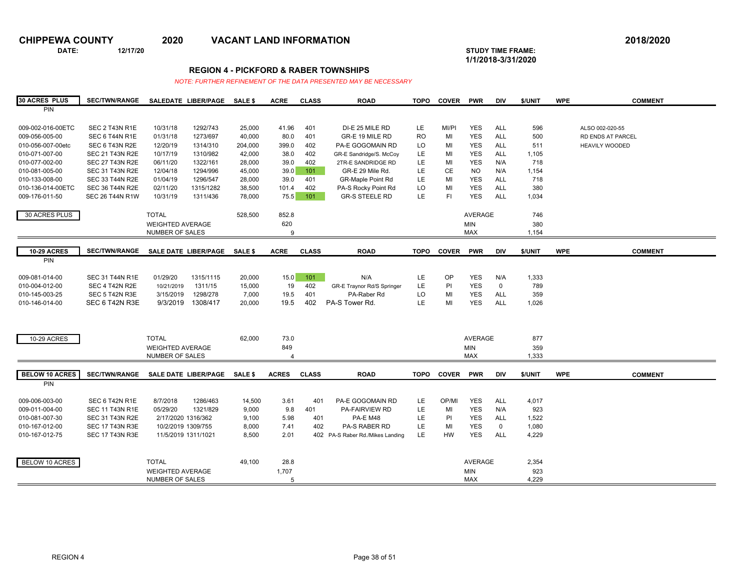**CHIPPEWA COUNTY** **2020** **VACANT LAND INFORMATION** **2018/2020**

**DATE:** **12/17/20**

**STUDY TIME FRAME:**
**1/1/2018-3/31/2020**

## REGION 4 - PICKFORD & RABER TOWNSHIPS

*NOTE: FURTHER REFINEMENT OF THE DATA PRESENTED MAY BE NECESSARY*

| 30 ACRES PLUS PIN | SEC/TWN/RANGE | SALEDATE | LIBER/PAGE | SALE $ | ACRE | CLASS | ROAD | TOPO | COVER | PWR | DIV | $/UNIT | WPE | COMMENT |
|---|---|---|---|---|---|---|---|---|---|---|---|---|---|---|
| 009-002-016-00ETC | SEC 2 T43N R1E | 10/31/18 | 1292/743 | 25,000 | 41.96 | 401 | DI-E 25 MILE RD | LE | MI/PI | YES | ALL | 596 | | ALSO 002-020-55 |
| 009-056-005-00 | SEC 6 T44N R1E | 01/31/18 | 1273/697 | 40,000 | 80.0 | 401 | GR-E 19 MILE RD | RO | MI | YES | ALL | 500 | | RD ENDS AT PARCEL |
| 010-056-007-00etc | SEC 6 T43N R2E | 12/20/19 | 1314/310 | 204,000 | 399.0 | 402 | PA-E GOGOMAIN RD | LO | MI | YES | ALL | 511 | | HEAVILY WOODED |
| 010-071-007-00 | SEC 21 T43N R2E | 10/17/19 | 1310/982 | 42,000 | 38.0 | 402 | GR-E Sandridge/S. McCoy | LE | MI | YES | ALL | 1,105 | | |
| 010-077-002-00 | SEC 27 T43N R2E | 06/11/20 | 1322/161 | 28,000 | 39.0 | 402 | 2TR-E SANDRIDGE RD | LE | MI | YES | N/A | 718 | | |
| 010-081-005-00 | SEC 31 T43N R2E | 12/04/18 | 1294/996 | 45,000 | 39.0 | 101 | GR-E 29 Mile Rd. | LE | CE | NO | N/A | 1,154 | | |
| 010-133-008-00 | SEC 33 T44N R2E | 01/04/19 | 1296/547 | 28,000 | 39.0 | 401 | GR-Maple Point Rd | LE | MI | YES | ALL | 718 | | |
| 010-136-014-00ETC | SEC 36 T44N R2E | 02/11/20 | 1315/1282 | 38,500 | 101.4 | 402 | PA-S Rocky Point Rd | LO | MI | YES | ALL | 380 | | |
| 009-176-011-50 | SEC 26 T44N R1W | 10/31/19 | 1311/436 | 78,000 | 75.5 | 101 | GR-S STEELE RD | LE | FI | YES | ALL | 1,034 | | |

| 30 ACRES PLUS | | |
|---|---|---|
| TOTAL | 528,500 | 852.8 |
| WEIGHTED AVERAGE | | 620 |
| NUMBER OF SALES | | 9 |
| AVERAGE | | 746 |
| MIN | | 380 |
| MAX | | 1,154 |

| 10-29 ACRES PIN | SEC/TWN/RANGE | SALE DATE | LIBER/PAGE | SALE $ | ACRE | CLASS | ROAD | TOPO | COVER | PWR | DIV | $/UNIT | WPE | COMMENT |
|---|---|---|---|---|---|---|---|---|---|---|---|---|---|---|
| 009-081-014-00 | SEC 31 T44N R1E | 01/29/20 | 1315/1115 | 20,000 | 15.0 | 101 | N/A | LE | OP | YES | N/A | 1,333 | | |
| 010-004-012-00 | SEC 4 T42N R2E | 10/21/2019 | 1311/15 | 15,000 | 19 | 402 | GR-E Traynor Rd/S Springer | LE | PI | YES | 0 | 789 | | |
| 010-145-003-25 | SEC 5 T42N R3E | 3/15/2019 | 1298/278 | 7,000 | 19.5 | 401 | PA-Raber Rd | LO | MI | YES | ALL | 359 | | |
| 010-146-014-00 | SEC 6 T42N R3E | 9/3/2019 | 1308/417 | 20,000 | 19.5 | 402 | PA-S Tower Rd. | LE | MI | YES | ALL | 1,026 | | |

| 10-29 ACRES | | |
|---|---|---|
| TOTAL | 62,000 | 73.0 |
| WEIGHTED AVERAGE | | 849 |
| NUMBER OF SALES | | 4 |
| AVERAGE | | 877 |
| MIN | | 359 |
| MAX | | 1,333 |

| BELOW 10 ACRES PIN | SEC/TWN/RANGE | SALE DATE | LIBER/PAGE | SALE $ | ACRES | CLASS | ROAD | TOPO | COVER | PWR | DIV | $/UNIT | WPE | COMMENT |
|---|---|---|---|---|---|---|---|---|---|---|---|---|---|---|
| 009-006-003-00 | SEC 6 T42N R1E | 8/7/2018 | 1286/463 | 14,500 | 3.61 | 401 | PA-E GOGOMAIN RD | LE | OP/MI | YES | ALL | 4,017 | | |
| 009-011-004-00 | SEC 11 T43N R1E | 05/29/20 | 1321/829 | 9,000 | 9.8 | 401 | PA-FAIRVIEW RD | LE | MI | YES | N/A | 923 | | |
| 010-081-007-30 | SEC 31 T43N R2E | 2/17/2020 | 1316/362 | 9,100 | 5.98 | 401 | PA-E M48 | LE | PI | YES | ALL | 1,522 | | |
| 010-167-012-00 | SEC 17 T43N R3E | 10/2/2019 | 1309/755 | 8,000 | 7.41 | 402 | PA-S RABER RD | LE | MI | YES | 0 | 1,080 | | |
| 010-167-012-75 | SEC 17 T43N R3E | 11/5/2019 | 1311/1021 | 8,500 | 2.01 | 402 | PA-S Raber Rd./Mikes Landing | LE | HW | YES | ALL | 4,229 | | |

| BELOW 10 ACRES | | |
|---|---|---|
| TOTAL | 49,100 | 28.8 |
| WEIGHTED AVERAGE | | 1,707 |
| NUMBER OF SALES | | 5 |
| AVERAGE | | 2,354 |
| MIN | | 923 |
| MAX | | 4,229 |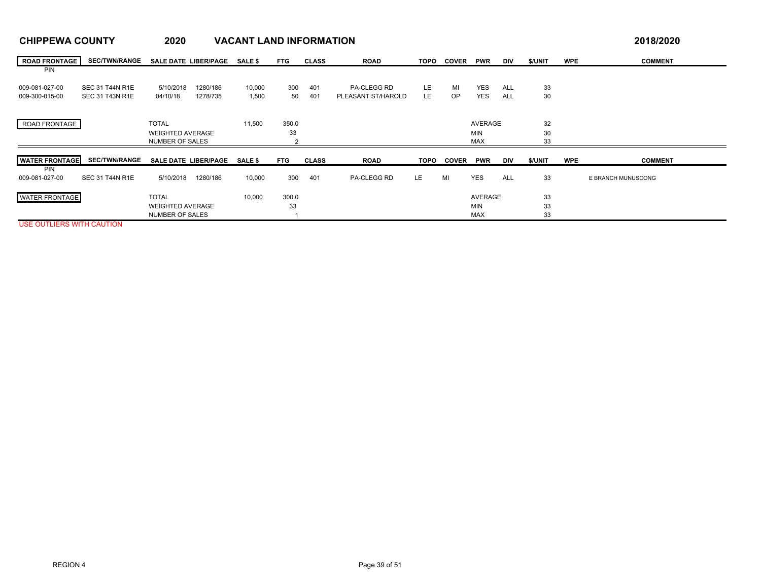# CHIPPEWA COUNTY 2020 VACANT LAND INFORMATION 2018/2020

| ROAD FRONTAGE PIN | SEC/TWN/RANGE | SALE DATE | LIBER/PAGE | SALE $ | FTG | CLASS | ROAD | TOPO | COVER | PWR | DIV | $/UNIT | WPE | COMMENT |
|---|---|---|---|---|---|---|---|---|---|---|---|---|---|---|
| 009-081-027-00 | SEC 31 T44N R1E | 5/10/2018 | 1280/186 | 10,000 | 300 | 401 | PA-CLEGG RD | LE | MI | YES | ALL | 33 | | |
| 009-300-015-00 | SEC 31 T43N R1E | 04/10/18 | 1278/735 | 1,500 | 50 | 401 | PLEASANT ST/HAROLD | LE | OP | YES | ALL | 30 | | |
| ROAD FRONTAGE | | TOTAL | | 11,500 | 350.0 | | | | | AVERAGE | | 32 | | |
| | | WEIGHTED AVERAGE | | | 33 | | | | | MIN | | 30 | | |
| | | NUMBER OF SALES | | | 2 | | | | | MAX | | 33 | | |

| WATER FRONTAGE PIN | SEC/TWN/RANGE | SALE DATE | LIBER/PAGE | SALE $ | FTG | CLASS | ROAD | TOPO | COVER | PWR | DIV | $/UNIT | WPE | COMMENT |
|---|---|---|---|---|---|---|---|---|---|---|---|---|---|---|
| 009-081-027-00 | SEC 31 T44N R1E | 5/10/2018 | 1280/186 | 10,000 | 300 | 401 | PA-CLEGG RD | LE | MI | YES | ALL | 33 | | E BRANCH MUNUSCONG |
| WATER FRONTAGE | | TOTAL | | 10,000 | 300.0 | | | | | AVERAGE | | 33 | | |
| | | WEIGHTED AVERAGE | | | 33 | | | | | MIN | | 33 | | |
| | | NUMBER OF SALES | | | 1 | | | | | MAX | | 33 | | |

USE OUTLIERS WITH CAUTION

REGION 4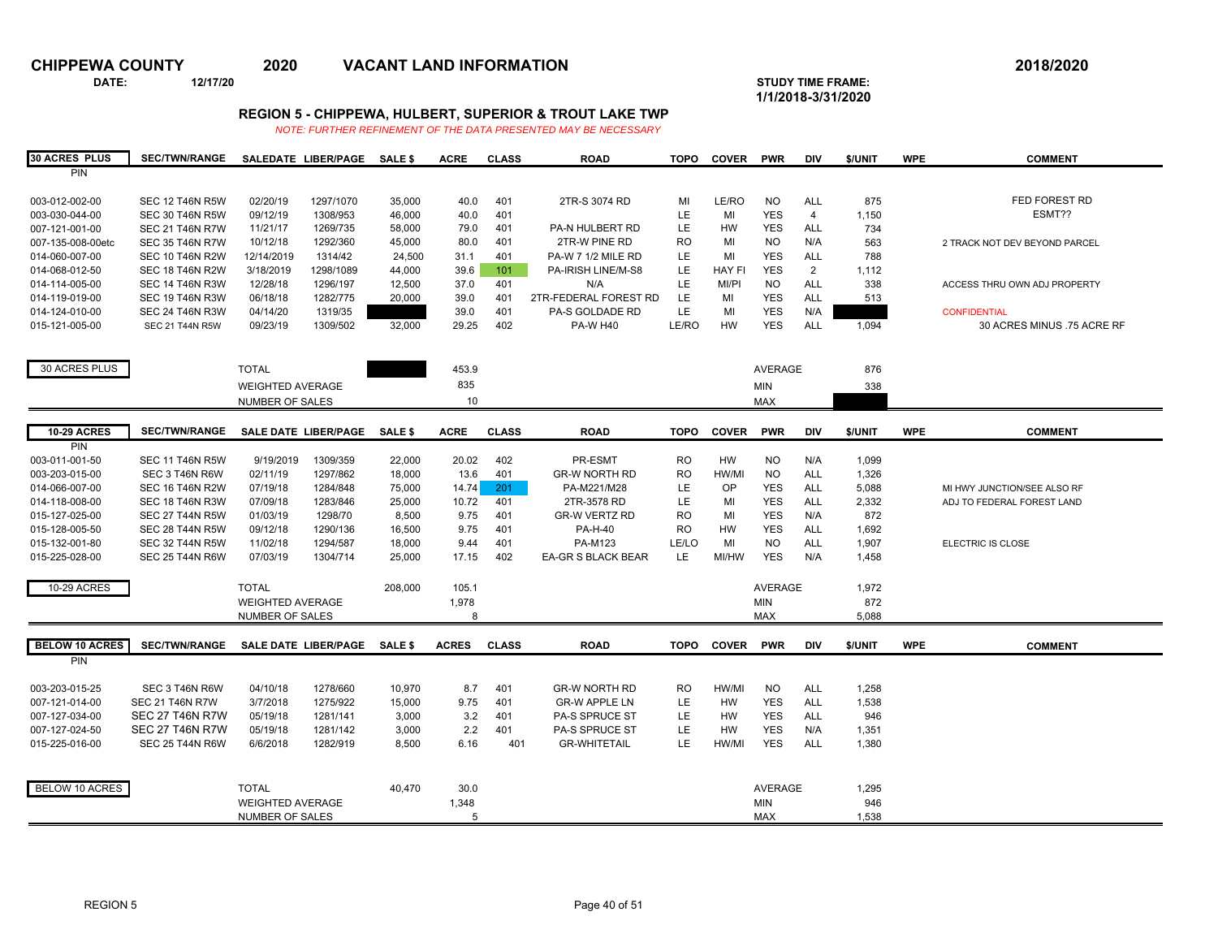**CHIPPEWA COUNTY 2020 VACANT LAND INFORMATION** 2018/2020

**DATE:** 12/17/20

**STUDY TIME FRAME:** 1/1/2018-3/31/2020

## REGION 5 - CHIPPEWA, HULBERT, SUPERIOR & TROUT LAKE TWP

*NOTE: FURTHER REFINEMENT OF THE DATA PRESENTED MAY BE NECESSARY*

| 30 ACRES PLUS PIN | SEC/TWN/RANGE | SALEDATE | LIBER/PAGE | SALE $ | ACRE | CLASS | ROAD | TOPO | COVER | PWR | DIV | $/UNIT | WPE | COMMENT |
|---|---|---|---|---|---|---|---|---|---|---|---|---|---|---|
| 003-012-002-00 | SEC 12 T46N R5W | 02/20/19 | 1297/1070 | 35,000 | 40.0 | 401 | 2TR-S 3074 RD | MI | LE/RO | NO | ALL | 875 | | FED FOREST RD |
| 003-030-044-00 | SEC 30 T46N R5W | 09/12/19 | 1308/953 | 46,000 | 40.0 | 401 | | LE | MI | YES | 4 | 1,150 | | ESMT?? |
| 007-121-001-00 | SEC 21 T46N R7W | 11/21/17 | 1269/735 | 58,000 | 79.0 | 401 | PA-N HULBERT RD | LE | HW | YES | ALL | 734 | | |
| 007-135-008-00etc | SEC 35 T46N R7W | 10/12/18 | 1292/360 | 45,000 | 80.0 | 401 | 2TR-W PINE RD | RO | MI | NO | N/A | 563 | | 2 TRACK NOT DEV BEYOND PARCEL |
| 014-060-007-00 | SEC 10 T46N R2W | 12/14/2019 | 1314/42 | 24,500 | 31.1 | 401 | PA-W 7 1/2 MILE RD | LE | MI | YES | ALL | 788 | | |
| 014-068-012-50 | SEC 18 T46N R2W | 3/18/2019 | 1298/1089 | 44,000 | 39.6 | 101 | PA-IRISH LINE/M-S8 | LE | HAY FI | YES | 2 | 1,112 | | |
| 014-114-005-00 | SEC 14 T46N R3W | 12/28/18 | 1296/197 | 12,500 | 37.0 | 401 | N/A | LE | MI/PI | NO | ALL | 338 | | ACCESS THRU OWN ADJ PROPERTY |
| 014-119-019-00 | SEC 19 T46N R3W | 06/18/18 | 1282/775 | 20,000 | 39.0 | 401 | 2TR-FEDERAL FOREST RD | LE | MI | YES | ALL | 513 | | |
| 014-124-010-00 | SEC 24 T46N R3W | 04/14/20 | 1319/35 | | 39.0 | 401 | PA-S GOLDADE RD | LE | MI | YES | N/A | | | CONFIDENTIAL |
| 015-121-005-00 | SEC 21 T44N R5W | 09/23/19 | 1309/502 | 32,000 | 29.25 | 402 | PA-W H40 | LE/RO | HW | YES | ALL | 1,094 | | 30 ACRES MINUS .75 ACRE RF |

| 30 ACRES PLUS | | | |
|---|---|---|---|
| TOTAL | | 453.9 | AVERAGE 876 |
| WEIGHTED AVERAGE | | 835 | MIN 338 |
| NUMBER OF SALES | | 10 | MAX |

| 10-29 ACRES PIN | SEC/TWN/RANGE | SALE DATE | LIBER/PAGE | SALE $ | ACRE | CLASS | ROAD | TOPO | COVER | PWR | DIV | $/UNIT | WPE | COMMENT |
|---|---|---|---|---|---|---|---|---|---|---|---|---|---|---|
| 003-011-001-50 | SEC 11 T46N R5W | 9/19/2019 | 1309/359 | 22,000 | 20.02 | 402 | PR-ESMT | RO | HW | NO | N/A | 1,099 | | |
| 003-203-015-00 | SEC 3 T46N R6W | 02/11/19 | 1297/862 | 18,000 | 13.6 | 401 | GR-W NORTH RD | RO | HW/MI | NO | ALL | 1,326 | | |
| 014-066-007-00 | SEC 16 T46N R2W | 07/19/18 | 1284/848 | 75,000 | 14.74 | 201 | PA-M221/M28 | LE | OP | YES | ALL | 5,088 | | MI HWY JUNCTION/SEE ALSO RF |
| 014-118-008-00 | SEC 18 T46N R3W | 07/09/18 | 1283/846 | 25,000 | 10.72 | 401 | 2TR-3578 RD | LE | MI | YES | ALL | 2,332 | | ADJ TO FEDERAL FOREST LAND |
| 015-127-025-00 | SEC 27 T44N R5W | 01/03/19 | 1298/70 | 8,500 | 9.75 | 401 | GR-W VERTZ RD | RO | MI | YES | N/A | 872 | | |
| 015-128-005-50 | SEC 28 T44N R5W | 09/12/18 | 1290/136 | 16,500 | 9.75 | 401 | PA-H-40 | RO | HW | YES | ALL | 1,692 | | |
| 015-132-001-80 | SEC 32 T44N R5W | 11/02/18 | 1294/587 | 18,000 | 9.44 | 401 | PA-M123 | LE/LO | MI | NO | ALL | 1,907 | | ELECTRIC IS CLOSE |
| 015-225-028-00 | SEC 25 T44N R6W | 07/03/19 | 1304/714 | 25,000 | 17.15 | 402 | EA-GR S BLACK BEAR | LE | MI/HW | YES | N/A | 1,458 | | |

| 10-29 ACRES | | | |
|---|---|---|---|
| TOTAL | 208,000 | 105.1 | AVERAGE 1,972 |
| WEIGHTED AVERAGE | | 1,978 | MIN 872 |
| NUMBER OF SALES | | 8 | MAX 5,088 |

| BELOW 10 ACRES PIN | SEC/TWN/RANGE | SALE DATE | LIBER/PAGE | SALE $ | ACRES | CLASS | ROAD | TOPO | COVER | PWR | DIV | $/UNIT | WPE | COMMENT |
|---|---|---|---|---|---|---|---|---|---|---|---|---|---|---|
| 003-203-015-25 | SEC 3 T46N R6W | 04/10/18 | 1278/660 | 10,970 | 8.7 | 401 | GR-W NORTH RD | RO | HW/MI | NO | ALL | 1,258 | | |
| 007-121-014-00 | SEC 21 T46N R7W | 3/7/2018 | 1275/922 | 15,000 | 9.75 | 401 | GR-W APPLE LN | LE | HW | YES | ALL | 1,538 | | |
| 007-127-034-00 | SEC 27 T46N R7W | 05/19/18 | 1281/141 | 3,000 | 3.2 | 401 | PA-S SPRUCE ST | LE | HW | YES | ALL | 946 | | |
| 007-127-024-50 | SEC 27 T46N R7W | 05/19/18 | 1281/142 | 3,000 | 2.2 | 401 | PA-S SPRUCE ST | LE | HW | YES | N/A | 1,351 | | |
| 015-225-016-00 | SEC 25 T44N R6W | 6/6/2018 | 1282/919 | 8,500 | 6.16 | 401 | GR-WHITETAIL | LE | HW/MI | YES | ALL | 1,380 | | |

| BELOW 10 ACRES | | | |
|---|---|---|---|
| TOTAL | 40,470 | 30.0 | AVERAGE 1,295 |
| WEIGHTED AVERAGE | | 1,348 | MIN 946 |
| NUMBER OF SALES | | 5 | MAX 1,538 |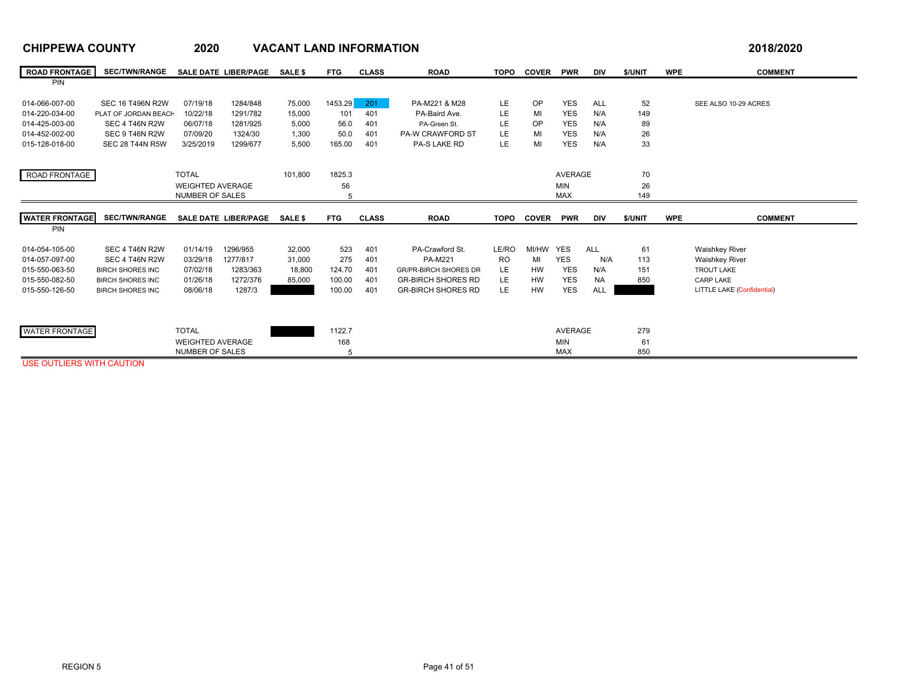# CHIPPEWA COUNTY 2020 VACANT LAND INFORMATION 2018/2020

| ROAD FRONTAGE PIN | SEC/TWN/RANGE | SALE DATE | LIBER/PAGE | SALE $ | FTG | CLASS | ROAD | TOPO | COVER | PWR | DIV | $/UNIT | WPE | COMMENT |
|---|---|---|---|---|---|---|---|---|---|---|---|---|---|---|
| 014-066-007-00 | SEC 16 T496N R2W | 07/19/18 | 1284/848 | 75,000 | 1453.29 | 201 | PA-M221 & M28 | LE | OP | YES | ALL | 52 | | SEE ALSO 10-29 ACRES |
| 014-220-034-00 | PLAT OF JORDAN BEACH | 10/22/18 | 1291/782 | 15,000 | 101 | 401 | PA-Baird Ave. | LE | MI | YES | N/A | 149 | | |
| 014-425-003-00 | SEC 4 T46N R2W | 06/07/18 | 1281/925 | 5,000 | 56.0 | 401 | PA-Green St. | LE | OP | YES | N/A | 89 | | |
| 014-452-002-00 | SEC 9 T46N R2W | 07/09/20 | 1324/30 | 1,300 | 50.0 | 401 | PA-W CRAWFORD ST | LE | MI | YES | N/A | 26 | | |
| 015-128-018-00 | SEC 28 T44N R5W | 3/25/2019 | 1299/677 | 5,500 | 165.00 | 401 | PA-S LAKE RD | LE | MI | YES | N/A | 33 | | |

| ROAD FRONTAGE | | | | |
|---|---|---|---|---|
| TOTAL | 101,800 | 1825.3 | AVERAGE | 70 |
| WEIGHTED AVERAGE | | 56 | MIN | 26 |
| NUMBER OF SALES | | 5 | MAX | 149 |

| WATER FRONTAGE PIN | SEC/TWN/RANGE | SALE DATE | LIBER/PAGE | SALE $ | FTG | CLASS | ROAD | TOPO | COVER | PWR | DIV | $/UNIT | WPE | COMMENT |
|---|---|---|---|---|---|---|---|---|---|---|---|---|---|---|
| 014-054-105-00 | SEC 4 T46N R2W | 01/14/19 | 1296/955 | 32,000 | 523 | 401 | PA-Crawford St. | LE/RO | MI/HW | YES | ALL | 61 | | Waishkey River |
| 014-057-097-00 | SEC 4 T46N R2W | 03/29/18 | 1277/817 | 31,000 | 275 | 401 | PA-M221 | RO | MI | YES | N/A | 113 | | Waishkey River |
| 015-550-063-50 | BIRCH SHORES INC | 07/02/18 | 1283/363 | 18,800 | 124.70 | 401 | GR/PR-BIRCH SHORES DR | LE | HW | YES | N/A | 151 | | TROUT LAKE |
| 015-550-082-50 | BIRCH SHORES INC | 01/26/18 | 1272/376 | 85,000 | 100.00 | 401 | GR-BIRCH SHORES RD | LE | HW | YES | NA | 850 | | CARP LAKE |
| 015-550-126-50 | BIRCH SHORES INC | 08/06/18 | 1287/3 | | 100.00 | 401 | GR-BIRCH SHORES RD | LE | HW | YES | ALL | | | LITTLE LAKE (Confidential) |

| WATER FRONTAGE | | | | |
|---|---|---|---|---|
| TOTAL | | 1122.7 | AVERAGE | 279 |
| WEIGHTED AVERAGE | | 168 | MIN | 61 |
| NUMBER OF SALES | | 5 | MAX | 850 |

USE OUTLIERS WITH CAUTION

REGION 5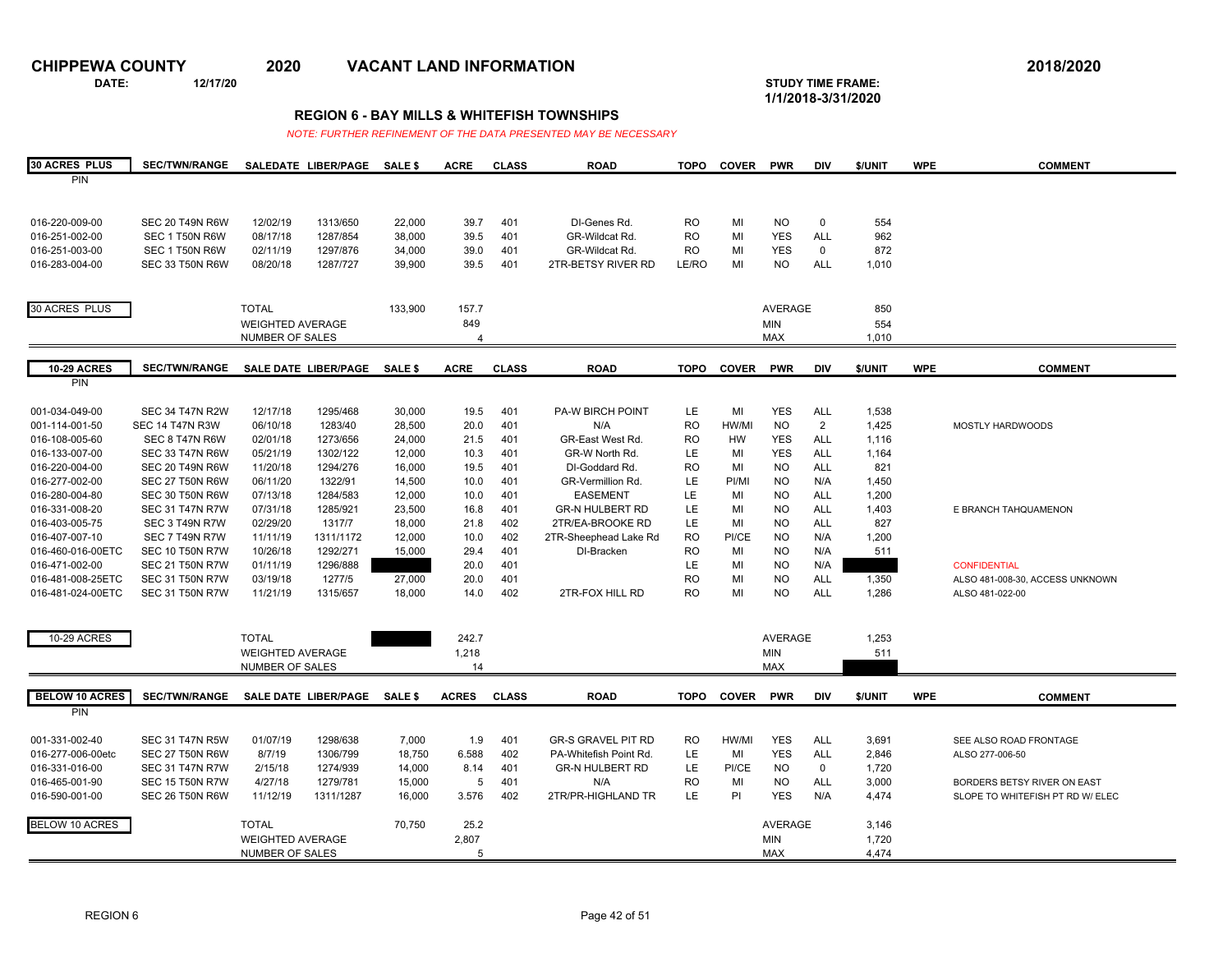# CHIPPEWA COUNTY 2020 VACANT LAND INFORMATION 2018/2020

**DATE:** 12/17/20

**STUDY TIME FRAME:** 1/1/2018-3/31/2020

## REGION 6 - BAY MILLS & WHITEFISH TOWNSHIPS

*NOTE: FURTHER REFINEMENT OF THE DATA PRESENTED MAY BE NECESSARY*

| 30 ACRES PLUS PIN | SEC/TWN/RANGE | SALEDATE | LIBER/PAGE | SALE $ | ACRE | CLASS | ROAD | TOPO | COVER | PWR | DIV | $/UNIT | WPE | COMMENT |
|---|---|---|---|---|---|---|---|---|---|---|---|---|---|---|
| 016-220-009-00 | SEC 20 T49N R6W | 12/02/19 | 1313/650 | 22,000 | 39.7 | 401 | DI-Genes Rd. | RO | MI | NO | 0 | 554 | | |
| 016-251-002-00 | SEC 1 T50N R6W | 08/17/18 | 1287/854 | 38,000 | 39.5 | 401 | GR-Wildcat Rd. | RO | MI | YES | ALL | 962 | | |
| 016-251-003-00 | SEC 1 T50N R6W | 02/11/19 | 1297/876 | 34,000 | 39.0 | 401 | GR-Wildcat Rd. | RO | MI | YES | 0 | 872 | | |
| 016-283-004-00 | SEC 33 T50N R6W | 08/20/18 | 1287/727 | 39,900 | 39.5 | 401 | 2TR-BETSY RIVER RD | LE/RO | MI | NO | ALL | 1,010 | | |
| 30 ACRES PLUS | | TOTAL | | 133,900 | 157.7 | | | | | AVERAGE | | 850 | | |
| | | WEIGHTED AVERAGE | | | 849 | | | | | MIN | | 554 | | |
| | | NUMBER OF SALES | | | 4 | | | | | MAX | | 1,010 | | |

| 10-29 ACRES PIN | SEC/TWN/RANGE | SALE DATE | LIBER/PAGE | SALE $ | ACRE | CLASS | ROAD | TOPO | COVER | PWR | DIV | $/UNIT | WPE | COMMENT |
|---|---|---|---|---|---|---|---|---|---|---|---|---|---|---|
| 001-034-049-00 | SEC 34 T47N R2W | 12/17/18 | 1295/468 | 30,000 | 19.5 | 401 | PA-W BIRCH POINT | LE | MI | YES | ALL | 1,538 | | |
| 001-114-001-50 | SEC 14 T47N R3W | 06/10/18 | 1283/40 | 28,500 | 20.0 | 401 | N/A | RO | HW/MI | NO | 2 | 1,425 | | MOSTLY HARDWOODS |
| 016-108-005-60 | SEC 8 T47N R6W | 02/01/18 | 1273/656 | 24,000 | 21.5 | 401 | GR-East West Rd. | RO | HW | YES | ALL | 1,116 | | |
| 016-133-007-00 | SEC 33 T47N R6W | 05/21/19 | 1302/122 | 12,000 | 10.3 | 401 | GR-W North Rd. | LE | MI | YES | ALL | 1,164 | | |
| 016-220-004-00 | SEC 20 T49N R6W | 11/20/18 | 1294/276 | 16,000 | 19.5 | 401 | DI-Goddard Rd. | RO | MI | NO | ALL | 821 | | |
| 016-277-002-00 | SEC 27 T50N R6W | 06/11/20 | 1322/91 | 14,500 | 10.0 | 401 | GR-Vermillion Rd. | LE | PI/MI | NO | N/A | 1,450 | | |
| 016-280-004-80 | SEC 30 T50N R6W | 07/13/18 | 1284/583 | 12,000 | 10.0 | 401 | EASEMENT | LE | MI | NO | ALL | 1,200 | | |
| 016-331-008-20 | SEC 31 T47N R7W | 07/31/18 | 1285/921 | 23,500 | 16.8 | 401 | GR-N HULBERT RD | LE | MI | NO | ALL | 1,403 | | E BRANCH TAHQUAMENON |
| 016-403-005-75 | SEC 3 T49N R7W | 02/29/20 | 1317/7 | 18,000 | 21.8 | 402 | 2TR/EA-BROOKE RD | LE | MI | NO | ALL | 827 | | |
| 016-407-007-10 | SEC 7 T49N R7W | 11/11/19 | 1311/1172 | 12,000 | 10.0 | 402 | 2TR-Sheephead Lake Rd | RO | PI/CE | NO | N/A | 1,200 | | |
| 016-460-016-00ETC | SEC 10 T50N R7W | 10/26/18 | 1292/271 | 15,000 | 29.4 | 401 | DI-Bracken | RO | MI | NO | N/A | 511 | | |
| 016-471-002-00 | SEC 21 T50N R7W | 01/11/19 | 1296/888 | | 20.0 | 401 | | LE | MI | NO | N/A | | | CONFIDENTIAL |
| 016-481-008-25ETC | SEC 31 T50N R7W | 03/19/18 | 1277/5 | 27,000 | 20.0 | 401 | | RO | MI | NO | ALL | 1,350 | | ALSO 481-008-30, ACCESS UNKNOWN |
| 016-481-024-00ETC | SEC 31 T50N R7W | 11/21/19 | 1315/657 | 18,000 | 14.0 | 402 | 2TR-FOX HILL RD | RO | MI | NO | ALL | 1,286 | | ALSO 481-022-00 |
| 10-29 ACRES | | TOTAL | | | 242.7 | | | | | AVERAGE | | 1,253 | | |
| | | WEIGHTED AVERAGE | | | 1,218 | | | | | MIN | | 511 | | |
| | | NUMBER OF SALES | | | 14 | | | | | MAX | | | | |

| BELOW 10 ACRES PIN | SEC/TWN/RANGE | SALE DATE | LIBER/PAGE | SALE $ | ACRES | CLASS | ROAD | TOPO | COVER | PWR | DIV | $/UNIT | WPE | COMMENT |
|---|---|---|---|---|---|---|---|---|---|---|---|---|---|---|
| 001-331-002-40 | SEC 31 T47N R5W | 01/07/19 | 1298/638 | 7,000 | 1.9 | 401 | GR-S GRAVEL PIT RD | RO | HW/MI | YES | ALL | 3,691 | | SEE ALSO ROAD FRONTAGE |
| 016-277-006-00etc | SEC 27 T50N R6W | 8/7/19 | 1306/799 | 18,750 | 6.588 | 402 | PA-Whitefish Point Rd. | LE | MI | YES | ALL | 2,846 | | ALSO 277-006-50 |
| 016-331-016-00 | SEC 31 T47N R7W | 2/15/18 | 1274/939 | 14,000 | 8.14 | 401 | GR-N HULBERT RD | LE | PI/CE | NO | 0 | 1,720 | | |
| 016-465-001-90 | SEC 15 T50N R7W | 4/27/18 | 1279/781 | 15,000 | 5 | 401 | N/A | RO | MI | NO | ALL | 3,000 | | BORDERS BETSY RIVER ON EAST |
| 016-590-001-00 | SEC 26 T50N R6W | 11/12/19 | 1311/1287 | 16,000 | 3.576 | 402 | 2TR/PR-HIGHLAND TR | LE | PI | YES | N/A | 4,474 | | SLOPE TO WHITEFISH PT RD W/ ELEC |
| BELOW 10 ACRES | | TOTAL | | 70,750 | 25.2 | | | | | AVERAGE | | 3,146 | | |
| | | WEIGHTED AVERAGE | | | 2,807 | | | | | MIN | | 1,720 | | |
| | | NUMBER OF SALES | | | 5 | | | | | MAX | | 4,474 | | |

REGION 6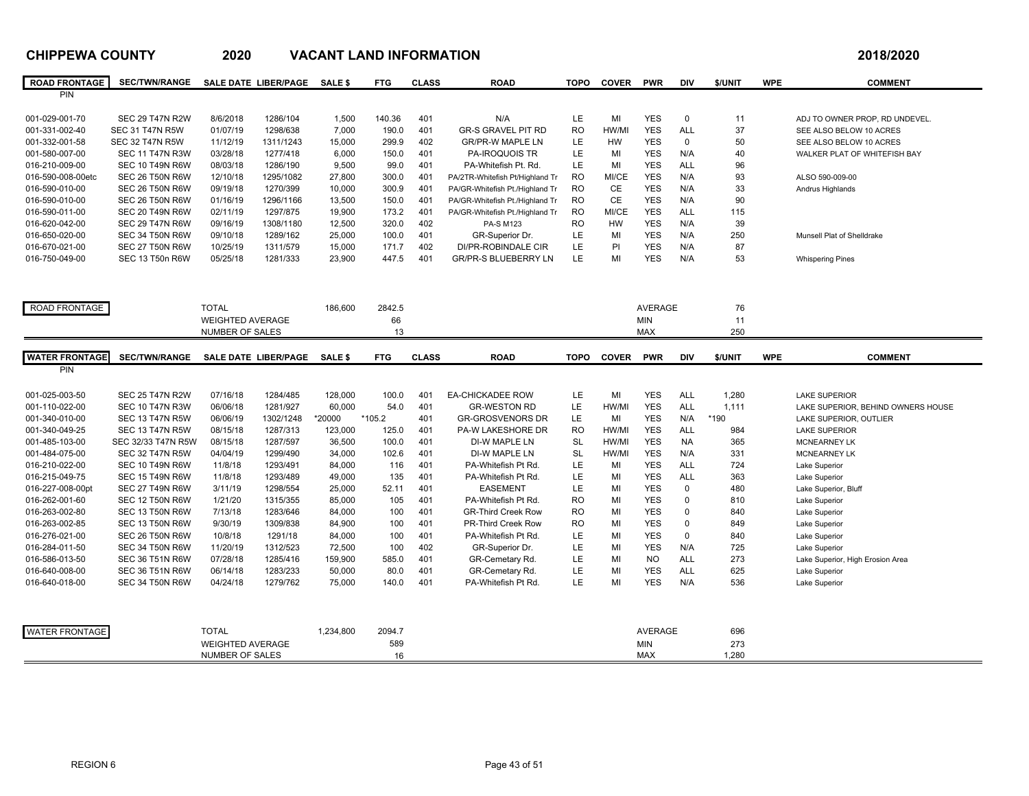# CHIPPEWA COUNTY 2020 VACANT LAND INFORMATION 2018/2020

| ROAD FRONTAGE PIN | SEC/TWN/RANGE | SALE DATE | LIBER/PAGE | SALE $ | FTG | CLASS | ROAD | TOPO | COVER | PWR | DIV | $/UNIT | WPE | COMMENT |
|---|---|---|---|---|---|---|---|---|---|---|---|---|---|---|
| 001-029-001-70 | SEC 29 T47N R2W | 8/6/2018 | 1286/104 | 1,500 | 140.36 | 401 | N/A | LE | MI | YES | 0 | 11 | | ADJ TO OWNER PROP, RD UNDEVEL. |
| 001-331-002-40 | SEC 31 T47N R5W | 01/07/19 | 1298/638 | 7,000 | 190.0 | 401 | GR-S GRAVEL PIT RD | RO | HW/MI | YES | ALL | 37 | | SEE ALSO BELOW 10 ACRES |
| 001-332-001-58 | SEC 32 T47N R5W | 11/12/19 | 1311/1243 | 15,000 | 299.9 | 402 | GR/PR-W MAPLE LN | LE | HW | YES | 0 | 50 | | SEE ALSO BELOW 10 ACRES |
| 001-580-007-00 | SEC 11 T47N R3W | 03/28/18 | 1277/418 | 6,000 | 150.0 | 401 | PA-IROQUOIS TR | LE | MI | YES | N/A | 40 | | WALKER PLAT OF WHITEFISH BAY |
| 016-210-009-00 | SEC 10 T49N R6W | 08/03/18 | 1286/190 | 9,500 | 99.0 | 401 | PA-Whitefish Pt. Rd. | LE | MI | YES | ALL | 96 | | |
| 016-590-008-00etc | SEC 26 T50N R6W | 12/10/18 | 1295/1082 | 27,800 | 300.0 | 401 | PA/2TR-Whitefish Pt/Highland Tr | RO | MI/CE | YES | N/A | 93 | | ALSO 590-009-00 |
| 016-590-010-00 | SEC 26 T50N R6W | 09/19/18 | 1270/399 | 10,000 | 300.9 | 401 | PA/GR-Whitefish Pt./Highland Tr | RO | CE | YES | N/A | 33 | | Andrus Highlands |
| 016-590-010-00 | SEC 26 T50N R6W | 01/16/19 | 1296/1166 | 13,500 | 150.0 | 401 | PA/GR-Whitefish Pt./Highland Tr | RO | CE | YES | N/A | 90 | | |
| 016-590-011-00 | SEC 20 T49N R6W | 02/11/19 | 1297/875 | 19,900 | 173.2 | 401 | PA/GR-Whitefish Pt./Highland Tr | RO | MI/CE | YES | ALL | 115 | | |
| 016-620-042-00 | SEC 29 T47N R6W | 09/16/19 | 1308/1180 | 12,500 | 320.0 | 402 | PA-S M123 | RO | HW | YES | N/A | 39 | | |
| 016-650-020-00 | SEC 34 T50N R6W | 09/10/18 | 1289/162 | 25,000 | 100.0 | 401 | GR-Superior Dr. | LE | MI | YES | N/A | 250 | | Munsell Plat of Shelldrake |
| 016-670-021-00 | SEC 27 T50N R6W | 10/25/19 | 1311/579 | 15,000 | 171.7 | 402 | DI/PR-ROBINDALE CIR | LE | PI | YES | N/A | 87 | | |
| 016-750-049-00 | SEC 13 T50n R6W | 05/25/18 | 1281/333 | 23,900 | 447.5 | 401 | GR/PR-S BLUEBERRY LN | LE | MI | YES | N/A | 53 | | Whispering Pines |

| ROAD FRONTAGE | | |
|---|---|---|
| TOTAL | SALE $: 186,600 | FTG: 2842.5 |
| WEIGHTED AVERAGE | | 66 |
| NUMBER OF SALES | | 13 |
| AVERAGE | | 76 |
| MIN | | 11 |
| MAX | | 250 |

| WATER FRONTAGE PIN | SEC/TWN/RANGE | SALE DATE | LIBER/PAGE | SALE $ | FTG | CLASS | ROAD | TOPO | COVER | PWR | DIV | $/UNIT | WPE | COMMENT |
|---|---|---|---|---|---|---|---|---|---|---|---|---|---|---|
| 001-025-003-50 | SEC 25 T47N R2W | 07/16/18 | 1284/485 | 128,000 | 100.0 | 401 | EA-CHICKADEE ROW | LE | MI | YES | ALL | 1,280 | | LAKE SUPERIOR |
| 001-110-022-00 | SEC 10 T47N R3W | 06/06/18 | 1281/927 | 60,000 | 54.0 | 401 | GR-WESTON RD | LE | HW/MI | YES | ALL | 1,111 | | LAKE SUPERIOR, BEHIND OWNERS HOUSE |
| 001-340-010-00 | SEC 13 T47N R5W | 06/06/19 | 1302/1248 | *20000 | *105.2 | 401 | GR-GROSVENORS DR | LE | MI | YES | N/A | *190 | | LAKE SUPERIOR, OUTLIER |
| 001-340-049-25 | SEC 13 T47N R5W | 08/15/18 | 1287/313 | 123,000 | 125.0 | 401 | PA-W LAKESHORE DR | RO | HW/MI | YES | ALL | 984 | | LAKE SUPERIOR |
| 001-485-103-00 | SEC 32/33 T47N R5W | 08/15/18 | 1287/597 | 36,500 | 100.0 | 401 | DI-W MAPLE LN | SL | HW/MI | YES | NA | 365 | | MCNEARNEY LK |
| 001-484-075-00 | SEC 32 T47N R5W | 04/04/19 | 1299/490 | 34,000 | 102.6 | 401 | DI-W MAPLE LN | SL | HW/MI | YES | N/A | 331 | | MCNEARNEY LK |
| 016-210-022-00 | SEC 10 T49N R6W | 11/8/18 | 1293/491 | 84,000 | 116 | 401 | PA-Whitefish Pt Rd. | LE | MI | YES | ALL | 724 | | Lake Superior |
| 016-215-049-75 | SEC 15 T49N R6W | 11/8/18 | 1293/489 | 49,000 | 135 | 401 | PA-Whitefish Pt Rd. | LE | MI | YES | ALL | 363 | | Lake Superior |
| 016-227-008-00pt | SEC 27 T49N R6W | 3/11/19 | 1298/554 | 25,000 | 52.11 | 401 | EASEMENT | LE | MI | YES | 0 | 480 | | Lake Superior, Bluff |
| 016-262-001-60 | SEC 12 T50N R6W | 1/21/20 | 1315/355 | 85,000 | 105 | 401 | PA-Whitefish Pt Rd. | RO | MI | YES | 0 | 810 | | Lake Superior |
| 016-263-002-80 | SEC 13 T50N R6W | 7/13/18 | 1283/646 | 84,000 | 100 | 401 | GR-Third Creek Row | RO | MI | YES | 0 | 840 | | Lake Superior |
| 016-263-002-85 | SEC 13 T50N R6W | 9/30/19 | 1309/838 | 84,900 | 100 | 401 | PR-Third Creek Row | RO | MI | YES | 0 | 849 | | Lake Superior |
| 016-276-021-00 | SEC 26 T50N R6W | 10/8/18 | 1291/18 | 84,000 | 100 | 401 | PA-Whitefish Pt Rd. | LE | MI | YES | 0 | 840 | | Lake Superior |
| 016-284-011-50 | SEC 34 T50N R6W | 11/20/19 | 1312/523 | 72,500 | 100 | 402 | GR-Superior Dr. | LE | MI | YES | N/A | 725 | | Lake Superior |
| 016-586-013-50 | SEC 36 T51N R6W | 07/28/18 | 1285/416 | 159,900 | 585.0 | 401 | GR-Cemetary Rd. | LE | MI | NO | ALL | 273 | | Lake Superior, High Erosion Area |
| 016-640-008-00 | SEC 36 T51N R6W | 06/14/18 | 1283/233 | 50,000 | 80.0 | 401 | GR-Cemetary Rd. | LE | MI | YES | ALL | 625 | | Lake Superior |
| 016-640-018-00 | SEC 34 T50N R6W | 04/24/18 | 1279/762 | 75,000 | 140.0 | 401 | PA-Whitefish Pt Rd. | LE | MI | YES | N/A | 536 | | Lake Superior |

| WATER FRONTAGE | | |
|---|---|---|
| TOTAL | SALE $: 1,234,800 | FTG: 2094.7 |
| WEIGHTED AVERAGE | | 589 |
| NUMBER OF SALES | | 16 |
| AVERAGE | | 696 |
| MIN | | 273 |
| MAX | | 1,280 |

REGION 6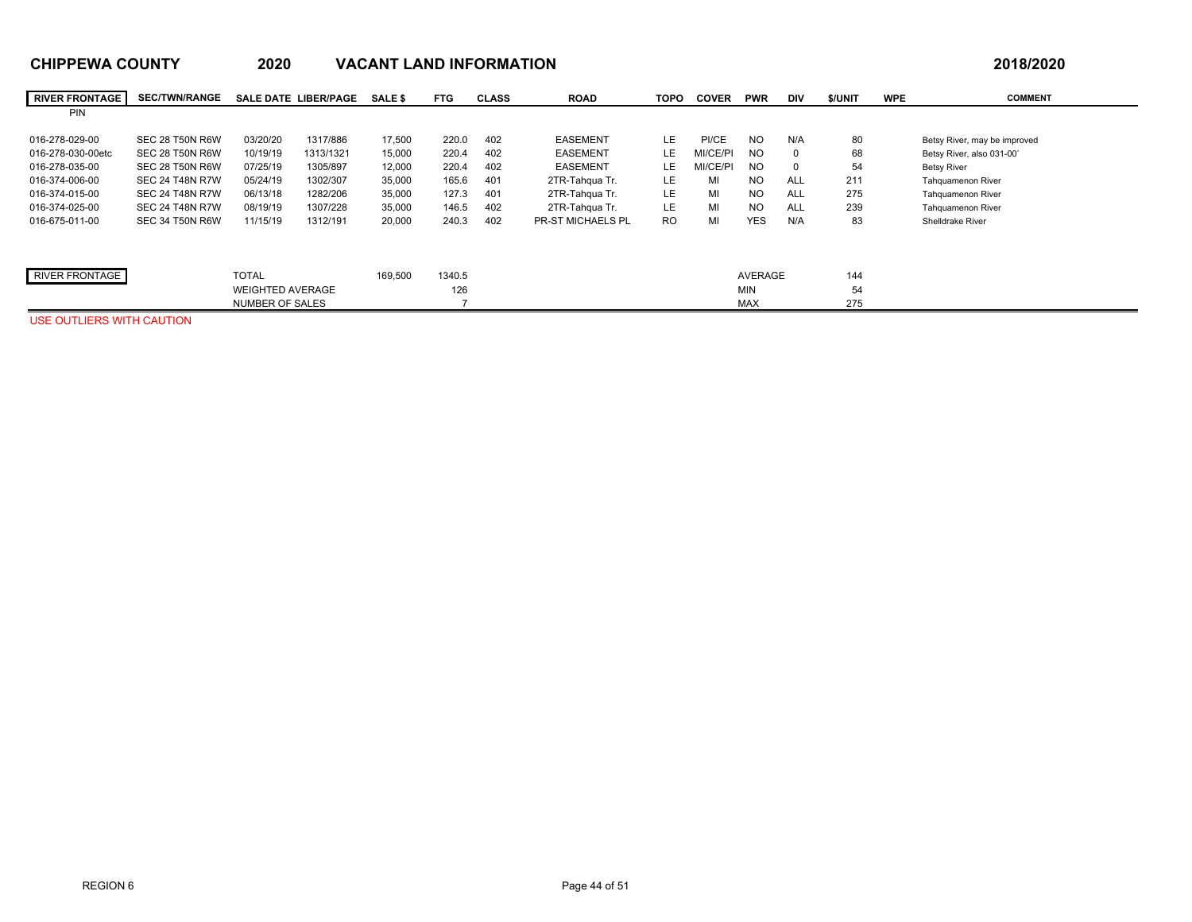**CHIPPEWA COUNTY** **2020** **VACANT LAND INFORMATION** **2018/2020**

| RIVER FRONTAGE | SEC/TWN/RANGE | SALE DATE | LIBER/PAGE | SALE $ | FTG | CLASS | ROAD | TOPO | COVER | PWR | DIV | $/UNIT | WPE | COMMENT |
|---|---|---|---|---|---|---|---|---|---|---|---|---|---|---|
| PIN | | | | | | | | | | | | | | |
| 016-278-029-00 | SEC 28 T50N R6W | 03/20/20 | 1317/886 | 17,500 | 220.0 | 402 | EASEMENT | LE | PI/CE | NO | N/A | 80 | | Betsy River, may be improved |
| 016-278-030-00etc | SEC 28 T50N R6W | 10/19/19 | 1313/1321 | 15,000 | 220.4 | 402 | EASEMENT | LE | MI/CE/PI | NO | 0 | 68 | | Betsy River, also 031-00` |
| 016-278-035-00 | SEC 28 T50N R6W | 07/25/19 | 1305/897 | 12,000 | 220.4 | 402 | EASEMENT | LE | MI/CE/PI | NO | 0 | 54 | | Betsy River |
| 016-374-006-00 | SEC 24 T48N R7W | 05/24/19 | 1302/307 | 35,000 | 165.6 | 401 | 2TR-Tahqua Tr. | LE | MI | NO | ALL | 211 | | Tahquamenon River |
| 016-374-015-00 | SEC 24 T48N R7W | 06/13/18 | 1282/206 | 35,000 | 127.3 | 401 | 2TR-Tahqua Tr. | LE | MI | NO | ALL | 275 | | Tahquamenon River |
| 016-374-025-00 | SEC 24 T48N R7W | 08/19/19 | 1307/228 | 35,000 | 146.5 | 402 | 2TR-Tahqua Tr. | LE | MI | NO | ALL | 239 | | Tahquamenon River |
| 016-675-011-00 | SEC 34 T50N R6W | 11/15/19 | 1312/191 | 20,000 | 240.3 | 402 | PR-ST MICHAELS PL | RO | MI | YES | N/A | 83 | | Shelldrake River |

| RIVER FRONTAGE | | | | | | |
|---|---|---|---|---|---|---|
| | TOTAL | 169,500 | 1340.5 | AVERAGE | 144 | |
| | WEIGHTED AVERAGE | | 126 | MIN | 54 | |
| | NUMBER OF SALES | | 7 | MAX | 275 | |

USE OUTLIERS WITH CAUTION

REGION 6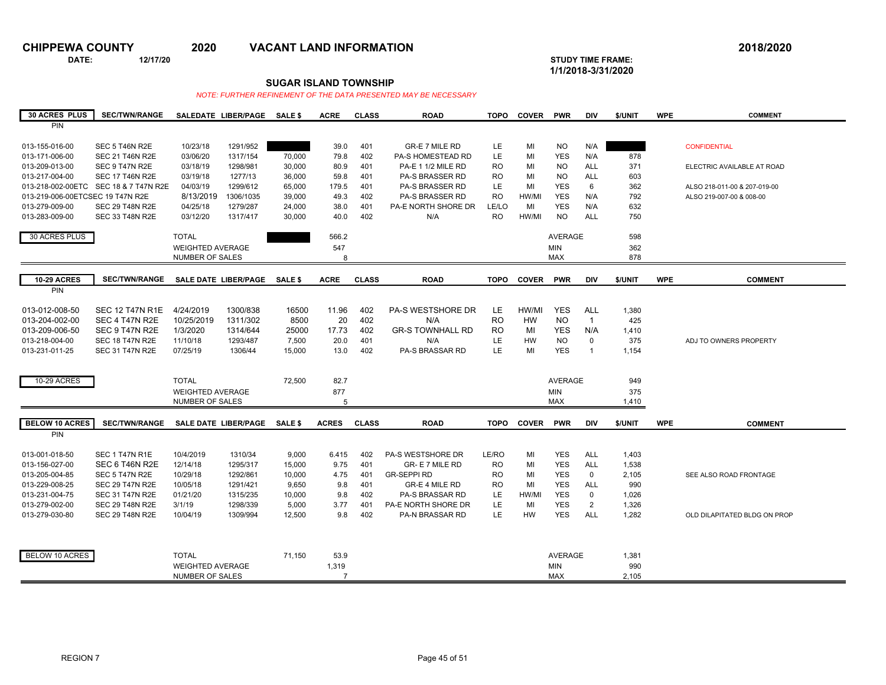# CHIPPEWA COUNTY 2020 VACANT LAND INFORMATION 2018/2020

**DATE:** 12/17/20

**STUDY TIME FRAME:** 1/1/2018-3/31/2020

## SUGAR ISLAND TOWNSHIP

*NOTE: FURTHER REFINEMENT OF THE DATA PRESENTED MAY BE NECESSARY*

| 30 ACRES PLUS PIN | SEC/TWN/RANGE | SALEDATE | LIBER/PAGE | SALE $ | ACRE | CLASS | ROAD | TOPO | COVER | PWR | DIV | $/UNIT | WPE | COMMENT |
|---|---|---|---|---|---|---|---|---|---|---|---|---|---|---|
| 013-155-016-00 | SEC 5 T46N R2E | 10/23/18 | 1291/952 | | 39.0 | 401 | GR-E 7 MILE RD | LE | MI | NO | N/A | | | CONFIDENTIAL |
| 013-171-006-00 | SEC 21 T46N R2E | 03/06/20 | 1317/154 | 70,000 | 79.8 | 402 | PA-S HOMESTEAD RD | LE | MI | YES | N/A | 878 | | |
| 013-209-013-00 | SEC 9 T47N R2E | 03/18/19 | 1298/981 | 30,000 | 80.9 | 401 | PA-E 1 1/2 MILE RD | RO | MI | NO | ALL | 371 | | ELECTRIC AVAILABLE AT ROAD |
| 013-217-004-00 | SEC 17 T46N R2E | 03/19/18 | 1277/13 | 36,000 | 59.8 | 401 | PA-S BRASSER RD | RO | MI | NO | ALL | 603 | | |
| 013-218-002-00ETC | SEC 18 & 7 T47N R2E | 04/03/19 | 1299/612 | 65,000 | 179.5 | 401 | PA-S BRASSER RD | LE | MI | YES | 6 | 362 | | ALSO 218-011-00 & 207-019-00 |
| 013-219-006-00ETC | SEC 19 T47N R2E | 8/13/2019 | 1306/1035 | 39,000 | 49.3 | 402 | PA-S BRASSER RD | RO | HW/MI | YES | N/A | 792 | | ALSO 219-007-00 & 008-00 |
| 013-279-009-00 | SEC 29 T48N R2E | 04/25/18 | 1279/287 | 24,000 | 38.0 | 401 | PA-E NORTH SHORE DR | LE/LO | MI | YES | N/A | 632 | | |
| 013-283-009-00 | SEC 33 T48N R2E | 03/12/20 | 1317/417 | 30,000 | 40.0 | 402 | N/A | RO | HW/MI | NO | ALL | 750 | | |
| 30 ACRES PLUS | | TOTAL | | | 566.2 | | | | | AVERAGE | | 598 | | |
| | | WEIGHTED AVERAGE | | | 547 | | | | | MIN | | 362 | | |
| | | NUMBER OF SALES | | | 8 | | | | | MAX | | 878 | | |

| 10-29 ACRES PIN | SEC/TWN/RANGE | SALE DATE | LIBER/PAGE | SALE $ | ACRE | CLASS | ROAD | TOPO | COVER | PWR | DIV | $/UNIT | WPE | COMMENT |
|---|---|---|---|---|---|---|---|---|---|---|---|---|---|---|
| 013-012-008-50 | SEC 12 T47N R1E | 4/24/2019 | 1300/838 | 16500 | 11.96 | 402 | PA-S WESTSHORE DR | LE | HW/MI | YES | ALL | 1,380 | | |
| 013-204-002-00 | SEC 4 T47N R2E | 10/25/2019 | 1311/302 | 8500 | 20 | 402 | N/A | RO | HW | NO | 1 | 425 | | |
| 013-209-006-50 | SEC 9 T47N R2E | 1/3/2020 | 1314/644 | 25000 | 17.73 | 402 | GR-S TOWNHALL RD | RO | MI | YES | N/A | 1,410 | | |
| 013-218-004-00 | SEC 18 T47N R2E | 11/10/18 | 1293/487 | 7,500 | 20.0 | 401 | N/A | LE | HW | NO | 0 | 375 | | ADJ TO OWNERS PROPERTY |
| 013-231-011-25 | SEC 31 T47N R2E | 07/25/19 | 1306/44 | 15,000 | 13.0 | 402 | PA-S BRASSAR RD | LE | MI | YES | 1 | 1,154 | | |
| 10-29 ACRES | | TOTAL | | 72,500 | 82.7 | | | | | AVERAGE | | 949 | | |
| | | WEIGHTED AVERAGE | | | 877 | | | | | MIN | | 375 | | |
| | | NUMBER OF SALES | | | 5 | | | | | MAX | | 1,410 | | |

| BELOW 10 ACRES PIN | SEC/TWN/RANGE | SALE DATE | LIBER/PAGE | SALE $ | ACRES | CLASS | ROAD | TOPO | COVER | PWR | DIV | $/UNIT | WPE | COMMENT |
|---|---|---|---|---|---|---|---|---|---|---|---|---|---|---|
| 013-001-018-50 | SEC 1 T47N R1E | 10/4/2019 | 1310/34 | 9,000 | 6.415 | 402 | PA-S WESTSHORE DR | LE/RO | MI | YES | ALL | 1,403 | | |
| 013-156-027-00 | SEC 6 T46N R2E | 12/14/18 | 1295/317 | 15,000 | 9.75 | 401 | GR- E 7 MILE RD | RO | MI | YES | ALL | 1,538 | | |
| 013-205-004-85 | SEC 5 T47N R2E | 10/29/18 | 1292/861 | 10,000 | 4.75 | 401 | GR-SEPPI RD | RO | MI | YES | 0 | 2,105 | | SEE ALSO ROAD FRONTAGE |
| 013-229-008-25 | SEC 29 T47N R2E | 10/05/18 | 1291/421 | 9,650 | 9.8 | 401 | GR-E 4 MILE RD | RO | MI | YES | ALL | 990 | | |
| 013-231-004-75 | SEC 31 T47N R2E | 01/21/20 | 1315/235 | 10,000 | 9.8 | 402 | PA-S BRASSAR RD | LE | HW/MI | YES | 0 | 1,026 | | |
| 013-279-002-00 | SEC 29 T48N R2E | 3/1/19 | 1298/339 | 5,000 | 3.77 | 401 | PA-E NORTH SHORE DR | LE | MI | YES | 2 | 1,326 | | |
| 013-279-030-80 | SEC 29 T48N R2E | 10/04/19 | 1309/994 | 12,500 | 9.8 | 402 | PA-N BRASSAR RD | LE | HW | YES | ALL | 1,282 | | OLD DILAPITATED BLDG ON PROP |
| BELOW 10 ACRES | | TOTAL | | 71,150 | 53.9 | | | | | AVERAGE | | 1,381 | | |
| | | WEIGHTED AVERAGE | | | 1,319 | | | | | MIN | | 990 | | |
| | | NUMBER OF SALES | | | 7 | | | | | MAX | | 2,105 | | |

REGION 7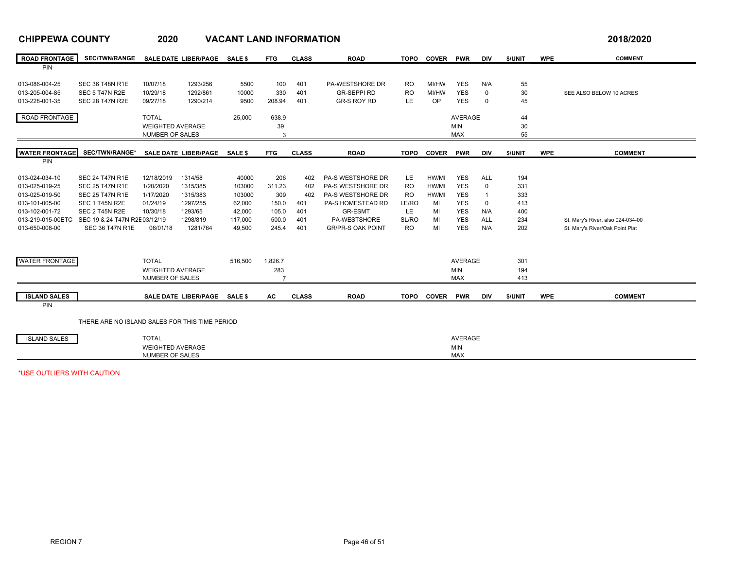# CHIPPEWA COUNTY 2020 VACANT LAND INFORMATION 2018/2020

| ROAD FRONTAGE PIN | SEC/TWN/RANGE | SALE DATE | LIBER/PAGE | SALE $ | FTG | CLASS | ROAD | TOPO | COVER | PWR | DIV | $/UNIT | WPE | COMMENT |
|---|---|---|---|---|---|---|---|---|---|---|---|---|---|---|
| 013-086-004-25 | SEC 36 T48N R1E | 10/07/18 | 1293/256 | 5500 | 100 | 401 | PA-WESTSHORE DR | RO | MI/HW | YES | N/A | 55 | | |
| 013-205-004-85 | SEC 5 T47N R2E | 10/29/18 | 1292/861 | 10000 | 330 | 401 | GR-SEPPI RD | RO | MI/HW | YES | 0 | 30 | | SEE ALSO BELOW 10 ACRES |
| 013-228-001-35 | SEC 28 T47N R2E | 09/27/18 | 1290/214 | 9500 | 208.94 | 401 | GR-S ROY RD | LE | OP | YES | 0 | 45 | | |
| ROAD FRONTAGE | | TOTAL | | 25,000 | 638.9 | | | | | AVERAGE | | 44 | | |
| | | WEIGHTED AVERAGE | | | 39 | | | | | MIN | | 30 | | |
| | | NUMBER OF SALES | | | 3 | | | | | MAX | | 55 | | |

| WATER FRONTAGE PIN | SEC/TWN/RANGE* | SALE DATE | LIBER/PAGE | SALE $ | FTG | CLASS | ROAD | TOPO | COVER | PWR | DIV | $/UNIT | WPE | COMMENT |
|---|---|---|---|---|---|---|---|---|---|---|---|---|---|---|
| 013-024-034-10 | SEC 24 T47N R1E | 12/18/2019 | 1314/58 | 40000 | 206 | 402 | PA-S WESTSHORE DR | LE | HW/MI | YES | ALL | 194 | | |
| 013-025-019-25 | SEC 25 T47N R1E | 1/20/2020 | 1315/385 | 103000 | 311.23 | 402 | PA-S WESTSHORE DR | RO | HW/MI | YES | 0 | 331 | | |
| 013-025-019-50 | SEC 25 T47N R1E | 1/17/2020 | 1315/383 | 103000 | 309 | 402 | PA-S WESTSHORE DR | RO | HW/MI | YES | 1 | 333 | | |
| 013-101-005-00 | SEC 1 T45N R2E | 01/24/19 | 1297/255 | 62,000 | 150.0 | 401 | PA-S HOMESTEAD RD | LE/RO | MI | YES | 0 | 413 | | |
| 013-102-001-72 | SEC 2 T45N R2E | 10/30/18 | 1293/65 | 42,000 | 105.0 | 401 | GR-ESMT | LE | MI | YES | N/A | 400 | | |
| 013-219-015-00ETC | SEC 19 & 24 T47N R2E | 03/12/19 | 1298/819 | 117,000 | 500.0 | 401 | PA-WESTSHORE | SL/RO | MI | YES | ALL | 234 | | St. Mary's River, also 024-034-00 |
| 013-650-008-00 | SEC 36 T47N R1E | 06/01/18 | 1281/764 | 49,500 | 245.4 | 401 | GR/PR-S OAK POINT | RO | MI | YES | N/A | 202 | | St. Mary's River/Oak Point Plat |
| WATER FRONTAGE | | TOTAL | | 516,500 | 1,826.7 | | | | | AVERAGE | | 301 | | |
| | | WEIGHTED AVERAGE | | | 283 | | | | | MIN | | 194 | | |
| | | NUMBER OF SALES | | | 7 | | | | | MAX | | 413 | | |

| ISLAND SALES PIN | | SALE DATE | LIBER/PAGE | SALE $ | AC | CLASS | ROAD | TOPO | COVER | PWR | DIV | $/UNIT | WPE | COMMENT |
|---|---|---|---|---|---|---|---|---|---|---|---|---|---|---|
| | THERE ARE NO ISLAND SALES FOR THIS TIME PERIOD | | | | | | | | | | | | | |
| ISLAND SALES | | TOTAL | | | | | | | | AVERAGE | | | | |
| | | WEIGHTED AVERAGE | | | | | | | | MIN | | | | |
| | | NUMBER OF SALES | | | | | | | | MAX | | | | |

*USE OUTLIERS WITH CAUTION

REGION 7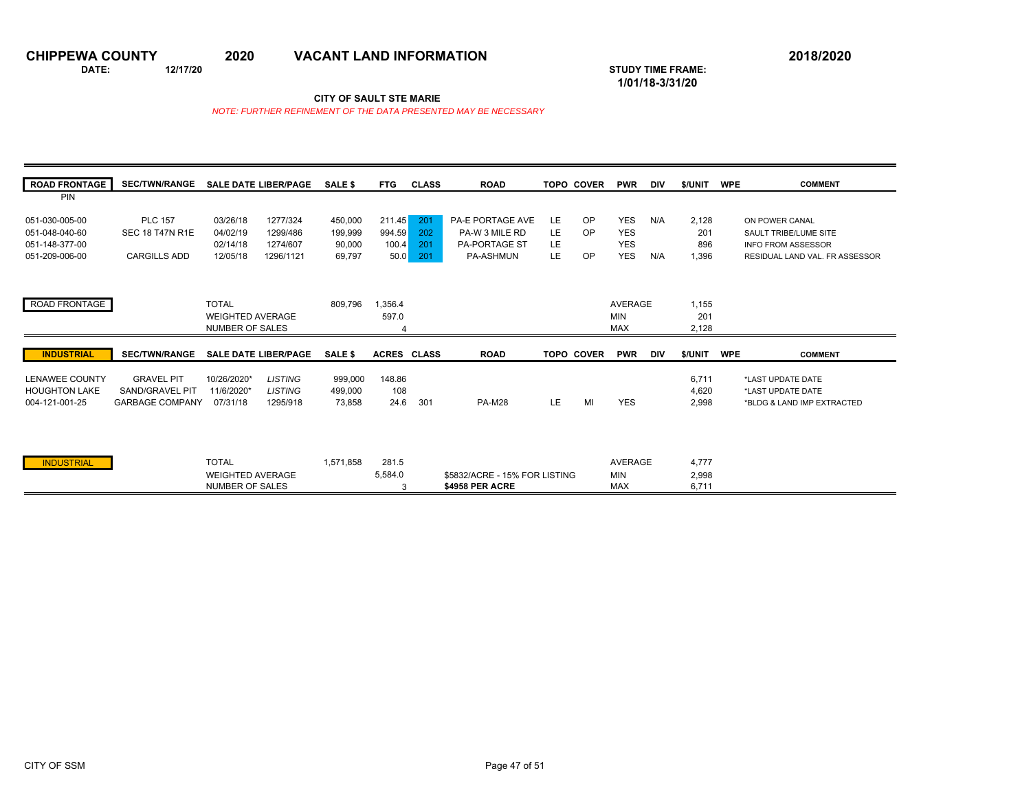# CHIPPEWA COUNTY 2020 VACANT LAND INFORMATION 2018/2020

**DATE:** 12/17/20

**STUDY TIME FRAME:** 1/01/18-3/31/20

**CITY OF SAULT STE MARIE**

*NOTE: FURTHER REFINEMENT OF THE DATA PRESENTED MAY BE NECESSARY*

| ROAD FRONTAGE PIN | SEC/TWN/RANGE | SALE DATE | LIBER/PAGE | SALE $ | FTG | CLASS | ROAD | TOPO | COVER | PWR | DIV | $/UNIT | WPE | COMMENT |
|---|---|---|---|---|---|---|---|---|---|---|---|---|---|---|
| 051-030-005-00 | PLC 157 | 03/26/18 | 1277/324 | 450,000 | 211.45 | 201 | PA-E PORTAGE AVE | LE | OP | YES | N/A | 2,128 | | ON POWER CANAL |
| 051-048-040-60 | SEC 18 T47N R1E | 04/02/19 | 1299/486 | 199,999 | 994.59 | 202 | PA-W 3 MILE RD | LE | OP | YES | | 201 | | SAULT TRIBE/LUME SITE |
| 051-148-377-00 | | 02/14/18 | 1274/607 | 90,000 | 100.4 | 201 | PA-PORTAGE ST | LE | | YES | | 896 | | INFO FROM ASSESSOR |
| 051-209-006-00 | CARGILLS ADD | 12/05/18 | 1296/1121 | 69,797 | 50.0 | 201 | PA-ASHMUN | LE | OP | YES | N/A | 1,396 | | RESIDUAL LAND VAL. FR ASSESSOR |
| ROAD FRONTAGE | | TOTAL | | 809,796 | 1,356.4 | | | | | AVERAGE | | 1,155 | | |
| | | WEIGHTED AVERAGE | | | 597.0 | | | | | MIN | | 201 | | |
| | | NUMBER OF SALES | | | 4 | | | | | MAX | | 2,128 | | |

| INDUSTRIAL | SEC/TWN/RANGE | SALE DATE | LIBER/PAGE | SALE $ | ACRES | CLASS | ROAD | TOPO | COVER | PWR | DIV | $/UNIT | WPE | COMMENT |
|---|---|---|---|---|---|---|---|---|---|---|---|---|---|---|
| LENAWEE COUNTY | GRAVEL PIT | 10/26/2020* | *LISTING* | 999,000 | 148.86 | | | | | | | 6,711 | | *LAST UPDATE DATE |
| HOUGHTON LAKE | SAND/GRAVEL PIT | 11/6/2020* | *LISTING* | 499,000 | 108 | | | | | | | 4,620 | | *LAST UPDATE DATE |
| 004-121-001-25 | GARBAGE COMPANY | 07/31/18 | 1295/918 | 73,858 | 24.6 | 301 | PA-M28 | LE | MI | YES | | 2,998 | | *BLDG & LAND IMP EXTRACTED |
| INDUSTRIAL | | TOTAL | | 1,571,858 | 281.5 | | | | | AVERAGE | | 4,777 | | |
| | | WEIGHTED AVERAGE | | | 5,584.0 | | $5832/ACRE - 15% FOR LISTING | | | MIN | | 2,998 | | |
| | | NUMBER OF SALES | | | 3 | | **$4958 PER ACRE** | | | MAX | | 6,711 | | |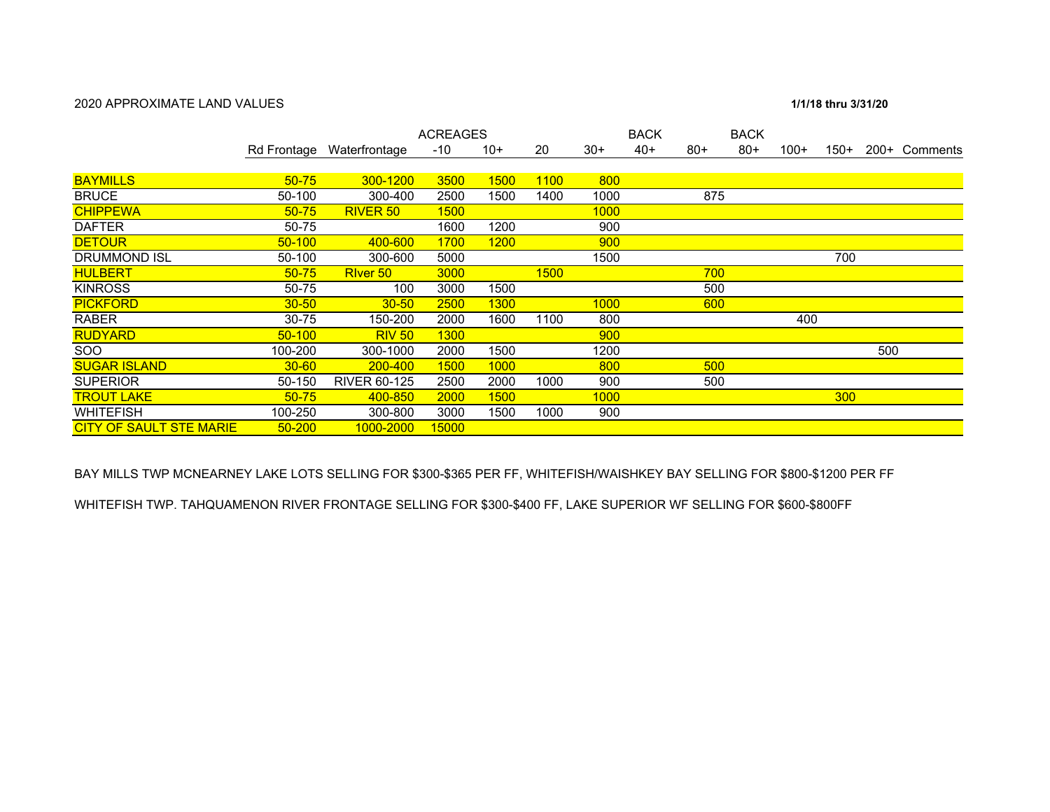2020 APPROXIMATE LAND VALUES

**1/1/18 thru 3/31/20**

| | Rd Frontage | Waterfrontage | ACREAGES -10 | 10+ | 20 | 30+ | BACK 40+ | 80+ | BACK 80+ | 100+ | 150+ | 200+ | Comments |
|---|---|---|---|---|---|---|---|---|---|---|---|---|---|
| BAYMILLS | 50-75 | 300-1200 | 3500 | 1500 | 1100 | 800 | | | | | | | |
| BRUCE | 50-100 | 300-400 | 2500 | 1500 | 1400 | 1000 | | 875 | | | | | |
| CHIPPEWA | 50-75 | RIVER 50 | 1500 | | | 1000 | | | | | | | |
| DAFTER | 50-75 | | 1600 | 1200 | | 900 | | | | | | | |
| DETOUR | 50-100 | 400-600 | 1700 | 1200 | | 900 | | | | | | | |
| DRUMMOND ISL | 50-100 | 300-600 | 5000 | | | 1500 | | | | | 700 | | |
| HULBERT | 50-75 | RIver 50 | 3000 | | 1500 | | | 700 | | | | | |
| KINROSS | 50-75 | 100 | 3000 | 1500 | | | | 500 | | | | | |
| PICKFORD | 30-50 | 30-50 | 2500 | 1300 | | 1000 | | 600 | | | | | |
| RABER | 30-75 | 150-200 | 2000 | 1600 | 1100 | 800 | | | | 400 | | | |
| RUDYARD | 50-100 | RIV 50 | 1300 | | | 900 | | | | | | | |
| SOO | 100-200 | 300-1000 | 2000 | 1500 | | 1200 | | | | | | 500 | |
| SUGAR ISLAND | 30-60 | 200-400 | 1500 | 1000 | | 800 | | 500 | | | | | |
| SUPERIOR | 50-150 | RIVER 60-125 | 2500 | 2000 | 1000 | 900 | | 500 | | | | | |
| TROUT LAKE | 50-75 | 400-850 | 2000 | 1500 | | 1000 | | | | | 300 | | |
| WHITEFISH | 100-250 | 300-800 | 3000 | 1500 | 1000 | 900 | | | | | | | |
| CITY OF SAULT STE MARIE | 50-200 | 1000-2000 | 15000 | | | | | | | | | | |

BAY MILLS TWP MCNEARNEY LAKE LOTS SELLING FOR $300-$365 PER FF, WHITEFISH/WAISHKEY BAY SELLING FOR $800-$1200 PER FF

WHITEFISH TWP. TAHQUAMENON RIVER FRONTAGE SELLING FOR $300-$400 FF, LAKE SUPERIOR WF SELLING FOR $600-$800FF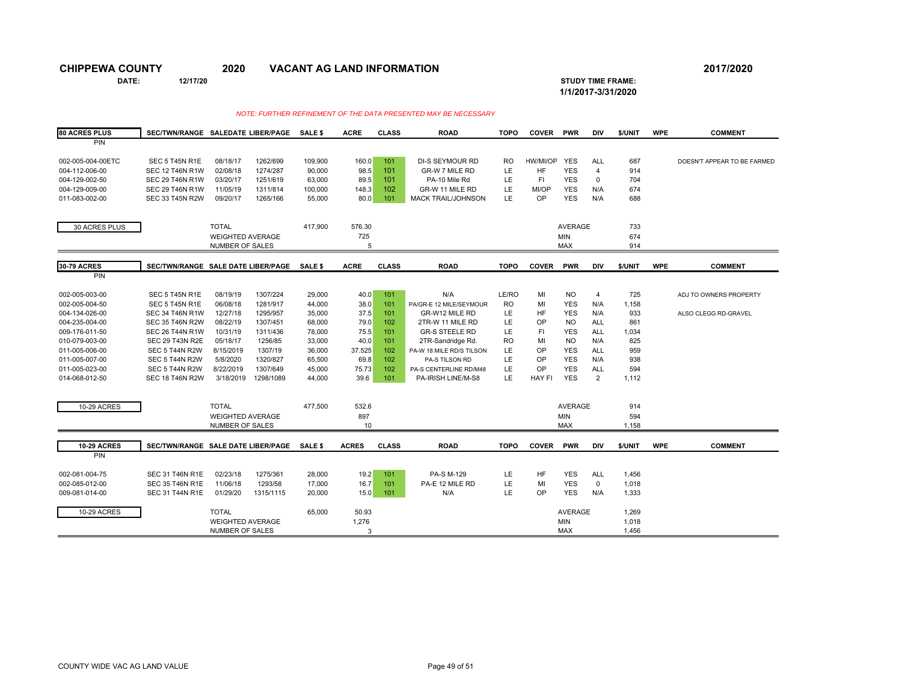# CHIPPEWA COUNTY 2020 VACANT AG LAND INFORMATION 2017/2020

**DATE:** 12/17/20

**STUDY TIME FRAME:** 1/1/2017-3/31/2020

*NOTE: FURTHER REFINEMENT OF THE DATA PRESENTED MAY BE NECESSARY*

| 80 ACRES PLUS PIN | SEC/TWN/RANGE | SALEDATE | LIBER/PAGE | SALE $ | ACRE | CLASS | ROAD | TOPO | COVER | PWR | DIV | $/UNIT | WPE | COMMENT |
|---|---|---|---|---|---|---|---|---|---|---|---|---|---|---|
| 002-005-004-00ETC | SEC 5 T45N R1E | 08/18/17 | 1262/699 | 109,900 | 160.0 | 101 | DI-S SEYMOUR RD | RO | HW/MI/OP | YES | ALL | 687 | | DOESN'T APPEAR TO BE FARMED |
| 004-112-006-00 | SEC 12 T46N R1W | 02/08/18 | 1274/287 | 90,000 | 98.5 | 101 | GR-W 7 MILE RD | LE | HF | YES | 4 | 914 | | |
| 004-129-002-50 | SEC 29 T46N R1W | 03/20/17 | 1251/619 | 63,000 | 89.5 | 101 | PA-10 Mile Rd | LE | FI | YES | 0 | 704 | | |
| 004-129-009-00 | SEC 29 T46N R1W | 11/05/19 | 1311/814 | 100,000 | 148.3 | 102 | GR-W 11 MILE RD | LE | MI/OP | YES | N/A | 674 | | |
| 011-083-002-00 | SEC 33 T45N R2W | 09/20/17 | 1265/166 | 55,000 | 80.0 | 101 | MACK TRAIL/JOHNSON | LE | OP | YES | N/A | 688 | | |
| 30 ACRES PLUS | | TOTAL | | 417,900 | 576.30 | | | | | AVERAGE | | 733 | | |
| | | WEIGHTED AVERAGE | | | 725 | | | | | MIN | | 674 | | |
| | | NUMBER OF SALES | | | 5 | | | | | MAX | | 914 | | |

| 30-79 ACRES PIN | SEC/TWN/RANGE | SALE DATE | LIBER/PAGE | SALE $ | ACRE | CLASS | ROAD | TOPO | COVER | PWR | DIV | $/UNIT | WPE | COMMENT |
|---|---|---|---|---|---|---|---|---|---|---|---|---|---|---|
| 002-005-003-00 | SEC 5 T45N R1E | 08/19/19 | 1307/224 | 29,000 | 40.0 | 101 | N/A | LE/RO | MI | NO | 4 | 725 | | ADJ TO OWNERS PROPERTY |
| 002-005-004-50 | SEC 5 T45N R1E | 06/08/18 | 1281/917 | 44,000 | 38.0 | 101 | PA/GR-E 12 MILE/SEYMOUR | RO | MI | YES | N/A | 1,158 | | |
| 004-134-026-00 | SEC 34 T46N R1W | 12/27/18 | 1295/957 | 35,000 | 37.5 | 101 | GR-W12 MILE RD | LE | HF | YES | N/A | 933 | | ALSO CLEGG RD-GRAVEL |
| 004-235-004-00 | SEC 35 T46N R2W | 08/22/19 | 1307/451 | 68,000 | 79.0 | 102 | 2TR-W 11 MILE RD | LE | OP | NO | ALL | 861 | | |
| 009-176-011-50 | SEC 26 T44N R1W | 10/31/19 | 1311/436 | 78,000 | 75.5 | 101 | GR-S STEELE RD | LE | FI | YES | ALL | 1,034 | | |
| 010-079-003-00 | SEC 29 T43N R2E | 05/18/17 | 1256/85 | 33,000 | 40.0 | 101 | 2TR-Sandridge Rd. | RO | MI | NO | N/A | 825 | | |
| 011-005-006-00 | SEC 5 T44N R2W | 8/15/2019 | 1307/19 | 36,000 | 37.525 | 102 | PA-W 18 MILE RD/S TILSON | LE | OP | YES | ALL | 959 | | |
| 011-005-007-00 | SEC 5 T44N R2W | 5/8/2020 | 1320/827 | 65,500 | 69.8 | 102 | PA-S TILSON RD | LE | OP | YES | N/A | 938 | | |
| 011-005-023-00 | SEC 5 T44N R2W | 8/22/2019 | 1307/649 | 45,000 | 75.73 | 102 | PA-S CENTERLINE RD/M48 | LE | OP | YES | ALL | 594 | | |
| 014-068-012-50 | SEC 18 T46N R2W | 3/18/2019 | 1298/1089 | 44,000 | 39.6 | 101 | PA-IRISH LINE/M-S8 | LE | HAY FI | YES | 2 | 1,112 | | |
| 10-29 ACRES | | TOTAL | | 477,500 | 532.6 | | | | | AVERAGE | | 914 | | |
| | | WEIGHTED AVERAGE | | | 897 | | | | | MIN | | 594 | | |
| | | NUMBER OF SALES | | | 10 | | | | | MAX | | 1,158 | | |

| 10-29 ACRES PIN | SEC/TWN/RANGE | SALE DATE | LIBER/PAGE | SALE $ | ACRES | CLASS | ROAD | TOPO | COVER | PWR | DIV | $/UNIT | WPE | COMMENT |
|---|---|---|---|---|---|---|---|---|---|---|---|---|---|---|
| 002-081-004-75 | SEC 31 T46N R1E | 02/23/18 | 1275/361 | 28,000 | 19.2 | 101 | PA-S M-129 | LE | HF | YES | ALL | 1,456 | | |
| 002-085-012-00 | SEC 35 T46N R1E | 11/06/18 | 1293/58 | 17,000 | 16.7 | 101 | PA-E 12 MILE RD | LE | MI | YES | 0 | 1,018 | | |
| 009-081-014-00 | SEC 31 T44N R1E | 01/29/20 | 1315/1115 | 20,000 | 15.0 | 101 | N/A | LE | OP | YES | N/A | 1,333 | | |
| 10-29 ACRES | | TOTAL | | 65,000 | 50.93 | | | | | AVERAGE | | 1,269 | | |
| | | WEIGHTED AVERAGE | | | 1,276 | | | | | MIN | | 1,018 | | |
| | | NUMBER OF SALES | | | 3 | | | | | MAX | | 1,456 | | |

COUNTY WIDE VAC AG LAND VALUE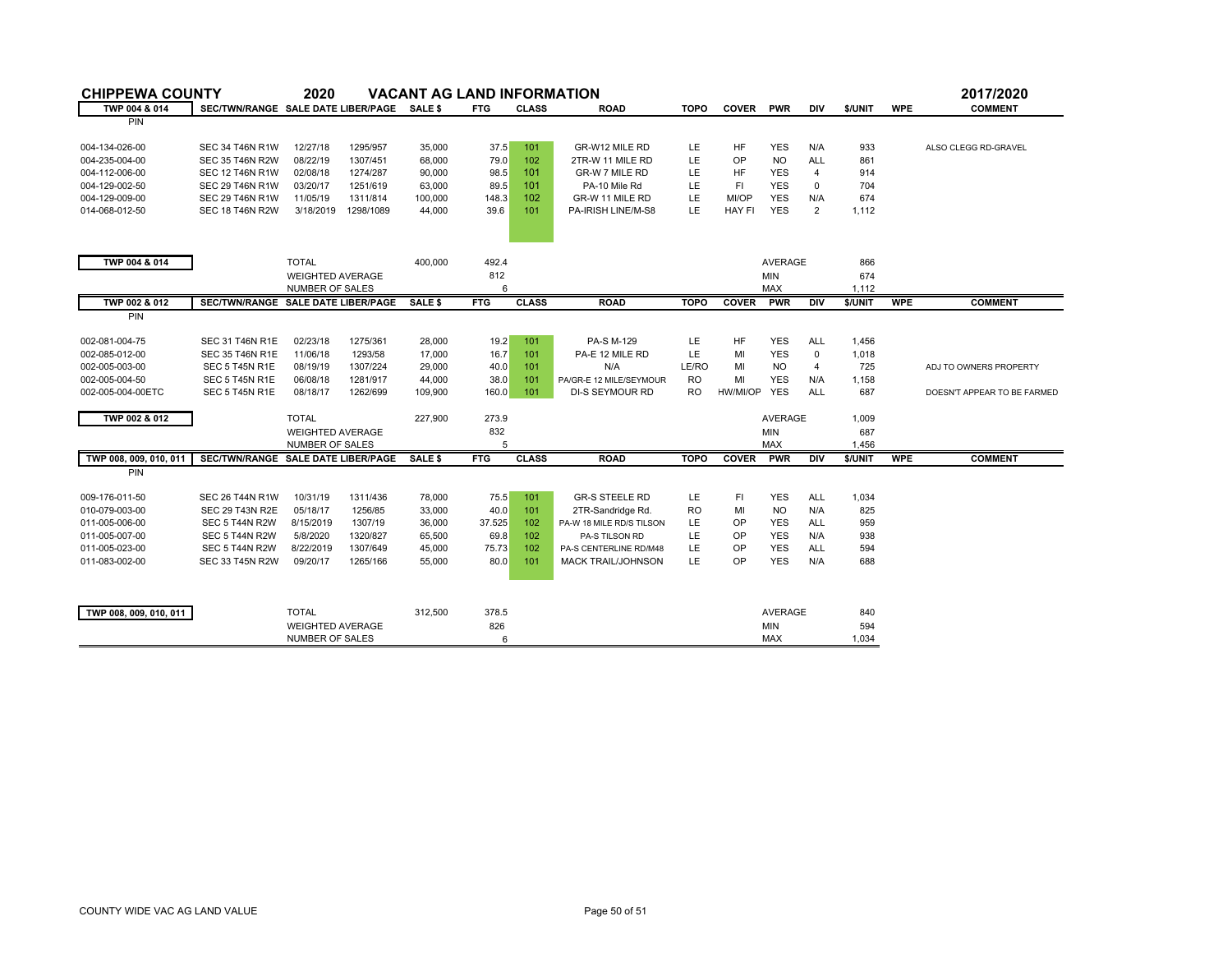# CHIPPEWA COUNTY 2020 VACANT AG LAND INFORMATION 2017/2020

| TWP 004 & 014 | SEC/TWN/RANGE | SALE DATE | LIBER/PAGE | SALE $ | FTG | CLASS | ROAD | TOPO | COVER | PWR | DIV | $/UNIT | WPE | COMMENT |
|---|---|---|---|---|---|---|---|---|---|---|---|---|---|---|
| PIN | | | | | | | | | | | | | | |
| 004-134-026-00 | SEC 34 T46N R1W | 12/27/18 | 1295/957 | 35,000 | 37.5 | 101 | GR-W12 MILE RD | LE | HF | YES | N/A | 933 | | ALSO CLEGG RD-GRAVEL |
| 004-235-004-00 | SEC 35 T46N R2W | 08/22/19 | 1307/451 | 68,000 | 79.0 | 102 | 2TR-W 11 MILE RD | LE | OP | NO | ALL | 861 | | |
| 004-112-006-00 | SEC 12 T46N R1W | 02/08/18 | 1274/287 | 90,000 | 98.5 | 101 | GR-W 7 MILE RD | LE | HF | YES | 4 | 914 | | |
| 004-129-002-50 | SEC 29 T46N R1W | 03/20/17 | 1251/619 | 63,000 | 89.5 | 101 | PA-10 Mile Rd | LE | FI | YES | 0 | 704 | | |
| 004-129-009-00 | SEC 29 T46N R1W | 11/05/19 | 1311/814 | 100,000 | 148.3 | 102 | GR-W 11 MILE RD | LE | MI/OP | YES | N/A | 674 | | |
| 014-068-012-50 | SEC 18 T46N R2W | 3/18/2019 | 1298/1089 | 44,000 | 39.6 | 101 | PA-IRISH LINE/M-S8 | LE | HAY FI | YES | 2 | 1,112 | | |
| **TWP 004 & 014** | | TOTAL | | 400,000 | 492.4 | | | | | AVERAGE | | 866 | | |
| | | WEIGHTED AVERAGE | | | 812 | | | | | MIN | | 674 | | |
| | | NUMBER OF SALES | | | 6 | | | | | MAX | | 1,112 | | |

| TWP 002 & 012 | SEC/TWN/RANGE | SALE DATE | LIBER/PAGE | SALE $ | FTG | CLASS | ROAD | TOPO | COVER | PWR | DIV | $/UNIT | WPE | COMMENT |
|---|---|---|---|---|---|---|---|---|---|---|---|---|---|---|
| PIN | | | | | | | | | | | | | | |
| 002-081-004-75 | SEC 31 T46N R1E | 02/23/18 | 1275/361 | 28,000 | 19.2 | 101 | PA-S M-129 | LE | HF | YES | ALL | 1,456 | | |
| 002-085-012-00 | SEC 35 T46N R1E | 11/06/18 | 1293/58 | 17,000 | 16.7 | 101 | PA-E 12 MILE RD | LE | MI | YES | 0 | 1,018 | | |
| 002-005-003-00 | SEC 5 T45N R1E | 08/19/19 | 1307/224 | 29,000 | 40.0 | 101 | N/A | LE/RO | MI | NO | 4 | 725 | | ADJ TO OWNERS PROPERTY |
| 002-005-004-50 | SEC 5 T45N R1E | 06/08/18 | 1281/917 | 44,000 | 38.0 | 101 | PA/GR-E 12 MILE/SEYMOUR | RO | MI | YES | N/A | 1,158 | | |
| 002-005-004-00ETC | SEC 5 T45N R1E | 08/18/17 | 1262/699 | 109,900 | 160.0 | 101 | DI-S SEYMOUR RD | RO | HW/MI/OP | YES | ALL | 687 | | DOESN'T APPEAR TO BE FARMED |
| **TWP 002 & 012** | | TOTAL | | 227,900 | 273.9 | | | | | AVERAGE | | 1,009 | | |
| | | WEIGHTED AVERAGE | | | 832 | | | | | MIN | | 687 | | |
| | | NUMBER OF SALES | | | 5 | | | | | MAX | | 1,456 | | |

| TWP 008, 009, 010, 011 | SEC/TWN/RANGE | SALE DATE | LIBER/PAGE | SALE $ | FTG | CLASS | ROAD | TOPO | COVER | PWR | DIV | $/UNIT | WPE | COMMENT |
|---|---|---|---|---|---|---|---|---|---|---|---|---|---|---|
| PIN | | | | | | | | | | | | | | |
| 009-176-011-50 | SEC 26 T44N R1W | 10/31/19 | 1311/436 | 78,000 | 75.5 | 101 | GR-S STEELE RD | LE | FI | YES | ALL | 1,034 | | |
| 010-079-003-00 | SEC 29 T43N R2E | 05/18/17 | 1256/85 | 33,000 | 40.0 | 101 | 2TR-Sandridge Rd. | RO | MI | NO | N/A | 825 | | |
| 011-005-006-00 | SEC 5 T44N R2W | 8/15/2019 | 1307/19 | 36,000 | 37.525 | 102 | PA-W 18 MILE RD/S TILSON | LE | OP | YES | ALL | 959 | | |
| 011-005-007-00 | SEC 5 T44N R2W | 5/8/2020 | 1320/827 | 65,500 | 69.8 | 102 | PA-S TILSON RD | LE | OP | YES | N/A | 938 | | |
| 011-005-023-00 | SEC 5 T44N R2W | 8/22/2019 | 1307/649 | 45,000 | 75.73 | 102 | PA-S CENTERLINE RD/M48 | LE | OP | YES | ALL | 594 | | |
| 011-083-002-00 | SEC 33 T45N R2W | 09/20/17 | 1265/166 | 55,000 | 80.0 | 101 | MACK TRAIL/JOHNSON | LE | OP | YES | N/A | 688 | | |
| **TWP 008, 009, 010, 011** | | TOTAL | | 312,500 | 378.5 | | | | | AVERAGE | | 840 | | |
| | | WEIGHTED AVERAGE | | | 826 | | | | | MIN | | 594 | | |
| | | NUMBER OF SALES | | | 6 | | | | | MAX | | 1,034 | | |

COUNTY WIDE VAC AG LAND VALUE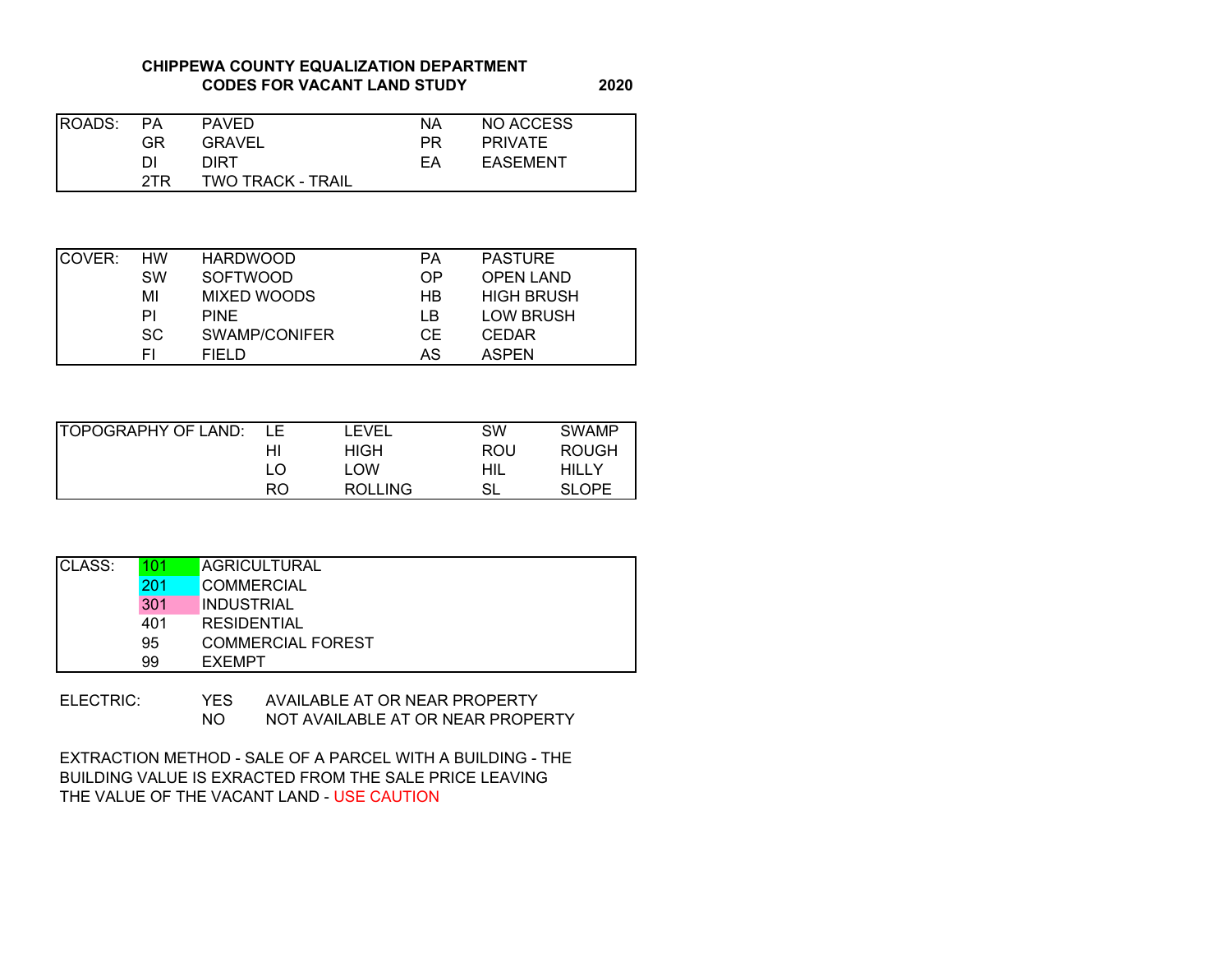**CHIPPEWA COUNTY EQUALIZATION DEPARTMENT**

**CODES FOR VACANT LAND STUDY** **2020**

| | | | | |
|---|---|---|---|---|
| ROADS: | PA | PAVED | NA | NO ACCESS |
| | GR | GRAVEL | PR | PRIVATE |
| | DI | DIRT | EA | EASEMENT |
| | 2TR | TWO TRACK - TRAIL | | |

| | | | | |
|---|---|---|---|---|
| COVER: | HW | HARDWOOD | PA | PASTURE |
| | SW | SOFTWOOD | OP | OPEN LAND |
| | MI | MIXED WOODS | HB | HIGH BRUSH |
| | PI | PINE | LB | LOW BRUSH |
| | SC | SWAMP/CONIFER | CE | CEDAR |
| | FI | FIELD | AS | ASPEN |

| | | | | |
|---|---|---|---|---|
| TOPOGRAPHY OF LAND: | LE | LEVEL | SW | SWAMP |
| | HI | HIGH | ROU | ROUGH |
| | LO | LOW | HIL | HILLY |
| | RO | ROLLING | SL | SLOPE |

| | | |
|---|---|---|
| CLASS: | 101 | AGRICULTURAL |
| | 201 | COMMERCIAL |
| | 301 | INDUSTRIAL |
| | 401 | RESIDENTIAL |
| | 95 | COMMERCIAL FOREST |
| | 99 | EXEMPT |

| | | |
|---|---|---|
| ELECTRIC: | YES | AVAILABLE AT OR NEAR PROPERTY |
| | NO | NOT AVAILABLE AT OR NEAR PROPERTY |

EXTRACTION METHOD - SALE OF A PARCEL WITH A BUILDING - THE BUILDING VALUE IS EXRACTED FROM THE SALE PRICE LEAVING THE VALUE OF THE VACANT LAND - USE CAUTION